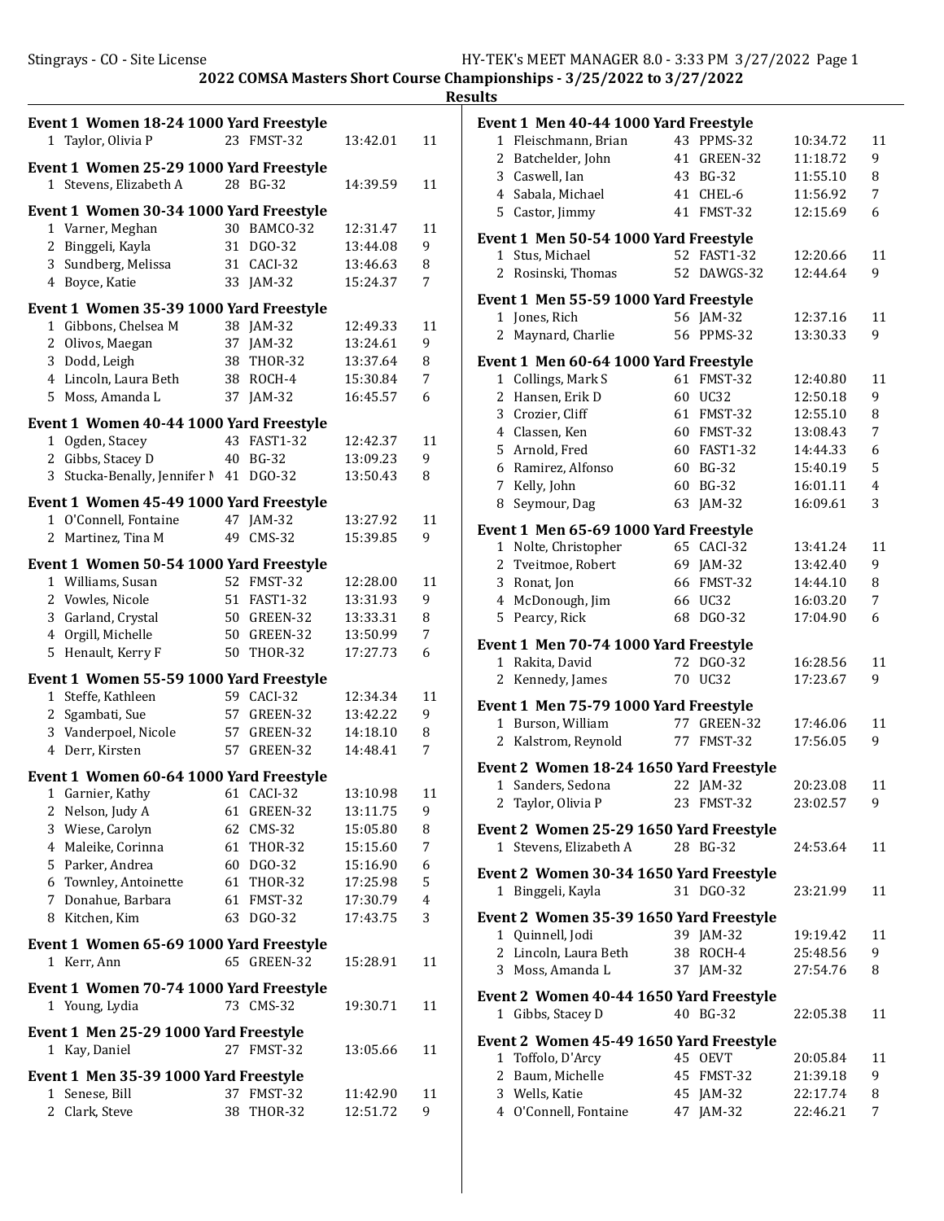## 2022 COMSA Masters Short Course Championships - 3/25/2022 to 3/27/2022

### Results

**Event 1 Women 18-24 1000 Yard Freestyle**

| Place | Name | Age | Team | Time | Points |
|---|---|---|---|---|---|
| 1 | Taylor, Olivia P | 23 | FMST-32 | 13:42.01 | 11 |

**Event 1 Women 25-29 1000 Yard Freestyle**

| Place | Name | Age | Team | Time | Points |
|---|---|---|---|---|---|
| 1 | Stevens, Elizabeth A | 28 | BG-32 | 14:39.59 | 11 |

**Event 1 Women 30-34 1000 Yard Freestyle**

| Place | Name | Age | Team | Time | Points |
|---|---|---|---|---|---|
| 1 | Varner, Meghan | 30 | BAMCO-32 | 12:31.47 | 11 |
| 2 | Binggeli, Kayla | 31 | DGO-32 | 13:44.08 | 9 |
| 3 | Sundberg, Melissa | 31 | CACI-32 | 13:46.63 | 8 |
| 4 | Boyce, Katie | 33 | JAM-32 | 15:24.37 | 7 |

**Event 1 Women 35-39 1000 Yard Freestyle**

| Place | Name | Age | Team | Time | Points |
|---|---|---|---|---|---|
| 1 | Gibbons, Chelsea M | 38 | JAM-32 | 12:49.33 | 11 |
| 2 | Olivos, Maegan | 37 | JAM-32 | 13:24.61 | 9 |
| 3 | Dodd, Leigh | 38 | THOR-32 | 13:37.64 | 8 |
| 4 | Lincoln, Laura Beth | 38 | ROCH-4 | 15:30.84 | 7 |
| 5 | Moss, Amanda L | 37 | JAM-32 | 16:45.57 | 6 |

**Event 1 Women 40-44 1000 Yard Freestyle**

| Place | Name | Age | Team | Time | Points |
|---|---|---|---|---|---|
| 1 | Ogden, Stacey | 43 | FAST1-32 | 12:42.37 | 11 |
| 2 | Gibbs, Stacey D | 40 | BG-32 | 13:09.23 | 9 |
| 3 | Stucka-Benally, Jennifer M | 41 | DGO-32 | 13:50.43 | 8 |

**Event 1 Women 45-49 1000 Yard Freestyle**

| Place | Name | Age | Team | Time | Points |
|---|---|---|---|---|---|
| 1 | O'Connell, Fontaine | 47 | JAM-32 | 13:27.92 | 11 |
| 2 | Martinez, Tina M | 49 | CMS-32 | 15:39.85 | 9 |

**Event 1 Women 50-54 1000 Yard Freestyle**

| Place | Name | Age | Team | Time | Points |
|---|---|---|---|---|---|
| 1 | Williams, Susan | 52 | FMST-32 | 12:28.00 | 11 |
| 2 | Vowles, Nicole | 51 | FAST1-32 | 13:31.93 | 9 |
| 3 | Garland, Crystal | 50 | GREEN-32 | 13:33.31 | 8 |
| 4 | Orgill, Michelle | 50 | GREEN-32 | 13:50.99 | 7 |
| 5 | Henault, Kerry F | 50 | THOR-32 | 17:27.73 | 6 |

**Event 1 Women 55-59 1000 Yard Freestyle**

| Place | Name | Age | Team | Time | Points |
|---|---|---|---|---|---|
| 1 | Steffe, Kathleen | 59 | CACI-32 | 12:34.34 | 11 |
| 2 | Sgambati, Sue | 57 | GREEN-32 | 13:42.22 | 9 |
| 3 | Vanderpoel, Nicole | 57 | GREEN-32 | 14:18.10 | 8 |
| 4 | Derr, Kirsten | 57 | GREEN-32 | 14:48.41 | 7 |

**Event 1 Women 60-64 1000 Yard Freestyle**

| Place | Name | Age | Team | Time | Points |
|---|---|---|---|---|---|
| 1 | Garnier, Kathy | 61 | CACI-32 | 13:10.98 | 11 |
| 2 | Nelson, Judy A | 61 | GREEN-32 | 13:11.75 | 9 |
| 3 | Wiese, Carolyn | 62 | CMS-32 | 15:05.80 | 8 |
| 4 | Maleike, Corinna | 61 | THOR-32 | 15:15.60 | 7 |
| 5 | Parker, Andrea | 60 | DGO-32 | 15:16.90 | 6 |
| 6 | Townley, Antoinette | 61 | THOR-32 | 17:25.98 | 5 |
| 7 | Donahue, Barbara | 61 | FMST-32 | 17:30.79 | 4 |
| 8 | Kitchen, Kim | 63 | DGO-32 | 17:43.75 | 3 |

**Event 1 Women 65-69 1000 Yard Freestyle**

| Place | Name | Age | Team | Time | Points |
|---|---|---|---|---|---|
| 1 | Kerr, Ann | 65 | GREEN-32 | 15:28.91 | 11 |

**Event 1 Women 70-74 1000 Yard Freestyle**

| Place | Name | Age | Team | Time | Points |
|---|---|---|---|---|---|
| 1 | Young, Lydia | 73 | CMS-32 | 19:30.71 | 11 |

**Event 1 Men 25-29 1000 Yard Freestyle**

| Place | Name | Age | Team | Time | Points |
|---|---|---|---|---|---|
| 1 | Kay, Daniel | 27 | FMST-32 | 13:05.66 | 11 |

**Event 1 Men 35-39 1000 Yard Freestyle**

| Place | Name | Age | Team | Time | Points |
|---|---|---|---|---|---|
| 1 | Senese, Bill | 37 | FMST-32 | 11:42.90 | 11 |
| 2 | Clark, Steve | 38 | THOR-32 | 12:51.72 | 9 |

**Event 1 Men 40-44 1000 Yard Freestyle**

| Place | Name | Age | Team | Time | Points |
|---|---|---|---|---|---|
| 1 | Fleischmann, Brian | 43 | PPMS-32 | 10:34.72 | 11 |
| 2 | Batchelder, John | 41 | GREEN-32 | 11:18.72 | 9 |
| 3 | Caswell, Ian | 43 | BG-32 | 11:55.10 | 8 |
| 4 | Sabala, Michael | 41 | CHEL-6 | 11:56.92 | 7 |
| 5 | Castor, Jimmy | 41 | FMST-32 | 12:15.69 | 6 |

**Event 1 Men 50-54 1000 Yard Freestyle**

| Place | Name | Age | Team | Time | Points |
|---|---|---|---|---|---|
| 1 | Stus, Michael | 52 | FAST1-32 | 12:20.66 | 11 |
| 2 | Rosinski, Thomas | 52 | DAWGS-32 | 12:44.64 | 9 |

**Event 1 Men 55-59 1000 Yard Freestyle**

| Place | Name | Age | Team | Time | Points |
|---|---|---|---|---|---|
| 1 | Jones, Rich | 56 | JAM-32 | 12:37.16 | 11 |
| 2 | Maynard, Charlie | 56 | PPMS-32 | 13:30.33 | 9 |

**Event 1 Men 60-64 1000 Yard Freestyle**

| Place | Name | Age | Team | Time | Points |
|---|---|---|---|---|---|
| 1 | Collings, Mark S | 61 | FMST-32 | 12:40.80 | 11 |
| 2 | Hansen, Erik D | 60 | UC32 | 12:50.18 | 9 |
| 3 | Crozier, Cliff | 61 | FMST-32 | 12:55.10 | 8 |
| 4 | Classen, Ken | 60 | FMST-32 | 13:08.43 | 7 |
| 5 | Arnold, Fred | 60 | FAST1-32 | 14:44.33 | 6 |
| 6 | Ramirez, Alfonso | 60 | BG-32 | 15:40.19 | 5 |
| 7 | Kelly, John | 60 | BG-32 | 16:01.11 | 4 |
| 8 | Seymour, Dag | 63 | JAM-32 | 16:09.61 | 3 |

**Event 1 Men 65-69 1000 Yard Freestyle**

| Place | Name | Age | Team | Time | Points |
|---|---|---|---|---|---|
| 1 | Nolte, Christopher | 65 | CACI-32 | 13:41.24 | 11 |
| 2 | Tveitmoe, Robert | 69 | JAM-32 | 13:42.40 | 9 |
| 3 | Ronat, Jon | 66 | FMST-32 | 14:44.10 | 8 |
| 4 | McDonough, Jim | 66 | UC32 | 16:03.20 | 7 |
| 5 | Pearcy, Rick | 68 | DGO-32 | 17:04.90 | 6 |

**Event 1 Men 70-74 1000 Yard Freestyle**

| Place | Name | Age | Team | Time | Points |
|---|---|---|---|---|---|
| 1 | Rakita, David | 72 | DGO-32 | 16:28.56 | 11 |
| 2 | Kennedy, James | 70 | UC32 | 17:23.67 | 9 |

**Event 1 Men 75-79 1000 Yard Freestyle**

| Place | Name | Age | Team | Time | Points |
|---|---|---|---|---|---|
| 1 | Burson, William | 77 | GREEN-32 | 17:46.06 | 11 |
| 2 | Kalstrom, Reynold | 77 | FMST-32 | 17:56.05 | 9 |

**Event 2 Women 18-24 1650 Yard Freestyle**

| Place | Name | Age | Team | Time | Points |
|---|---|---|---|---|---|
| 1 | Sanders, Sedona | 22 | JAM-32 | 20:23.08 | 11 |
| 2 | Taylor, Olivia P | 23 | FMST-32 | 23:02.57 | 9 |

**Event 2 Women 25-29 1650 Yard Freestyle**

| Place | Name | Age | Team | Time | Points |
|---|---|---|---|---|---|
| 1 | Stevens, Elizabeth A | 28 | BG-32 | 24:53.64 | 11 |

**Event 2 Women 30-34 1650 Yard Freestyle**

| Place | Name | Age | Team | Time | Points |
|---|---|---|---|---|---|
| 1 | Binggeli, Kayla | 31 | DGO-32 | 23:21.99 | 11 |

**Event 2 Women 35-39 1650 Yard Freestyle**

| Place | Name | Age | Team | Time | Points |
|---|---|---|---|---|---|
| 1 | Quinnell, Jodi | 39 | JAM-32 | 19:19.42 | 11 |
| 2 | Lincoln, Laura Beth | 38 | ROCH-4 | 25:48.56 | 9 |
| 3 | Moss, Amanda L | 37 | JAM-32 | 27:54.76 | 8 |

**Event 2 Women 40-44 1650 Yard Freestyle**

| Place | Name | Age | Team | Time | Points |
|---|---|---|---|---|---|
| 1 | Gibbs, Stacey D | 40 | BG-32 | 22:05.38 | 11 |

**Event 2 Women 45-49 1650 Yard Freestyle**

| Place | Name | Age | Team | Time | Points |
|---|---|---|---|---|---|
| 1 | Toffolo, D'Arcy | 45 | OEVT | 20:05.84 | 11 |
| 2 | Baum, Michelle | 45 | FMST-32 | 21:39.18 | 9 |
| 3 | Wells, Katie | 45 | JAM-32 | 22:17.74 | 8 |
| 4 | O'Connell, Fontaine | 47 | JAM-32 | 22:46.21 | 7 |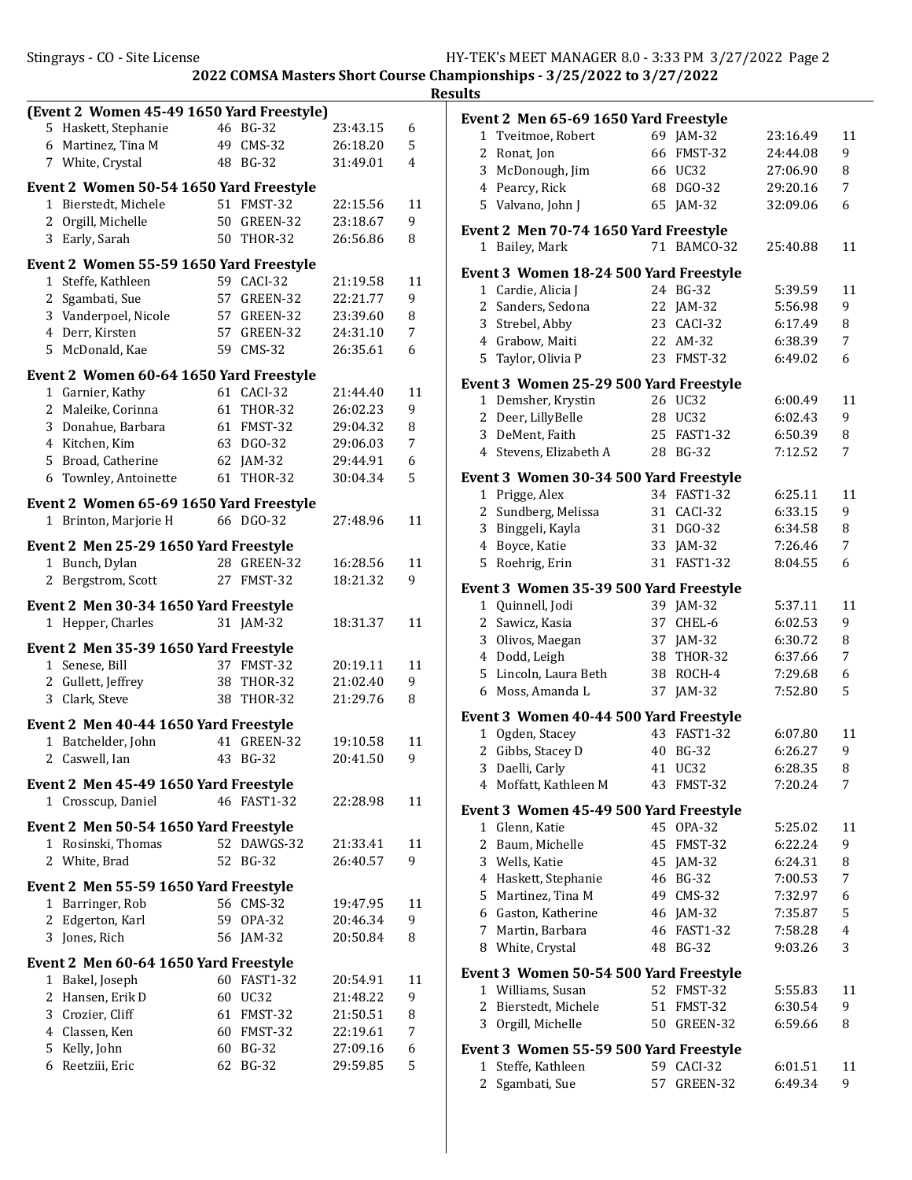2022 COMSA Masters Short Course Championships - 3/25/2022 to 3/27/2022

Results

**(Event 2 Women 45-49 1650 Yard Freestyle)**

| | | | | | |
|---|---|---|---|---|---|
| 5 | Haskett, Stephanie | 46 | BG-32 | 23:43.15 | 6 |
| 6 | Martinez, Tina M | 49 | CMS-32 | 26:18.20 | 5 |
| 7 | White, Crystal | 48 | BG-32 | 31:49.01 | 4 |

**Event 2 Women 50-54 1650 Yard Freestyle**

| | | | | | |
|---|---|---|---|---|---|
| 1 | Bierstedt, Michele | 51 | FMST-32 | 22:15.56 | 11 |
| 2 | Orgill, Michelle | 50 | GREEN-32 | 23:18.67 | 9 |
| 3 | Early, Sarah | 50 | THOR-32 | 26:56.86 | 8 |

**Event 2 Women 55-59 1650 Yard Freestyle**

| | | | | | |
|---|---|---|---|---|---|
| 1 | Steffe, Kathleen | 59 | CACI-32 | 21:19.58 | 11 |
| 2 | Sgambati, Sue | 57 | GREEN-32 | 22:21.77 | 9 |
| 3 | Vanderpoel, Nicole | 57 | GREEN-32 | 23:39.60 | 8 |
| 4 | Derr, Kirsten | 57 | GREEN-32 | 24:31.10 | 7 |
| 5 | McDonald, Kae | 59 | CMS-32 | 26:35.61 | 6 |

**Event 2 Women 60-64 1650 Yard Freestyle**

| | | | | | |
|---|---|---|---|---|---|
| 1 | Garnier, Kathy | 61 | CACI-32 | 21:44.40 | 11 |
| 2 | Maleike, Corinna | 61 | THOR-32 | 26:02.23 | 9 |
| 3 | Donahue, Barbara | 61 | FMST-32 | 29:04.32 | 8 |
| 4 | Kitchen, Kim | 63 | DGO-32 | 29:06.03 | 7 |
| 5 | Broad, Catherine | 62 | JAM-32 | 29:44.91 | 6 |
| 6 | Townley, Antoinette | 61 | THOR-32 | 30:04.34 | 5 |

**Event 2 Women 65-69 1650 Yard Freestyle**

| | | | | | |
|---|---|---|---|---|---|
| 1 | Brinton, Marjorie H | 66 | DGO-32 | 27:48.96 | 11 |

**Event 2 Men 25-29 1650 Yard Freestyle**

| | | | | | |
|---|---|---|---|---|---|
| 1 | Bunch, Dylan | 28 | GREEN-32 | 16:28.56 | 11 |
| 2 | Bergstrom, Scott | 27 | FMST-32 | 18:21.32 | 9 |

**Event 2 Men 30-34 1650 Yard Freestyle**

| | | | | | |
|---|---|---|---|---|---|
| 1 | Hepper, Charles | 31 | JAM-32 | 18:31.37 | 11 |

**Event 2 Men 35-39 1650 Yard Freestyle**

| | | | | | |
|---|---|---|---|---|---|
| 1 | Senese, Bill | 37 | FMST-32 | 20:19.11 | 11 |
| 2 | Gullett, Jeffrey | 38 | THOR-32 | 21:02.40 | 9 |
| 3 | Clark, Steve | 38 | THOR-32 | 21:29.76 | 8 |

**Event 2 Men 40-44 1650 Yard Freestyle**

| | | | | | |
|---|---|---|---|---|---|
| 1 | Batchelder, John | 41 | GREEN-32 | 19:10.58 | 11 |
| 2 | Caswell, Ian | 43 | BG-32 | 20:41.50 | 9 |

**Event 2 Men 45-49 1650 Yard Freestyle**

| | | | | | |
|---|---|---|---|---|---|
| 1 | Crosscup, Daniel | 46 | FAST1-32 | 22:28.98 | 11 |

**Event 2 Men 50-54 1650 Yard Freestyle**

| | | | | | |
|---|---|---|---|---|---|
| 1 | Rosinski, Thomas | 52 | DAWGS-32 | 21:33.41 | 11 |
| 2 | White, Brad | 52 | BG-32 | 26:40.57 | 9 |

**Event 2 Men 55-59 1650 Yard Freestyle**

| | | | | | |
|---|---|---|---|---|---|
| 1 | Barringer, Rob | 56 | CMS-32 | 19:47.95 | 11 |
| 2 | Edgerton, Karl | 59 | OPA-32 | 20:46.34 | 9 |
| 3 | Jones, Rich | 56 | JAM-32 | 20:50.84 | 8 |

**Event 2 Men 60-64 1650 Yard Freestyle**

| | | | | | |
|---|---|---|---|---|---|
| 1 | Bakel, Joseph | 60 | FAST1-32 | 20:54.91 | 11 |
| 2 | Hansen, Erik D | 60 | UC32 | 21:48.22 | 9 |
| 3 | Crozier, Cliff | 61 | FMST-32 | 21:50.51 | 8 |
| 4 | Classen, Ken | 60 | FMST-32 | 22:19.61 | 7 |
| 5 | Kelly, John | 60 | BG-32 | 27:09.16 | 6 |
| 6 | Reetziii, Eric | 62 | BG-32 | 29:59.85 | 5 |

**Event 2 Men 65-69 1650 Yard Freestyle**

| | | | | | |
|---|---|---|---|---|---|
| 1 | Tveitmoe, Robert | 69 | JAM-32 | 23:16.49 | 11 |
| 2 | Ronat, Jon | 66 | FMST-32 | 24:44.08 | 9 |
| 3 | McDonough, Jim | 66 | UC32 | 27:06.90 | 8 |
| 4 | Pearcy, Rick | 68 | DGO-32 | 29:20.16 | 7 |
| 5 | Valvano, John J | 65 | JAM-32 | 32:09.06 | 6 |

**Event 2 Men 70-74 1650 Yard Freestyle**

| | | | | | |
|---|---|---|---|---|---|
| 1 | Bailey, Mark | 71 | BAMCO-32 | 25:40.88 | 11 |

**Event 3 Women 18-24 500 Yard Freestyle**

| | | | | | |
|---|---|---|---|---|---|
| 1 | Cardie, Alicia J | 24 | BG-32 | 5:39.59 | 11 |
| 2 | Sanders, Sedona | 22 | JAM-32 | 5:56.98 | 9 |
| 3 | Strebel, Abby | 23 | CACI-32 | 6:17.49 | 8 |
| 4 | Grabow, Maiti | 22 | AM-32 | 6:38.39 | 7 |
| 5 | Taylor, Olivia P | 23 | FMST-32 | 6:49.02 | 6 |

**Event 3 Women 25-29 500 Yard Freestyle**

| | | | | | |
|---|---|---|---|---|---|
| 1 | Demsher, Krystin | 26 | UC32 | 6:00.49 | 11 |
| 2 | Deer, LillyBelle | 28 | UC32 | 6:02.43 | 9 |
| 3 | DeMent, Faith | 25 | FAST1-32 | 6:50.39 | 8 |
| 4 | Stevens, Elizabeth A | 28 | BG-32 | 7:12.52 | 7 |

**Event 3 Women 30-34 500 Yard Freestyle**

| | | | | | |
|---|---|---|---|---|---|
| 1 | Prigge, Alex | 34 | FAST1-32 | 6:25.11 | 11 |
| 2 | Sundberg, Melissa | 31 | CACI-32 | 6:33.15 | 9 |
| 3 | Binggeli, Kayla | 31 | DGO-32 | 6:34.58 | 8 |
| 4 | Boyce, Katie | 33 | JAM-32 | 7:26.46 | 7 |
| 5 | Roehrig, Erin | 31 | FAST1-32 | 8:04.55 | 6 |

**Event 3 Women 35-39 500 Yard Freestyle**

| | | | | | |
|---|---|---|---|---|---|
| 1 | Quinnell, Jodi | 39 | JAM-32 | 5:37.11 | 11 |
| 2 | Sawicz, Kasia | 37 | CHEL-6 | 6:02.53 | 9 |
| 3 | Olivos, Maegan | 37 | JAM-32 | 6:30.72 | 8 |
| 4 | Dodd, Leigh | 38 | THOR-32 | 6:37.66 | 7 |
| 5 | Lincoln, Laura Beth | 38 | ROCH-4 | 7:29.68 | 6 |
| 6 | Moss, Amanda L | 37 | JAM-32 | 7:52.80 | 5 |

**Event 3 Women 40-44 500 Yard Freestyle**

| | | | | | |
|---|---|---|---|---|---|
| 1 | Ogden, Stacey | 43 | FAST1-32 | 6:07.80 | 11 |
| 2 | Gibbs, Stacey D | 40 | BG-32 | 6:26.27 | 9 |
| 3 | Daelli, Carly | 41 | UC32 | 6:28.35 | 8 |
| 4 | Moffatt, Kathleen M | 43 | FMST-32 | 7:20.24 | 7 |

**Event 3 Women 45-49 500 Yard Freestyle**

| | | | | | |
|---|---|---|---|---|---|
| 1 | Glenn, Katie | 45 | OPA-32 | 5:25.02 | 11 |
| 2 | Baum, Michelle | 45 | FMST-32 | 6:22.24 | 9 |
| 3 | Wells, Katie | 45 | JAM-32 | 6:24.31 | 8 |
| 4 | Haskett, Stephanie | 46 | BG-32 | 7:00.53 | 7 |
| 5 | Martinez, Tina M | 49 | CMS-32 | 7:32.97 | 6 |
| 6 | Gaston, Katherine | 46 | JAM-32 | 7:35.87 | 5 |
| 7 | Martin, Barbara | 46 | FAST1-32 | 7:58.28 | 4 |
| 8 | White, Crystal | 48 | BG-32 | 9:03.26 | 3 |

**Event 3 Women 50-54 500 Yard Freestyle**

| | | | | | |
|---|---|---|---|---|---|
| 1 | Williams, Susan | 52 | FMST-32 | 5:55.83 | 11 |
| 2 | Bierstedt, Michele | 51 | FMST-32 | 6:30.54 | 9 |
| 3 | Orgill, Michelle | 50 | GREEN-32 | 6:59.66 | 8 |

**Event 3 Women 55-59 500 Yard Freestyle**

| | | | | | |
|---|---|---|---|---|---|
| 1 | Steffe, Kathleen | 59 | CACI-32 | 6:01.51 | 11 |
| 2 | Sgambati, Sue | 57 | GREEN-32 | 6:49.34 | 9 |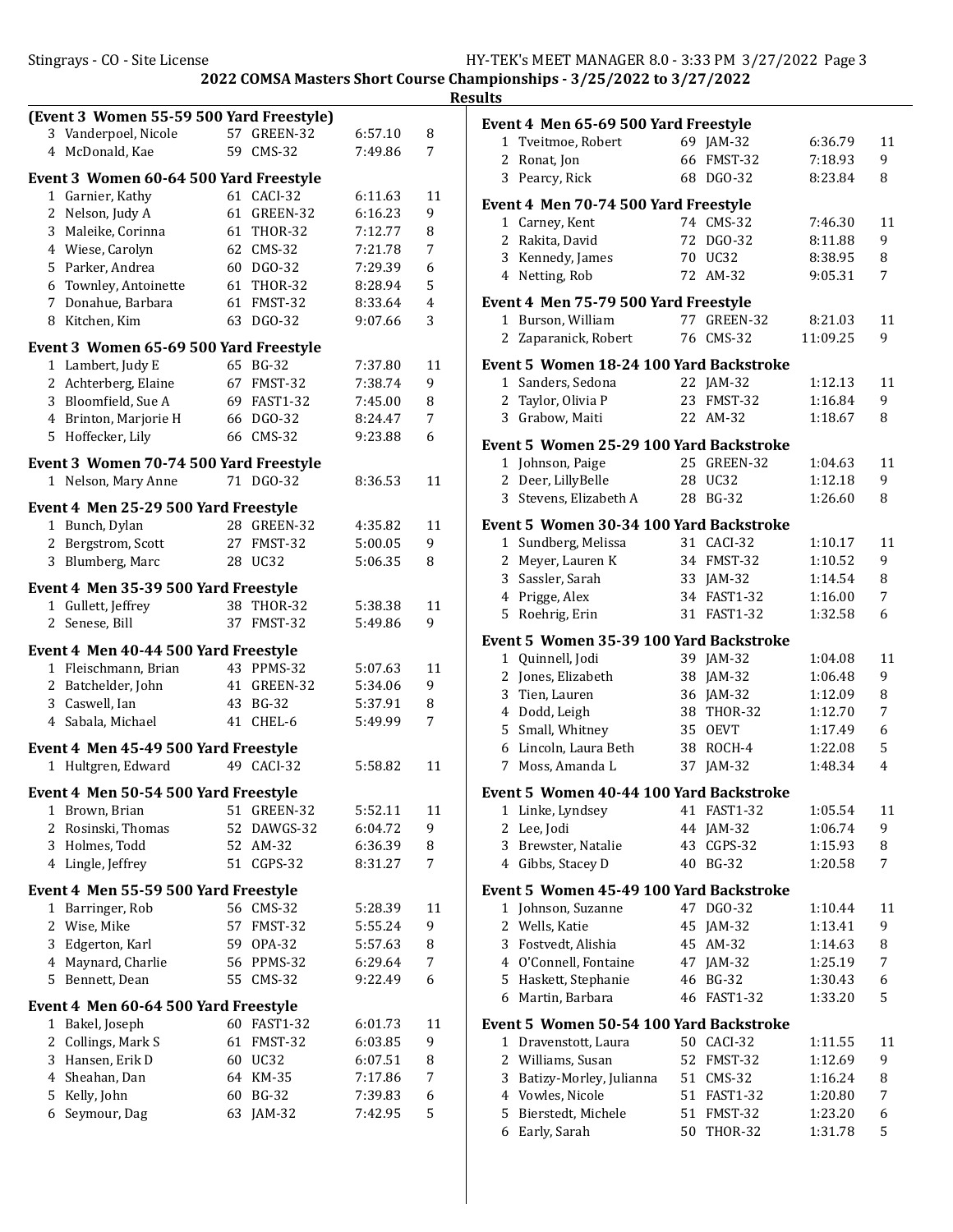## Results

### (Event 3 Women 55-59 500 Yard Freestyle)

| Place | Name | Age | Team | Time | Points |
|---|---|---|---|---|---|
| 3 | Vanderpoel, Nicole | 57 | GREEN-32 | 6:57.10 | 8 |
| 4 | McDonald, Kae | 59 | CMS-32 | 7:49.86 | 7 |

### Event 3 Women 60-64 500 Yard Freestyle

| Place | Name | Age | Team | Time | Points |
|---|---|---|---|---|---|
| 1 | Garnier, Kathy | 61 | CACI-32 | 6:11.63 | 11 |
| 2 | Nelson, Judy A | 61 | GREEN-32 | 6:16.23 | 9 |
| 3 | Maleike, Corinna | 61 | THOR-32 | 7:12.77 | 8 |
| 4 | Wiese, Carolyn | 62 | CMS-32 | 7:21.78 | 7 |
| 5 | Parker, Andrea | 60 | DGO-32 | 7:29.39 | 6 |
| 6 | Townley, Antoinette | 61 | THOR-32 | 8:28.94 | 5 |
| 7 | Donahue, Barbara | 61 | FMST-32 | 8:33.64 | 4 |
| 8 | Kitchen, Kim | 63 | DGO-32 | 9:07.66 | 3 |

### Event 3 Women 65-69 500 Yard Freestyle

| Place | Name | Age | Team | Time | Points |
|---|---|---|---|---|---|
| 1 | Lambert, Judy E | 65 | BG-32 | 7:37.80 | 11 |
| 2 | Achterberg, Elaine | 67 | FMST-32 | 7:38.74 | 9 |
| 3 | Bloomfield, Sue A | 69 | FAST1-32 | 7:45.00 | 8 |
| 4 | Brinton, Marjorie H | 66 | DGO-32 | 8:24.47 | 7 |
| 5 | Hoffecker, Lily | 66 | CMS-32 | 9:23.88 | 6 |

### Event 3 Women 70-74 500 Yard Freestyle

| Place | Name | Age | Team | Time | Points |
|---|---|---|---|---|---|
| 1 | Nelson, Mary Anne | 71 | DGO-32 | 8:36.53 | 11 |

### Event 4 Men 25-29 500 Yard Freestyle

| Place | Name | Age | Team | Time | Points |
|---|---|---|---|---|---|
| 1 | Bunch, Dylan | 28 | GREEN-32 | 4:35.82 | 11 |
| 2 | Bergstrom, Scott | 27 | FMST-32 | 5:00.05 | 9 |
| 3 | Blumberg, Marc | 28 | UC32 | 5:06.35 | 8 |

### Event 4 Men 35-39 500 Yard Freestyle

| Place | Name | Age | Team | Time | Points |
|---|---|---|---|---|---|
| 1 | Gullett, Jeffrey | 38 | THOR-32 | 5:38.38 | 11 |
| 2 | Senese, Bill | 37 | FMST-32 | 5:49.86 | 9 |

### Event 4 Men 40-44 500 Yard Freestyle

| Place | Name | Age | Team | Time | Points |
|---|---|---|---|---|---|
| 1 | Fleischmann, Brian | 43 | PPMS-32 | 5:07.63 | 11 |
| 2 | Batchelder, John | 41 | GREEN-32 | 5:34.06 | 9 |
| 3 | Caswell, Ian | 43 | BG-32 | 5:37.91 | 8 |
| 4 | Sabala, Michael | 41 | CHEL-6 | 5:49.99 | 7 |

### Event 4 Men 45-49 500 Yard Freestyle

| Place | Name | Age | Team | Time | Points |
|---|---|---|---|---|---|
| 1 | Hultgren, Edward | 49 | CACI-32 | 5:58.82 | 11 |

### Event 4 Men 50-54 500 Yard Freestyle

| Place | Name | Age | Team | Time | Points |
|---|---|---|---|---|---|
| 1 | Brown, Brian | 51 | GREEN-32 | 5:52.11 | 11 |
| 2 | Rosinski, Thomas | 52 | DAWGS-32 | 6:04.72 | 9 |
| 3 | Holmes, Todd | 52 | AM-32 | 6:36.39 | 8 |
| 4 | Lingle, Jeffrey | 51 | CGPS-32 | 8:31.27 | 7 |

### Event 4 Men 55-59 500 Yard Freestyle

| Place | Name | Age | Team | Time | Points |
|---|---|---|---|---|---|
| 1 | Barringer, Rob | 56 | CMS-32 | 5:28.39 | 11 |
| 2 | Wise, Mike | 57 | FMST-32 | 5:55.24 | 9 |
| 3 | Edgerton, Karl | 59 | OPA-32 | 5:57.63 | 8 |
| 4 | Maynard, Charlie | 56 | PPMS-32 | 6:29.64 | 7 |
| 5 | Bennett, Dean | 55 | CMS-32 | 9:22.49 | 6 |

### Event 4 Men 60-64 500 Yard Freestyle

| Place | Name | Age | Team | Time | Points |
|---|---|---|---|---|---|
| 1 | Bakel, Joseph | 60 | FAST1-32 | 6:01.73 | 11 |
| 2 | Collings, Mark S | 61 | FMST-32 | 6:03.85 | 9 |
| 3 | Hansen, Erik D | 60 | UC32 | 6:07.51 | 8 |
| 4 | Sheahan, Dan | 64 | KM-35 | 7:17.86 | 7 |
| 5 | Kelly, John | 60 | BG-32 | 7:39.83 | 6 |
| 6 | Seymour, Dag | 63 | JAM-32 | 7:42.95 | 5 |

### Event 4 Men 65-69 500 Yard Freestyle

| Place | Name | Age | Team | Time | Points |
|---|---|---|---|---|---|
| 1 | Tveitmoe, Robert | 69 | JAM-32 | 6:36.79 | 11 |
| 2 | Ronat, Jon | 66 | FMST-32 | 7:18.93 | 9 |
| 3 | Pearcy, Rick | 68 | DGO-32 | 8:23.84 | 8 |

### Event 4 Men 70-74 500 Yard Freestyle

| Place | Name | Age | Team | Time | Points |
|---|---|---|---|---|---|
| 1 | Carney, Kent | 74 | CMS-32 | 7:46.30 | 11 |
| 2 | Rakita, David | 72 | DGO-32 | 8:11.88 | 9 |
| 3 | Kennedy, James | 70 | UC32 | 8:38.95 | 8 |
| 4 | Netting, Rob | 72 | AM-32 | 9:05.31 | 7 |

### Event 4 Men 75-79 500 Yard Freestyle

| Place | Name | Age | Team | Time | Points |
|---|---|---|---|---|---|
| 1 | Burson, William | 77 | GREEN-32 | 8:21.03 | 11 |
| 2 | Zaparanick, Robert | 76 | CMS-32 | 11:09.25 | 9 |

### Event 5 Women 18-24 100 Yard Backstroke

| Place | Name | Age | Team | Time | Points |
|---|---|---|---|---|---|
| 1 | Sanders, Sedona | 22 | JAM-32 | 1:12.13 | 11 |
| 2 | Taylor, Olivia P | 23 | FMST-32 | 1:16.84 | 9 |
| 3 | Grabow, Maiti | 22 | AM-32 | 1:18.67 | 8 |

### Event 5 Women 25-29 100 Yard Backstroke

| Place | Name | Age | Team | Time | Points |
|---|---|---|---|---|---|
| 1 | Johnson, Paige | 25 | GREEN-32 | 1:04.63 | 11 |
| 2 | Deer, LillyBelle | 28 | UC32 | 1:12.18 | 9 |
| 3 | Stevens, Elizabeth A | 28 | BG-32 | 1:26.60 | 8 |

### Event 5 Women 30-34 100 Yard Backstroke

| Place | Name | Age | Team | Time | Points |
|---|---|---|---|---|---|
| 1 | Sundberg, Melissa | 31 | CACI-32 | 1:10.17 | 11 |
| 2 | Meyer, Lauren K | 34 | FMST-32 | 1:10.52 | 9 |
| 3 | Sassler, Sarah | 33 | JAM-32 | 1:14.54 | 8 |
| 4 | Prigge, Alex | 34 | FAST1-32 | 1:16.00 | 7 |
| 5 | Roehrig, Erin | 31 | FAST1-32 | 1:32.58 | 6 |

### Event 5 Women 35-39 100 Yard Backstroke

| Place | Name | Age | Team | Time | Points |
|---|---|---|---|---|---|
| 1 | Quinnell, Jodi | 39 | JAM-32 | 1:04.08 | 11 |
| 2 | Jones, Elizabeth | 38 | JAM-32 | 1:06.48 | 9 |
| 3 | Tien, Lauren | 36 | JAM-32 | 1:12.09 | 8 |
| 4 | Dodd, Leigh | 38 | THOR-32 | 1:12.70 | 7 |
| 5 | Small, Whitney | 35 | OEVT | 1:17.49 | 6 |
| 6 | Lincoln, Laura Beth | 38 | ROCH-4 | 1:22.08 | 5 |
| 7 | Moss, Amanda L | 37 | JAM-32 | 1:48.34 | 4 |

### Event 5 Women 40-44 100 Yard Backstroke

| Place | Name | Age | Team | Time | Points |
|---|---|---|---|---|---|
| 1 | Linke, Lyndsey | 41 | FAST1-32 | 1:05.54 | 11 |
| 2 | Lee, Jodi | 44 | JAM-32 | 1:06.74 | 9 |
| 3 | Brewster, Natalie | 43 | CGPS-32 | 1:15.93 | 8 |
| 4 | Gibbs, Stacey D | 40 | BG-32 | 1:20.58 | 7 |

### Event 5 Women 45-49 100 Yard Backstroke

| Place | Name | Age | Team | Time | Points |
|---|---|---|---|---|---|
| 1 | Johnson, Suzanne | 47 | DGO-32 | 1:10.44 | 11 |
| 2 | Wells, Katie | 45 | JAM-32 | 1:13.41 | 9 |
| 3 | Fostvedt, Alishia | 45 | AM-32 | 1:14.63 | 8 |
| 4 | O'Connell, Fontaine | 47 | JAM-32 | 1:25.19 | 7 |
| 5 | Haskett, Stephanie | 46 | BG-32 | 1:30.43 | 6 |
| 6 | Martin, Barbara | 46 | FAST1-32 | 1:33.20 | 5 |

### Event 5 Women 50-54 100 Yard Backstroke

| Place | Name | Age | Team | Time | Points |
|---|---|---|---|---|---|
| 1 | Dravenstott, Laura | 50 | CACI-32 | 1:11.55 | 11 |
| 2 | Williams, Susan | 52 | FMST-32 | 1:12.69 | 9 |
| 3 | Batizy-Morley, Julianna | 51 | CMS-32 | 1:16.24 | 8 |
| 4 | Vowles, Nicole | 51 | FAST1-32 | 1:20.80 | 7 |
| 5 | Bierstedt, Michele | 51 | FMST-32 | 1:23.20 | 6 |
| 6 | Early, Sarah | 50 | THOR-32 | 1:31.78 | 5 |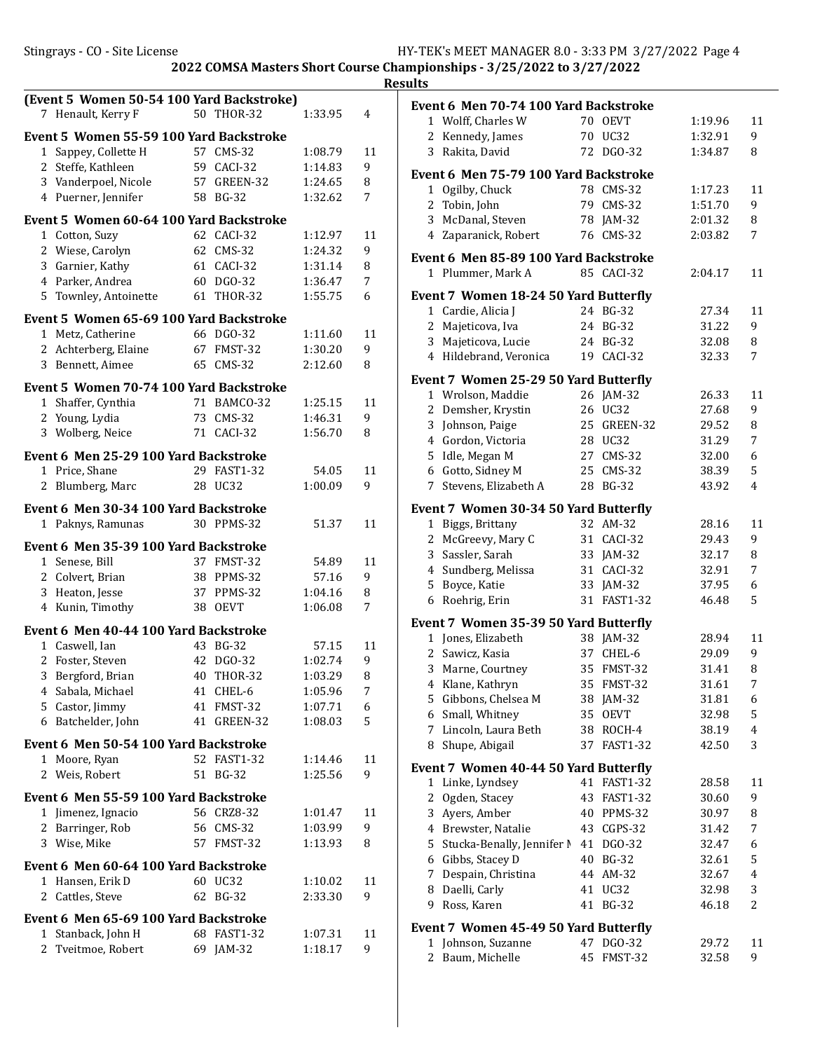2022 COMSA Masters Short Course Championships - 3/25/2022 to 3/27/2022

Results

### (Event 5 Women 50-54 100 Yard Backstroke)

| | Name | Age | Team | Time | Points |
|---|---|---|---|---|---|
| 7 | Henault, Kerry F | 50 | THOR-32 | 1:33.95 | 4 |

### Event 5 Women 55-59 100 Yard Backstroke

| | Name | Age | Team | Time | Points |
|---|---|---|---|---|---|
| 1 | Sappey, Collette H | 57 | CMS-32 | 1:08.79 | 11 |
| 2 | Steffe, Kathleen | 59 | CACI-32 | 1:14.83 | 9 |
| 3 | Vanderpoel, Nicole | 57 | GREEN-32 | 1:24.65 | 8 |
| 4 | Puerner, Jennifer | 58 | BG-32 | 1:32.62 | 7 |

### Event 5 Women 60-64 100 Yard Backstroke

| | Name | Age | Team | Time | Points |
|---|---|---|---|---|---|
| 1 | Cotton, Suzy | 62 | CACI-32 | 1:12.97 | 11 |
| 2 | Wiese, Carolyn | 62 | CMS-32 | 1:24.32 | 9 |
| 3 | Garnier, Kathy | 61 | CACI-32 | 1:31.14 | 8 |
| 4 | Parker, Andrea | 60 | DGO-32 | 1:36.47 | 7 |
| 5 | Townley, Antoinette | 61 | THOR-32 | 1:55.75 | 6 |

### Event 5 Women 65-69 100 Yard Backstroke

| | Name | Age | Team | Time | Points |
|---|---|---|---|---|---|
| 1 | Metz, Catherine | 66 | DGO-32 | 1:11.60 | 11 |
| 2 | Achterberg, Elaine | 67 | FMST-32 | 1:30.20 | 9 |
| 3 | Bennett, Aimee | 65 | CMS-32 | 2:12.60 | 8 |

### Event 5 Women 70-74 100 Yard Backstroke

| | Name | Age | Team | Time | Points |
|---|---|---|---|---|---|
| 1 | Shaffer, Cynthia | 71 | BAMCO-32 | 1:25.15 | 11 |
| 2 | Young, Lydia | 73 | CMS-32 | 1:46.31 | 9 |
| 3 | Wolberg, Neice | 71 | CACI-32 | 1:56.70 | 8 |

### Event 6 Men 25-29 100 Yard Backstroke

| | Name | Age | Team | Time | Points |
|---|---|---|---|---|---|
| 1 | Price, Shane | 29 | FAST1-32 | 54.05 | 11 |
| 2 | Blumberg, Marc | 28 | UC32 | 1:00.09 | 9 |

### Event 6 Men 30-34 100 Yard Backstroke

| | Name | Age | Team | Time | Points |
|---|---|---|---|---|---|
| 1 | Paknys, Ramunas | 30 | PPMS-32 | 51.37 | 11 |

### Event 6 Men 35-39 100 Yard Backstroke

| | Name | Age | Team | Time | Points |
|---|---|---|---|---|---|
| 1 | Senese, Bill | 37 | FMST-32 | 54.89 | 11 |
| 2 | Colvert, Brian | 38 | PPMS-32 | 57.16 | 9 |
| 3 | Heaton, Jesse | 37 | PPMS-32 | 1:04.16 | 8 |
| 4 | Kunin, Timothy | 38 | OEVT | 1:06.08 | 7 |

### Event 6 Men 40-44 100 Yard Backstroke

| | Name | Age | Team | Time | Points |
|---|---|---|---|---|---|
| 1 | Caswell, Ian | 43 | BG-32 | 57.15 | 11 |
| 2 | Foster, Steven | 42 | DGO-32 | 1:02.74 | 9 |
| 3 | Bergford, Brian | 40 | THOR-32 | 1:03.29 | 8 |
| 4 | Sabala, Michael | 41 | CHEL-6 | 1:05.96 | 7 |
| 5 | Castor, Jimmy | 41 | FMST-32 | 1:07.71 | 6 |
| 6 | Batchelder, John | 41 | GREEN-32 | 1:08.03 | 5 |

### Event 6 Men 50-54 100 Yard Backstroke

| | Name | Age | Team | Time | Points |
|---|---|---|---|---|---|
| 1 | Moore, Ryan | 52 | FAST1-32 | 1:14.46 | 11 |
| 2 | Weis, Robert | 51 | BG-32 | 1:25.56 | 9 |

### Event 6 Men 55-59 100 Yard Backstroke

| | Name | Age | Team | Time | Points |
|---|---|---|---|---|---|
| 1 | Jimenez, Ignacio | 56 | CRZ8-32 | 1:01.47 | 11 |
| 2 | Barringer, Rob | 56 | CMS-32 | 1:03.99 | 9 |
| 3 | Wise, Mike | 57 | FMST-32 | 1:13.93 | 8 |

### Event 6 Men 60-64 100 Yard Backstroke

| | Name | Age | Team | Time | Points |
|---|---|---|---|---|---|
| 1 | Hansen, Erik D | 60 | UC32 | 1:10.02 | 11 |
| 2 | Cattles, Steve | 62 | BG-32 | 2:33.30 | 9 |

### Event 6 Men 65-69 100 Yard Backstroke

| | Name | Age | Team | Time | Points |
|---|---|---|---|---|---|
| 1 | Stanback, John H | 68 | FAST1-32 | 1:07.31 | 11 |
| 2 | Tveitmoe, Robert | 69 | JAM-32 | 1:18.17 | 9 |

### Event 6 Men 70-74 100 Yard Backstroke

| | Name | Age | Team | Time | Points |
|---|---|---|---|---|---|
| 1 | Wolff, Charles W | 70 | OEVT | 1:19.96 | 11 |
| 2 | Kennedy, James | 70 | UC32 | 1:32.91 | 9 |
| 3 | Rakita, David | 72 | DGO-32 | 1:34.87 | 8 |

### Event 6 Men 75-79 100 Yard Backstroke

| | Name | Age | Team | Time | Points |
|---|---|---|---|---|---|
| 1 | Ogilby, Chuck | 78 | CMS-32 | 1:17.23 | 11 |
| 2 | Tobin, John | 79 | CMS-32 | 1:51.70 | 9 |
| 3 | McDanal, Steven | 78 | JAM-32 | 2:01.32 | 8 |
| 4 | Zaparanick, Robert | 76 | CMS-32 | 2:03.82 | 7 |

### Event 6 Men 85-89 100 Yard Backstroke

| | Name | Age | Team | Time | Points |
|---|---|---|---|---|---|
| 1 | Plummer, Mark A | 85 | CACI-32 | 2:04.17 | 11 |

### Event 7 Women 18-24 50 Yard Butterfly

| | Name | Age | Team | Time | Points |
|---|---|---|---|---|---|
| 1 | Cardie, Alicia J | 24 | BG-32 | 27.34 | 11 |
| 2 | Majeticova, Iva | 24 | BG-32 | 31.22 | 9 |
| 3 | Majeticova, Lucie | 24 | BG-32 | 32.08 | 8 |
| 4 | Hildebrand, Veronica | 19 | CACI-32 | 32.33 | 7 |

### Event 7 Women 25-29 50 Yard Butterfly

| | Name | Age | Team | Time | Points |
|---|---|---|---|---|---|
| 1 | Wrolson, Maddie | 26 | JAM-32 | 26.33 | 11 |
| 2 | Demsher, Krystin | 26 | UC32 | 27.68 | 9 |
| 3 | Johnson, Paige | 25 | GREEN-32 | 29.52 | 8 |
| 4 | Gordon, Victoria | 28 | UC32 | 31.29 | 7 |
| 5 | Idle, Megan M | 27 | CMS-32 | 32.00 | 6 |
| 6 | Gotto, Sidney M | 25 | CMS-32 | 38.39 | 5 |
| 7 | Stevens, Elizabeth A | 28 | BG-32 | 43.92 | 4 |

### Event 7 Women 30-34 50 Yard Butterfly

| | Name | Age | Team | Time | Points |
|---|---|---|---|---|---|
| 1 | Biggs, Brittany | 32 | AM-32 | 28.16 | 11 |
| 2 | McGreevy, Mary C | 31 | CACI-32 | 29.43 | 9 |
| 3 | Sassler, Sarah | 33 | JAM-32 | 32.17 | 8 |
| 4 | Sundberg, Melissa | 31 | CACI-32 | 32.91 | 7 |
| 5 | Boyce, Katie | 33 | JAM-32 | 37.95 | 6 |
| 6 | Roehrig, Erin | 31 | FAST1-32 | 46.48 | 5 |

### Event 7 Women 35-39 50 Yard Butterfly

| | Name | Age | Team | Time | Points |
|---|---|---|---|---|---|
| 1 | Jones, Elizabeth | 38 | JAM-32 | 28.94 | 11 |
| 2 | Sawicz, Kasia | 37 | CHEL-6 | 29.09 | 9 |
| 3 | Marne, Courtney | 35 | FMST-32 | 31.41 | 8 |
| 4 | Klane, Kathryn | 35 | FMST-32 | 31.61 | 7 |
| 5 | Gibbons, Chelsea M | 38 | JAM-32 | 31.81 | 6 |
| 6 | Small, Whitney | 35 | OEVT | 32.98 | 5 |
| 7 | Lincoln, Laura Beth | 38 | ROCH-4 | 38.19 | 4 |
| 8 | Shupe, Abigail | 37 | FAST1-32 | 42.50 | 3 |

### Event 7 Women 40-44 50 Yard Butterfly

| | Name | Age | Team | Time | Points |
|---|---|---|---|---|---|
| 1 | Linke, Lyndsey | 41 | FAST1-32 | 28.58 | 11 |
| 2 | Ogden, Stacey | 43 | FAST1-32 | 30.60 | 9 |
| 3 | Ayers, Amber | 40 | PPMS-32 | 30.97 | 8 |
| 4 | Brewster, Natalie | 43 | CGPS-32 | 31.42 | 7 |
| 5 | Stucka-Benally, Jennifer M | 41 | DGO-32 | 32.47 | 6 |
| 6 | Gibbs, Stacey D | 40 | BG-32 | 32.61 | 5 |
| 7 | Despain, Christina | 44 | AM-32 | 32.67 | 4 |
| 8 | Daelli, Carly | 41 | UC32 | 32.98 | 3 |
| 9 | Ross, Karen | 41 | BG-32 | 46.18 | 2 |

### Event 7 Women 45-49 50 Yard Butterfly

| | Name | Age | Team | Time | Points |
|---|---|---|---|---|---|
| 1 | Johnson, Suzanne | 47 | DGO-32 | 29.72 | 11 |
| 2 | Baum, Michelle | 45 | FMST-32 | 32.58 | 9 |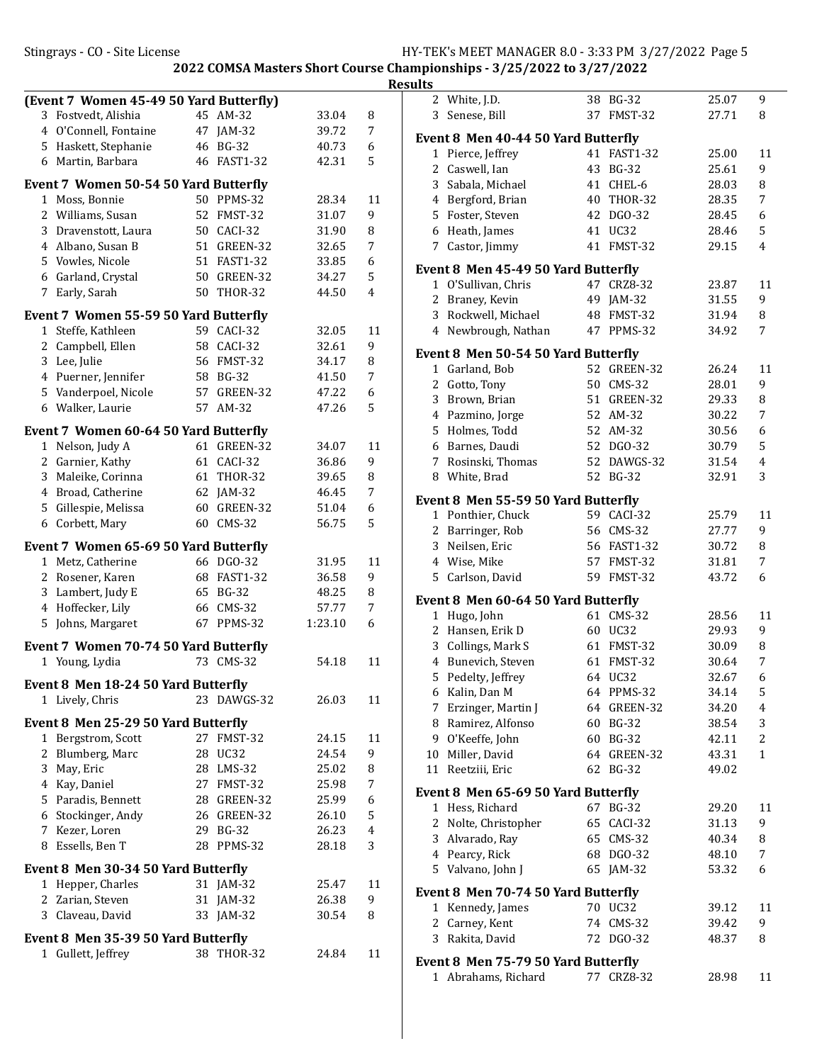## Results

### (Event 7 Women 45-49 50 Yard Butterfly)

| Place | Name | Age | Team | Time | Points |
|---|---|---|---|---|---|
| 3 | Fostvedt, Alishia | 45 | AM-32 | 33.04 | 8 |
| 4 | O'Connell, Fontaine | 47 | JAM-32 | 39.72 | 7 |
| 5 | Haskett, Stephanie | 46 | BG-32 | 40.73 | 6 |
| 6 | Martin, Barbara | 46 | FAST1-32 | 42.31 | 5 |

### Event 7 Women 50-54 50 Yard Butterfly

| Place | Name | Age | Team | Time | Points |
|---|---|---|---|---|---|
| 1 | Moss, Bonnie | 50 | PPMS-32 | 28.34 | 11 |
| 2 | Williams, Susan | 52 | FMST-32 | 31.07 | 9 |
| 3 | Dravenstott, Laura | 50 | CACI-32 | 31.90 | 8 |
| 4 | Albano, Susan B | 51 | GREEN-32 | 32.65 | 7 |
| 5 | Vowles, Nicole | 51 | FAST1-32 | 33.85 | 6 |
| 6 | Garland, Crystal | 50 | GREEN-32 | 34.27 | 5 |
| 7 | Early, Sarah | 50 | THOR-32 | 44.50 | 4 |

### Event 7 Women 55-59 50 Yard Butterfly

| Place | Name | Age | Team | Time | Points |
|---|---|---|---|---|---|
| 1 | Steffe, Kathleen | 59 | CACI-32 | 32.05 | 11 |
| 2 | Campbell, Ellen | 58 | CACI-32 | 32.61 | 9 |
| 3 | Lee, Julie | 56 | FMST-32 | 34.17 | 8 |
| 4 | Puerner, Jennifer | 58 | BG-32 | 41.50 | 7 |
| 5 | Vanderpoel, Nicole | 57 | GREEN-32 | 47.22 | 6 |
| 6 | Walker, Laurie | 57 | AM-32 | 47.26 | 5 |

### Event 7 Women 60-64 50 Yard Butterfly

| Place | Name | Age | Team | Time | Points |
|---|---|---|---|---|---|
| 1 | Nelson, Judy A | 61 | GREEN-32 | 34.07 | 11 |
| 2 | Garnier, Kathy | 61 | CACI-32 | 36.86 | 9 |
| 3 | Maleike, Corinna | 61 | THOR-32 | 39.65 | 8 |
| 4 | Broad, Catherine | 62 | JAM-32 | 46.45 | 7 |
| 5 | Gillespie, Melissa | 60 | GREEN-32 | 51.04 | 6 |
| 6 | Corbett, Mary | 60 | CMS-32 | 56.75 | 5 |

### Event 7 Women 65-69 50 Yard Butterfly

| Place | Name | Age | Team | Time | Points |
|---|---|---|---|---|---|
| 1 | Metz, Catherine | 66 | DGO-32 | 31.95 | 11 |
| 2 | Rosener, Karen | 68 | FAST1-32 | 36.58 | 9 |
| 3 | Lambert, Judy E | 65 | BG-32 | 48.25 | 8 |
| 4 | Hoffecker, Lily | 66 | CMS-32 | 57.77 | 7 |
| 5 | Johns, Margaret | 67 | PPMS-32 | 1:23.10 | 6 |

### Event 7 Women 70-74 50 Yard Butterfly

| Place | Name | Age | Team | Time | Points |
|---|---|---|---|---|---|
| 1 | Young, Lydia | 73 | CMS-32 | 54.18 | 11 |

### Event 8 Men 18-24 50 Yard Butterfly

| Place | Name | Age | Team | Time | Points |
|---|---|---|---|---|---|
| 1 | Lively, Chris | 23 | DAWGS-32 | 26.03 | 11 |

### Event 8 Men 25-29 50 Yard Butterfly

| Place | Name | Age | Team | Time | Points |
|---|---|---|---|---|---|
| 1 | Bergstrom, Scott | 27 | FMST-32 | 24.15 | 11 |
| 2 | Blumberg, Marc | 28 | UC32 | 24.54 | 9 |
| 3 | May, Eric | 28 | LMS-32 | 25.02 | 8 |
| 4 | Kay, Daniel | 27 | FMST-32 | 25.98 | 7 |
| 5 | Paradis, Bennett | 28 | GREEN-32 | 25.99 | 6 |
| 6 | Stockinger, Andy | 26 | GREEN-32 | 26.10 | 5 |
| 7 | Kezer, Loren | 29 | BG-32 | 26.23 | 4 |
| 8 | Essells, Ben T | 28 | PPMS-32 | 28.18 | 3 |

### Event 8 Men 30-34 50 Yard Butterfly

| Place | Name | Age | Team | Time | Points |
|---|---|---|---|---|---|
| 1 | Hepper, Charles | 31 | JAM-32 | 25.47 | 11 |
| 2 | Zarian, Steven | 31 | JAM-32 | 26.38 | 9 |
| 3 | Claveau, David | 33 | JAM-32 | 30.54 | 8 |

### Event 8 Men 35-39 50 Yard Butterfly

| Place | Name | Age | Team | Time | Points |
|---|---|---|---|---|---|
| 1 | Gullett, Jeffrey | 38 | THOR-32 | 24.84 | 11 |
| 2 | White, J.D. | 38 | BG-32 | 25.07 | 9 |
| 3 | Senese, Bill | 37 | FMST-32 | 27.71 | 8 |

### Event 8 Men 40-44 50 Yard Butterfly

| Place | Name | Age | Team | Time | Points |
|---|---|---|---|---|---|
| 1 | Pierce, Jeffrey | 41 | FAST1-32 | 25.00 | 11 |
| 2 | Caswell, Ian | 43 | BG-32 | 25.61 | 9 |
| 3 | Sabala, Michael | 41 | CHEL-6 | 28.03 | 8 |
| 4 | Bergford, Brian | 40 | THOR-32 | 28.35 | 7 |
| 5 | Foster, Steven | 42 | DGO-32 | 28.45 | 6 |
| 6 | Heath, James | 41 | UC32 | 28.46 | 5 |
| 7 | Castor, Jimmy | 41 | FMST-32 | 29.15 | 4 |

### Event 8 Men 45-49 50 Yard Butterfly

| Place | Name | Age | Team | Time | Points |
|---|---|---|---|---|---|
| 1 | O'Sullivan, Chris | 47 | CRZ8-32 | 23.87 | 11 |
| 2 | Braney, Kevin | 49 | JAM-32 | 31.55 | 9 |
| 3 | Rockwell, Michael | 48 | FMST-32 | 31.94 | 8 |
| 4 | Newbrough, Nathan | 47 | PPMS-32 | 34.92 | 7 |

### Event 8 Men 50-54 50 Yard Butterfly

| Place | Name | Age | Team | Time | Points |
|---|---|---|---|---|---|
| 1 | Garland, Bob | 52 | GREEN-32 | 26.24 | 11 |
| 2 | Gotto, Tony | 50 | CMS-32 | 28.01 | 9 |
| 3 | Brown, Brian | 51 | GREEN-32 | 29.33 | 8 |
| 4 | Pazmino, Jorge | 52 | AM-32 | 30.22 | 7 |
| 5 | Holmes, Todd | 52 | AM-32 | 30.56 | 6 |
| 6 | Barnes, Daudi | 52 | DGO-32 | 30.79 | 5 |
| 7 | Rosinski, Thomas | 52 | DAWGS-32 | 31.54 | 4 |
| 8 | White, Brad | 52 | BG-32 | 32.91 | 3 |

### Event 8 Men 55-59 50 Yard Butterfly

| Place | Name | Age | Team | Time | Points |
|---|---|---|---|---|---|
| 1 | Ponthier, Chuck | 59 | CACI-32 | 25.79 | 11 |
| 2 | Barringer, Rob | 56 | CMS-32 | 27.77 | 9 |
| 3 | Neilsen, Eric | 56 | FAST1-32 | 30.72 | 8 |
| 4 | Wise, Mike | 57 | FMST-32 | 31.81 | 7 |
| 5 | Carlson, David | 59 | FMST-32 | 43.72 | 6 |

### Event 8 Men 60-64 50 Yard Butterfly

| Place | Name | Age | Team | Time | Points |
|---|---|---|---|---|---|
| 1 | Hugo, John | 61 | CMS-32 | 28.56 | 11 |
| 2 | Hansen, Erik D | 60 | UC32 | 29.93 | 9 |
| 3 | Collings, Mark S | 61 | FMST-32 | 30.09 | 8 |
| 4 | Bunevich, Steven | 61 | FMST-32 | 30.64 | 7 |
| 5 | Pedelty, Jeffrey | 64 | UC32 | 32.67 | 6 |
| 6 | Kalin, Dan M | 64 | PPMS-32 | 34.14 | 5 |
| 7 | Erzinger, Martin J | 64 | GREEN-32 | 34.20 | 4 |
| 8 | Ramirez, Alfonso | 60 | BG-32 | 38.54 | 3 |
| 9 | O'Keeffe, John | 60 | BG-32 | 42.11 | 2 |
| 10 | Miller, David | 64 | GREEN-32 | 43.31 | 1 |
| 11 | Reetziii, Eric | 62 | BG-32 | 49.02 | |

### Event 8 Men 65-69 50 Yard Butterfly

| Place | Name | Age | Team | Time | Points |
|---|---|---|---|---|---|
| 1 | Hess, Richard | 67 | BG-32 | 29.20 | 11 |
| 2 | Nolte, Christopher | 65 | CACI-32 | 31.13 | 9 |
| 3 | Alvarado, Ray | 65 | CMS-32 | 40.34 | 8 |
| 4 | Pearcy, Rick | 68 | DGO-32 | 48.10 | 7 |
| 5 | Valvano, John J | 65 | JAM-32 | 53.32 | 6 |

### Event 8 Men 70-74 50 Yard Butterfly

| Place | Name | Age | Team | Time | Points |
|---|---|---|---|---|---|
| 1 | Kennedy, James | 70 | UC32 | 39.12 | 11 |
| 2 | Carney, Kent | 74 | CMS-32 | 39.42 | 9 |
| 3 | Rakita, David | 72 | DGO-32 | 48.37 | 8 |

### Event 8 Men 75-79 50 Yard Butterfly

| Place | Name | Age | Team | Time | Points |
|---|---|---|---|---|---|
| 1 | Abrahams, Richard | 77 | CRZ8-32 | 28.98 | 11 |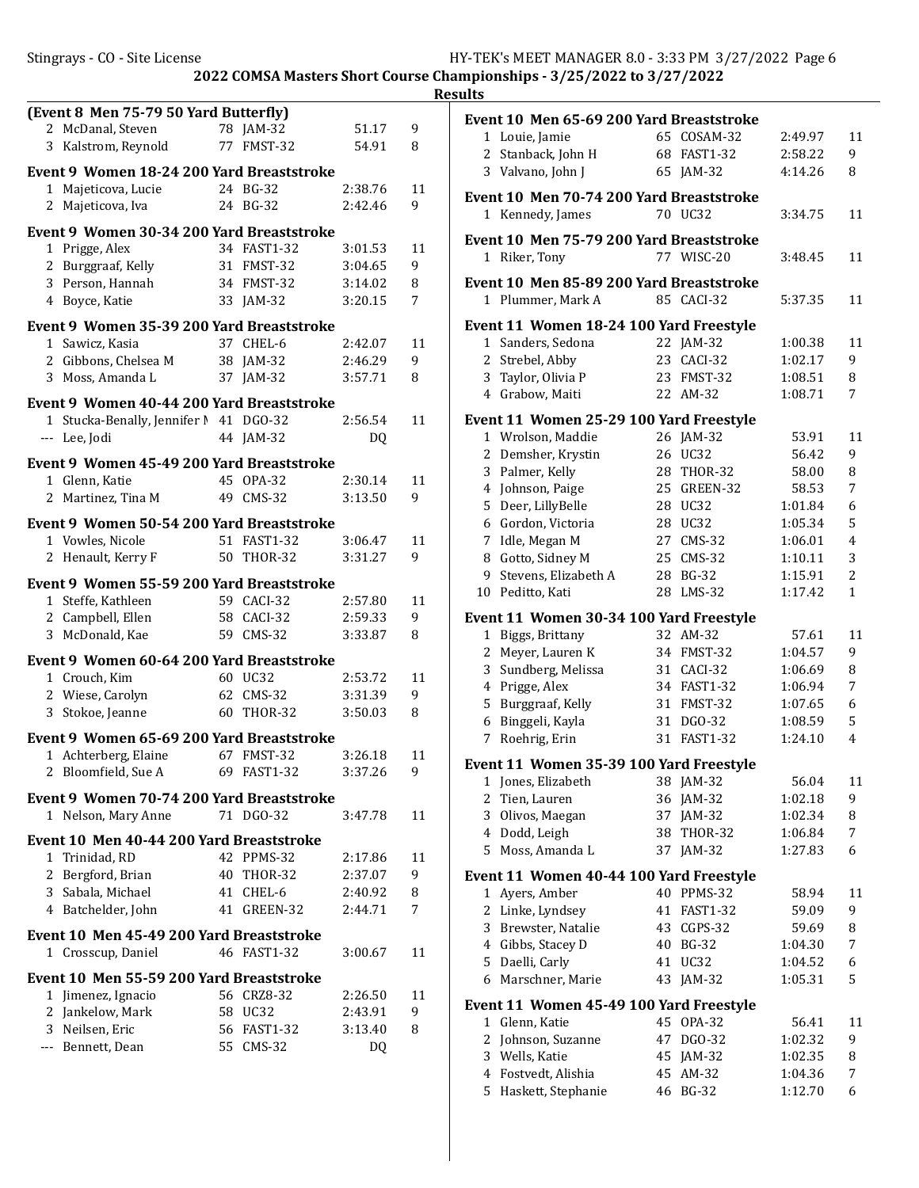## Results

### (Event 8 Men 75-79 50 Yard Butterfly)

| Place | Name | Age | Team | Time | Points |
|---|---|---|---|---|---|
| 2 | McDanal, Steven | 78 | JAM-32 | 51.17 | 9 |
| 3 | Kalstrom, Reynold | 77 | FMST-32 | 54.91 | 8 |

### Event 9 Women 18-24 200 Yard Breaststroke

| Place | Name | Age | Team | Time | Points |
|---|---|---|---|---|---|
| 1 | Majeticova, Lucie | 24 | BG-32 | 2:38.76 | 11 |
| 2 | Majeticova, Iva | 24 | BG-32 | 2:42.46 | 9 |

### Event 9 Women 30-34 200 Yard Breaststroke

| Place | Name | Age | Team | Time | Points |
|---|---|---|---|---|---|
| 1 | Prigge, Alex | 34 | FAST1-32 | 3:01.53 | 11 |
| 2 | Burggraaf, Kelly | 31 | FMST-32 | 3:04.65 | 9 |
| 3 | Person, Hannah | 34 | FMST-32 | 3:14.02 | 8 |
| 4 | Boyce, Katie | 33 | JAM-32 | 3:20.15 | 7 |

### Event 9 Women 35-39 200 Yard Breaststroke

| Place | Name | Age | Team | Time | Points |
|---|---|---|---|---|---|
| 1 | Sawicz, Kasia | 37 | CHEL-6 | 2:42.07 | 11 |
| 2 | Gibbons, Chelsea M | 38 | JAM-32 | 2:46.29 | 9 |
| 3 | Moss, Amanda L | 37 | JAM-32 | 3:57.71 | 8 |

### Event 9 Women 40-44 200 Yard Breaststroke

| Place | Name | Age | Team | Time | Points |
|---|---|---|---|---|---|
| 1 | Stucka-Benally, Jennifer M | 41 | DGO-32 | 2:56.54 | 11 |
| --- | Lee, Jodi | 44 | JAM-32 | DQ | |

### Event 9 Women 45-49 200 Yard Breaststroke

| Place | Name | Age | Team | Time | Points |
|---|---|---|---|---|---|
| 1 | Glenn, Katie | 45 | OPA-32 | 2:30.14 | 11 |
| 2 | Martinez, Tina M | 49 | CMS-32 | 3:13.50 | 9 |

### Event 9 Women 50-54 200 Yard Breaststroke

| Place | Name | Age | Team | Time | Points |
|---|---|---|---|---|---|
| 1 | Vowles, Nicole | 51 | FAST1-32 | 3:06.47 | 11 |
| 2 | Henault, Kerry F | 50 | THOR-32 | 3:31.27 | 9 |

### Event 9 Women 55-59 200 Yard Breaststroke

| Place | Name | Age | Team | Time | Points |
|---|---|---|---|---|---|
| 1 | Steffe, Kathleen | 59 | CACI-32 | 2:57.80 | 11 |
| 2 | Campbell, Ellen | 58 | CACI-32 | 2:59.33 | 9 |
| 3 | McDonald, Kae | 59 | CMS-32 | 3:33.87 | 8 |

### Event 9 Women 60-64 200 Yard Breaststroke

| Place | Name | Age | Team | Time | Points |
|---|---|---|---|---|---|
| 1 | Crouch, Kim | 60 | UC32 | 2:53.72 | 11 |
| 2 | Wiese, Carolyn | 62 | CMS-32 | 3:31.39 | 9 |
| 3 | Stokoe, Jeanne | 60 | THOR-32 | 3:50.03 | 8 |

### Event 9 Women 65-69 200 Yard Breaststroke

| Place | Name | Age | Team | Time | Points |
|---|---|---|---|---|---|
| 1 | Achterberg, Elaine | 67 | FMST-32 | 3:26.18 | 11 |
| 2 | Bloomfield, Sue A | 69 | FAST1-32 | 3:37.26 | 9 |

### Event 9 Women 70-74 200 Yard Breaststroke

| Place | Name | Age | Team | Time | Points |
|---|---|---|---|---|---|
| 1 | Nelson, Mary Anne | 71 | DGO-32 | 3:47.78 | 11 |

### Event 10 Men 40-44 200 Yard Breaststroke

| Place | Name | Age | Team | Time | Points |
|---|---|---|---|---|---|
| 1 | Trinidad, RD | 42 | PPMS-32 | 2:17.86 | 11 |
| 2 | Bergford, Brian | 40 | THOR-32 | 2:37.07 | 9 |
| 3 | Sabala, Michael | 41 | CHEL-6 | 2:40.92 | 8 |
| 4 | Batchelder, John | 41 | GREEN-32 | 2:44.71 | 7 |

### Event 10 Men 45-49 200 Yard Breaststroke

| Place | Name | Age | Team | Time | Points |
|---|---|---|---|---|---|
| 1 | Crosscup, Daniel | 46 | FAST1-32 | 3:00.67 | 11 |

### Event 10 Men 55-59 200 Yard Breaststroke

| Place | Name | Age | Team | Time | Points |
|---|---|---|---|---|---|
| 1 | Jimenez, Ignacio | 56 | CRZ8-32 | 2:26.50 | 11 |
| 2 | Jankelow, Mark | 58 | UC32 | 2:43.91 | 9 |
| 3 | Neilsen, Eric | 56 | FAST1-32 | 3:13.40 | 8 |
| --- | Bennett, Dean | 55 | CMS-32 | DQ | |

### Event 10 Men 65-69 200 Yard Breaststroke

| Place | Name | Age | Team | Time | Points |
|---|---|---|---|---|---|
| 1 | Louie, Jamie | 65 | COSAM-32 | 2:49.97 | 11 |
| 2 | Stanback, John H | 68 | FAST1-32 | 2:58.22 | 9 |
| 3 | Valvano, John J | 65 | JAM-32 | 4:14.26 | 8 |

### Event 10 Men 70-74 200 Yard Breaststroke

| Place | Name | Age | Team | Time | Points |
|---|---|---|---|---|---|
| 1 | Kennedy, James | 70 | UC32 | 3:34.75 | 11 |

### Event 10 Men 75-79 200 Yard Breaststroke

| Place | Name | Age | Team | Time | Points |
|---|---|---|---|---|---|
| 1 | Riker, Tony | 77 | WISC-20 | 3:48.45 | 11 |

### Event 10 Men 85-89 200 Yard Breaststroke

| Place | Name | Age | Team | Time | Points |
|---|---|---|---|---|---|
| 1 | Plummer, Mark A | 85 | CACI-32 | 5:37.35 | 11 |

### Event 11 Women 18-24 100 Yard Freestyle

| Place | Name | Age | Team | Time | Points |
|---|---|---|---|---|---|
| 1 | Sanders, Sedona | 22 | JAM-32 | 1:00.38 | 11 |
| 2 | Strebel, Abby | 23 | CACI-32 | 1:02.17 | 9 |
| 3 | Taylor, Olivia P | 23 | FMST-32 | 1:08.51 | 8 |
| 4 | Grabow, Maiti | 22 | AM-32 | 1:08.71 | 7 |

### Event 11 Women 25-29 100 Yard Freestyle

| Place | Name | Age | Team | Time | Points |
|---|---|---|---|---|---|
| 1 | Wrolson, Maddie | 26 | JAM-32 | 53.91 | 11 |
| 2 | Demsher, Krystin | 26 | UC32 | 56.42 | 9 |
| 3 | Palmer, Kelly | 28 | THOR-32 | 58.00 | 8 |
| 4 | Johnson, Paige | 25 | GREEN-32 | 58.53 | 7 |
| 5 | Deer, LillyBelle | 28 | UC32 | 1:01.84 | 6 |
| 6 | Gordon, Victoria | 28 | UC32 | 1:05.34 | 5 |
| 7 | Idle, Megan M | 27 | CMS-32 | 1:06.01 | 4 |
| 8 | Gotto, Sidney M | 25 | CMS-32 | 1:10.11 | 3 |
| 9 | Stevens, Elizabeth A | 28 | BG-32 | 1:15.91 | 2 |
| 10 | Peditto, Kati | 28 | LMS-32 | 1:17.42 | 1 |

### Event 11 Women 30-34 100 Yard Freestyle

| Place | Name | Age | Team | Time | Points |
|---|---|---|---|---|---|
| 1 | Biggs, Brittany | 32 | AM-32 | 57.61 | 11 |
| 2 | Meyer, Lauren K | 34 | FMST-32 | 1:04.57 | 9 |
| 3 | Sundberg, Melissa | 31 | CACI-32 | 1:06.69 | 8 |
| 4 | Prigge, Alex | 34 | FAST1-32 | 1:06.94 | 7 |
| 5 | Burggraaf, Kelly | 31 | FMST-32 | 1:07.65 | 6 |
| 6 | Binggeli, Kayla | 31 | DGO-32 | 1:08.59 | 5 |
| 7 | Roehrig, Erin | 31 | FAST1-32 | 1:24.10 | 4 |

### Event 11 Women 35-39 100 Yard Freestyle

| Place | Name | Age | Team | Time | Points |
|---|---|---|---|---|---|
| 1 | Jones, Elizabeth | 38 | JAM-32 | 56.04 | 11 |
| 2 | Tien, Lauren | 36 | JAM-32 | 1:02.18 | 9 |
| 3 | Olivos, Maegan | 37 | JAM-32 | 1:02.34 | 8 |
| 4 | Dodd, Leigh | 38 | THOR-32 | 1:06.84 | 7 |
| 5 | Moss, Amanda L | 37 | JAM-32 | 1:27.83 | 6 |

### Event 11 Women 40-44 100 Yard Freestyle

| Place | Name | Age | Team | Time | Points |
|---|---|---|---|---|---|
| 1 | Ayers, Amber | 40 | PPMS-32 | 58.94 | 11 |
| 2 | Linke, Lyndsey | 41 | FAST1-32 | 59.09 | 9 |
| 3 | Brewster, Natalie | 43 | CGPS-32 | 59.69 | 8 |
| 4 | Gibbs, Stacey D | 40 | BG-32 | 1:04.30 | 7 |
| 5 | Daelli, Carly | 41 | UC32 | 1:04.52 | 6 |
| 6 | Marschner, Marie | 43 | JAM-32 | 1:05.31 | 5 |

### Event 11 Women 45-49 100 Yard Freestyle

| Place | Name | Age | Team | Time | Points |
|---|---|---|---|---|---|
| 1 | Glenn, Katie | 45 | OPA-32 | 56.41 | 11 |
| 2 | Johnson, Suzanne | 47 | DGO-32 | 1:02.32 | 9 |
| 3 | Wells, Katie | 45 | JAM-32 | 1:02.35 | 8 |
| 4 | Fostvedt, Alishia | 45 | AM-32 | 1:04.36 | 7 |
| 5 | Haskett, Stephanie | 46 | BG-32 | 1:12.70 | 6 |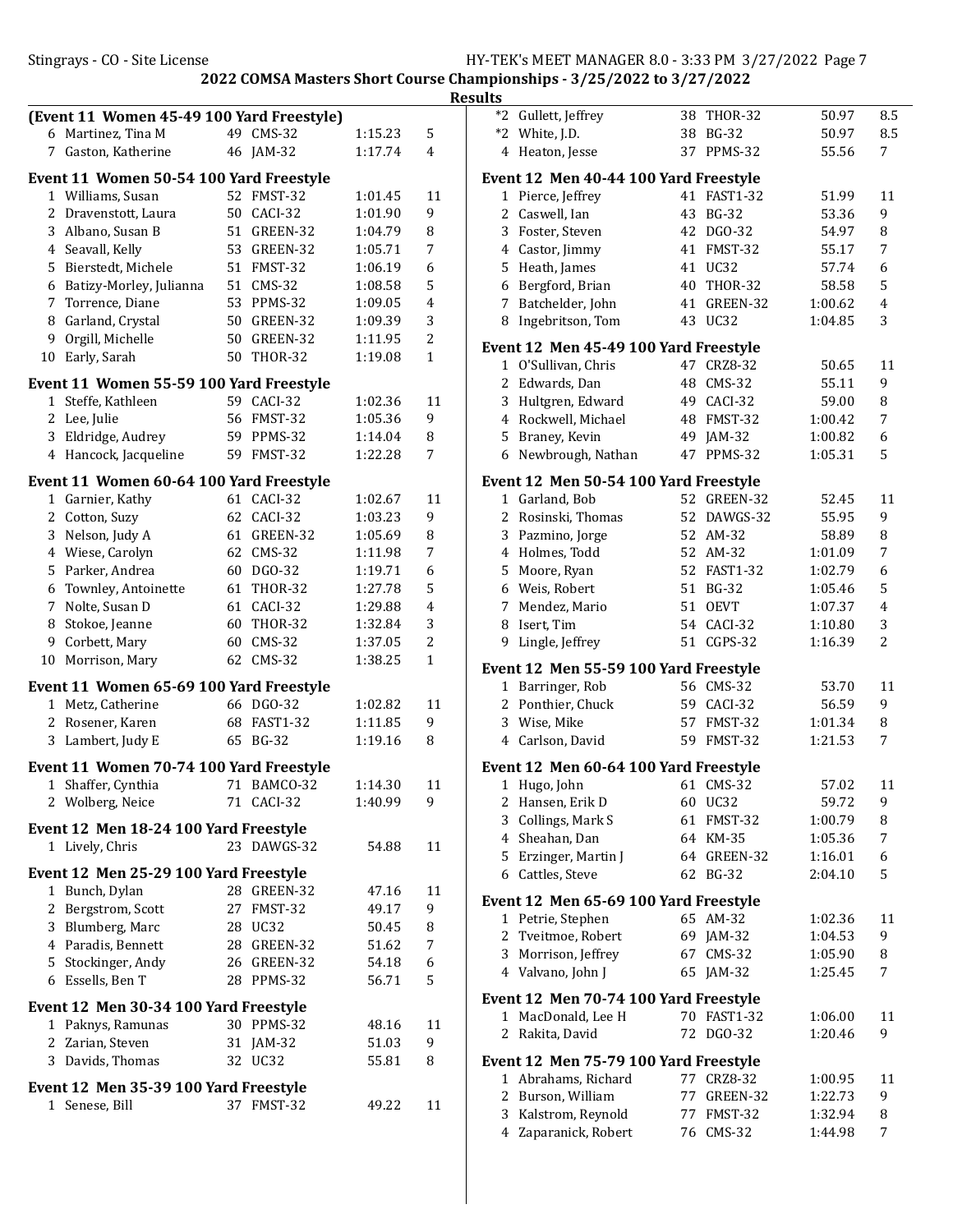## 2022 COMSA Masters Short Course Championships - 3/25/2022 to 3/27/2022

### Results

**(Event 11 Women 45-49 100 Yard Freestyle)**

| | Name | Age | Team | Time | Points |
|---|---|---|---|---|---|
| 6 | Martinez, Tina M | 49 | CMS-32 | 1:15.23 | 5 |
| 7 | Gaston, Katherine | 46 | JAM-32 | 1:17.74 | 4 |

**Event 11 Women 50-54 100 Yard Freestyle**

| | Name | Age | Team | Time | Points |
|---|---|---|---|---|---|
| 1 | Williams, Susan | 52 | FMST-32 | 1:01.45 | 11 |
| 2 | Dravenstott, Laura | 50 | CACI-32 | 1:01.90 | 9 |
| 3 | Albano, Susan B | 51 | GREEN-32 | 1:04.79 | 8 |
| 4 | Seavall, Kelly | 53 | GREEN-32 | 1:05.71 | 7 |
| 5 | Bierstedt, Michele | 51 | FMST-32 | 1:06.19 | 6 |
| 6 | Batizy-Morley, Julianna | 51 | CMS-32 | 1:08.58 | 5 |
| 7 | Torrence, Diane | 53 | PPMS-32 | 1:09.05 | 4 |
| 8 | Garland, Crystal | 50 | GREEN-32 | 1:09.39 | 3 |
| 9 | Orgill, Michelle | 50 | GREEN-32 | 1:11.95 | 2 |
| 10 | Early, Sarah | 50 | THOR-32 | 1:19.08 | 1 |

**Event 11 Women 55-59 100 Yard Freestyle**

| | Name | Age | Team | Time | Points |
|---|---|---|---|---|---|
| 1 | Steffe, Kathleen | 59 | CACI-32 | 1:02.36 | 11 |
| 2 | Lee, Julie | 56 | FMST-32 | 1:05.36 | 9 |
| 3 | Eldridge, Audrey | 59 | PPMS-32 | 1:14.04 | 8 |
| 4 | Hancock, Jacqueline | 59 | FMST-32 | 1:22.28 | 7 |

**Event 11 Women 60-64 100 Yard Freestyle**

| | Name | Age | Team | Time | Points |
|---|---|---|---|---|---|
| 1 | Garnier, Kathy | 61 | CACI-32 | 1:02.67 | 11 |
| 2 | Cotton, Suzy | 62 | CACI-32 | 1:03.23 | 9 |
| 3 | Nelson, Judy A | 61 | GREEN-32 | 1:05.69 | 8 |
| 4 | Wiese, Carolyn | 62 | CMS-32 | 1:11.98 | 7 |
| 5 | Parker, Andrea | 60 | DGO-32 | 1:19.71 | 6 |
| 6 | Townley, Antoinette | 61 | THOR-32 | 1:27.78 | 5 |
| 7 | Nolte, Susan D | 61 | CACI-32 | 1:29.88 | 4 |
| 8 | Stokoe, Jeanne | 60 | THOR-32 | 1:32.84 | 3 |
| 9 | Corbett, Mary | 60 | CMS-32 | 1:37.05 | 2 |
| 10 | Morrison, Mary | 62 | CMS-32 | 1:38.25 | 1 |

**Event 11 Women 65-69 100 Yard Freestyle**

| | Name | Age | Team | Time | Points |
|---|---|---|---|---|---|
| 1 | Metz, Catherine | 66 | DGO-32 | 1:02.82 | 11 |
| 2 | Rosener, Karen | 68 | FAST1-32 | 1:11.85 | 9 |
| 3 | Lambert, Judy E | 65 | BG-32 | 1:19.16 | 8 |

**Event 11 Women 70-74 100 Yard Freestyle**

| | Name | Age | Team | Time | Points |
|---|---|---|---|---|---|
| 1 | Shaffer, Cynthia | 71 | BAMCO-32 | 1:14.30 | 11 |
| 2 | Wolberg, Neice | 71 | CACI-32 | 1:40.99 | 9 |

**Event 12 Men 18-24 100 Yard Freestyle**

| | Name | Age | Team | Time | Points |
|---|---|---|---|---|---|
| 1 | Lively, Chris | 23 | DAWGS-32 | 54.88 | 11 |

**Event 12 Men 25-29 100 Yard Freestyle**

| | Name | Age | Team | Time | Points |
|---|---|---|---|---|---|
| 1 | Bunch, Dylan | 28 | GREEN-32 | 47.16 | 11 |
| 2 | Bergstrom, Scott | 27 | FMST-32 | 49.17 | 9 |
| 3 | Blumberg, Marc | 28 | UC32 | 50.45 | 8 |
| 4 | Paradis, Bennett | 28 | GREEN-32 | 51.62 | 7 |
| 5 | Stockinger, Andy | 26 | GREEN-32 | 54.18 | 6 |
| 6 | Essells, Ben T | 28 | PPMS-32 | 56.71 | 5 |

**Event 12 Men 30-34 100 Yard Freestyle**

| | Name | Age | Team | Time | Points |
|---|---|---|---|---|---|
| 1 | Paknys, Ramunas | 30 | PPMS-32 | 48.16 | 11 |
| 2 | Zarian, Steven | 31 | JAM-32 | 51.03 | 9 |
| 3 | Davids, Thomas | 32 | UC32 | 55.81 | 8 |

**Event 12 Men 35-39 100 Yard Freestyle**

| | Name | Age | Team | Time | Points |
|---|---|---|---|---|---|
| 1 | Senese, Bill | 37 | FMST-32 | 49.22 | 11 |
| *2 | Gullett, Jeffrey | 38 | THOR-32 | 50.97 | 8.5 |
| *2 | White, J.D. | 38 | BG-32 | 50.97 | 8.5 |
| 4 | Heaton, Jesse | 37 | PPMS-32 | 55.56 | 7 |

**Event 12 Men 40-44 100 Yard Freestyle**

| | Name | Age | Team | Time | Points |
|---|---|---|---|---|---|
| 1 | Pierce, Jeffrey | 41 | FAST1-32 | 51.99 | 11 |
| 2 | Caswell, Ian | 43 | BG-32 | 53.36 | 9 |
| 3 | Foster, Steven | 42 | DGO-32 | 54.97 | 8 |
| 4 | Castor, Jimmy | 41 | FMST-32 | 55.17 | 7 |
| 5 | Heath, James | 41 | UC32 | 57.74 | 6 |
| 6 | Bergford, Brian | 40 | THOR-32 | 58.58 | 5 |
| 7 | Batchelder, John | 41 | GREEN-32 | 1:00.62 | 4 |
| 8 | Ingebritson, Tom | 43 | UC32 | 1:04.85 | 3 |

**Event 12 Men 45-49 100 Yard Freestyle**

| | Name | Age | Team | Time | Points |
|---|---|---|---|---|---|
| 1 | O'Sullivan, Chris | 47 | CRZ8-32 | 50.65 | 11 |
| 2 | Edwards, Dan | 48 | CMS-32 | 55.11 | 9 |
| 3 | Hultgren, Edward | 49 | CACI-32 | 59.00 | 8 |
| 4 | Rockwell, Michael | 48 | FMST-32 | 1:00.42 | 7 |
| 5 | Braney, Kevin | 49 | JAM-32 | 1:00.82 | 6 |
| 6 | Newbrough, Nathan | 47 | PPMS-32 | 1:05.31 | 5 |

**Event 12 Men 50-54 100 Yard Freestyle**

| | Name | Age | Team | Time | Points |
|---|---|---|---|---|---|
| 1 | Garland, Bob | 52 | GREEN-32 | 52.45 | 11 |
| 2 | Rosinski, Thomas | 52 | DAWGS-32 | 55.95 | 9 |
| 3 | Pazmino, Jorge | 52 | AM-32 | 58.89 | 8 |
| 4 | Holmes, Todd | 52 | AM-32 | 1:01.09 | 7 |
| 5 | Moore, Ryan | 52 | FAST1-32 | 1:02.79 | 6 |
| 6 | Weis, Robert | 51 | BG-32 | 1:05.46 | 5 |
| 7 | Mendez, Mario | 51 | OEVT | 1:07.37 | 4 |
| 8 | Isert, Tim | 54 | CACI-32 | 1:10.80 | 3 |
| 9 | Lingle, Jeffrey | 51 | CGPS-32 | 1:16.39 | 2 |

**Event 12 Men 55-59 100 Yard Freestyle**

| | Name | Age | Team | Time | Points |
|---|---|---|---|---|---|
| 1 | Barringer, Rob | 56 | CMS-32 | 53.70 | 11 |
| 2 | Ponthier, Chuck | 59 | CACI-32 | 56.59 | 9 |
| 3 | Wise, Mike | 57 | FMST-32 | 1:01.34 | 8 |
| 4 | Carlson, David | 59 | FMST-32 | 1:21.53 | 7 |

**Event 12 Men 60-64 100 Yard Freestyle**

| | Name | Age | Team | Time | Points |
|---|---|---|---|---|---|
| 1 | Hugo, John | 61 | CMS-32 | 57.02 | 11 |
| 2 | Hansen, Erik D | 60 | UC32 | 59.72 | 9 |
| 3 | Collings, Mark S | 61 | FMST-32 | 1:00.79 | 8 |
| 4 | Sheahan, Dan | 64 | KM-35 | 1:05.36 | 7 |
| 5 | Erzinger, Martin J | 64 | GREEN-32 | 1:16.01 | 6 |
| 6 | Cattles, Steve | 62 | BG-32 | 2:04.10 | 5 |

**Event 12 Men 65-69 100 Yard Freestyle**

| | Name | Age | Team | Time | Points |
|---|---|---|---|---|---|
| 1 | Petrie, Stephen | 65 | AM-32 | 1:02.36 | 11 |
| 2 | Tveitmoe, Robert | 69 | JAM-32 | 1:04.53 | 9 |
| 3 | Morrison, Jeffrey | 67 | CMS-32 | 1:05.90 | 8 |
| 4 | Valvano, John J | 65 | JAM-32 | 1:25.45 | 7 |

**Event 12 Men 70-74 100 Yard Freestyle**

| | Name | Age | Team | Time | Points |
|---|---|---|---|---|---|
| 1 | MacDonald, Lee H | 70 | FAST1-32 | 1:06.00 | 11 |
| 2 | Rakita, David | 72 | DGO-32 | 1:20.46 | 9 |

**Event 12 Men 75-79 100 Yard Freestyle**

| | Name | Age | Team | Time | Points |
|---|---|---|---|---|---|
| 1 | Abrahams, Richard | 77 | CRZ8-32 | 1:00.95 | 11 |
| 2 | Burson, William | 77 | GREEN-32 | 1:22.73 | 9 |
| 3 | Kalstrom, Reynold | 77 | FMST-32 | 1:32.94 | 8 |
| 4 | Zaparanick, Robert | 76 | CMS-32 | 1:44.98 | 7 |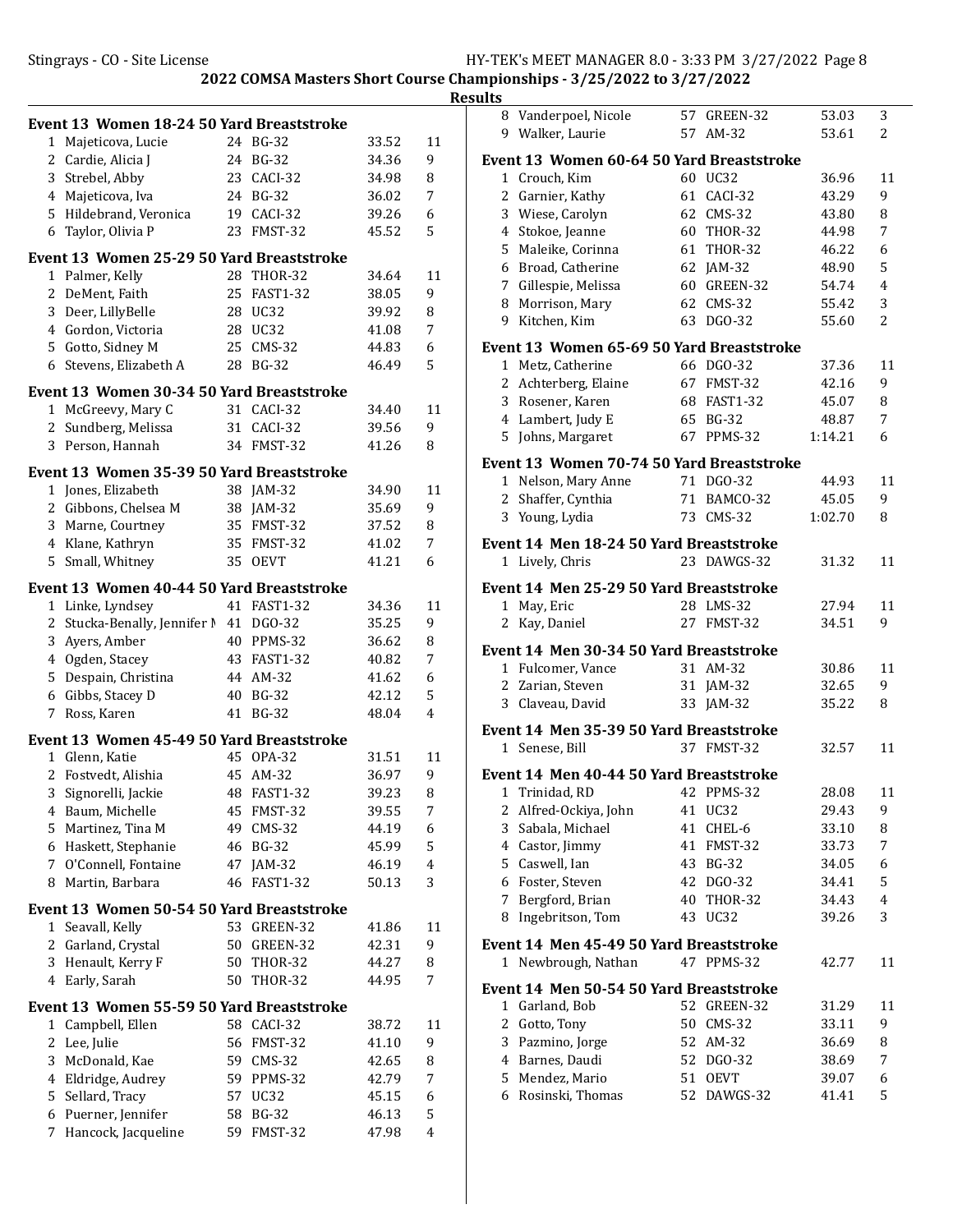## 2022 COMSA Masters Short Course Championships - 3/25/2022 to 3/27/2022

### Results

**Event 13 Women 18-24 50 Yard Breaststroke**

| Place | Name | Age | Team | Time | Points |
|---|---|---|---|---|---|
| 1 | Majeticova, Lucie | 24 | BG-32 | 33.52 | 11 |
| 2 | Cardie, Alicia J | 24 | BG-32 | 34.36 | 9 |
| 3 | Strebel, Abby | 23 | CACI-32 | 34.98 | 8 |
| 4 | Majeticova, Iva | 24 | BG-32 | 36.02 | 7 |
| 5 | Hildebrand, Veronica | 19 | CACI-32 | 39.26 | 6 |
| 6 | Taylor, Olivia P | 23 | FMST-32 | 45.52 | 5 |

**Event 13 Women 25-29 50 Yard Breaststroke**

| Place | Name | Age | Team | Time | Points |
|---|---|---|---|---|---|
| 1 | Palmer, Kelly | 28 | THOR-32 | 34.64 | 11 |
| 2 | DeMent, Faith | 25 | FAST1-32 | 38.05 | 9 |
| 3 | Deer, LillyBelle | 28 | UC32 | 39.92 | 8 |
| 4 | Gordon, Victoria | 28 | UC32 | 41.08 | 7 |
| 5 | Gotto, Sidney M | 25 | CMS-32 | 44.83 | 6 |
| 6 | Stevens, Elizabeth A | 28 | BG-32 | 46.49 | 5 |

**Event 13 Women 30-34 50 Yard Breaststroke**

| Place | Name | Age | Team | Time | Points |
|---|---|---|---|---|---|
| 1 | McGreevy, Mary C | 31 | CACI-32 | 34.40 | 11 |
| 2 | Sundberg, Melissa | 31 | CACI-32 | 39.56 | 9 |
| 3 | Person, Hannah | 34 | FMST-32 | 41.26 | 8 |

**Event 13 Women 35-39 50 Yard Breaststroke**

| Place | Name | Age | Team | Time | Points |
|---|---|---|---|---|---|
| 1 | Jones, Elizabeth | 38 | JAM-32 | 34.90 | 11 |
| 2 | Gibbons, Chelsea M | 38 | JAM-32 | 35.69 | 9 |
| 3 | Marne, Courtney | 35 | FMST-32 | 37.52 | 8 |
| 4 | Klane, Kathryn | 35 | FMST-32 | 41.02 | 7 |
| 5 | Small, Whitney | 35 | OEVT | 41.21 | 6 |

**Event 13 Women 40-44 50 Yard Breaststroke**

| Place | Name | Age | Team | Time | Points |
|---|---|---|---|---|---|
| 1 | Linke, Lyndsey | 41 | FAST1-32 | 34.36 | 11 |
| 2 | Stucka-Benally, Jennifer M | 41 | DGO-32 | 35.25 | 9 |
| 3 | Ayers, Amber | 40 | PPMS-32 | 36.62 | 8 |
| 4 | Ogden, Stacey | 43 | FAST1-32 | 40.82 | 7 |
| 5 | Despain, Christina | 44 | AM-32 | 41.62 | 6 |
| 6 | Gibbs, Stacey D | 40 | BG-32 | 42.12 | 5 |
| 7 | Ross, Karen | 41 | BG-32 | 48.04 | 4 |

**Event 13 Women 45-49 50 Yard Breaststroke**

| Place | Name | Age | Team | Time | Points |
|---|---|---|---|---|---|
| 1 | Glenn, Katie | 45 | OPA-32 | 31.51 | 11 |
| 2 | Fostvedt, Alishia | 45 | AM-32 | 36.97 | 9 |
| 3 | Signorelli, Jackie | 48 | FAST1-32 | 39.23 | 8 |
| 4 | Baum, Michelle | 45 | FMST-32 | 39.55 | 7 |
| 5 | Martinez, Tina M | 49 | CMS-32 | 44.19 | 6 |
| 6 | Haskett, Stephanie | 46 | BG-32 | 45.99 | 5 |
| 7 | O'Connell, Fontaine | 47 | JAM-32 | 46.19 | 4 |
| 8 | Martin, Barbara | 46 | FAST1-32 | 50.13 | 3 |

**Event 13 Women 50-54 50 Yard Breaststroke**

| Place | Name | Age | Team | Time | Points |
|---|---|---|---|---|---|
| 1 | Seavall, Kelly | 53 | GREEN-32 | 41.86 | 11 |
| 2 | Garland, Crystal | 50 | GREEN-32 | 42.31 | 9 |
| 3 | Henault, Kerry F | 50 | THOR-32 | 44.27 | 8 |
| 4 | Early, Sarah | 50 | THOR-32 | 44.95 | 7 |

**Event 13 Women 55-59 50 Yard Breaststroke**

| Place | Name | Age | Team | Time | Points |
|---|---|---|---|---|---|
| 1 | Campbell, Ellen | 58 | CACI-32 | 38.72 | 11 |
| 2 | Lee, Julie | 56 | FMST-32 | 41.10 | 9 |
| 3 | McDonald, Kae | 59 | CMS-32 | 42.65 | 8 |
| 4 | Eldridge, Audrey | 59 | PPMS-32 | 42.79 | 7 |
| 5 | Sellard, Tracy | 57 | UC32 | 45.15 | 6 |
| 6 | Puerner, Jennifer | 58 | BG-32 | 46.13 | 5 |
| 7 | Hancock, Jacqueline | 59 | FMST-32 | 47.98 | 4 |
| 8 | Vanderpoel, Nicole | 57 | GREEN-32 | 53.03 | 3 |
| 9 | Walker, Laurie | 57 | AM-32 | 53.61 | 2 |

**Event 13 Women 60-64 50 Yard Breaststroke**

| Place | Name | Age | Team | Time | Points |
|---|---|---|---|---|---|
| 1 | Crouch, Kim | 60 | UC32 | 36.96 | 11 |
| 2 | Garnier, Kathy | 61 | CACI-32 | 43.29 | 9 |
| 3 | Wiese, Carolyn | 62 | CMS-32 | 43.80 | 8 |
| 4 | Stokoe, Jeanne | 60 | THOR-32 | 44.98 | 7 |
| 5 | Maleike, Corinna | 61 | THOR-32 | 46.22 | 6 |
| 6 | Broad, Catherine | 62 | JAM-32 | 48.90 | 5 |
| 7 | Gillespie, Melissa | 60 | GREEN-32 | 54.74 | 4 |
| 8 | Morrison, Mary | 62 | CMS-32 | 55.42 | 3 |
| 9 | Kitchen, Kim | 63 | DGO-32 | 55.60 | 2 |

**Event 13 Women 65-69 50 Yard Breaststroke**

| Place | Name | Age | Team | Time | Points |
|---|---|---|---|---|---|
| 1 | Metz, Catherine | 66 | DGO-32 | 37.36 | 11 |
| 2 | Achterberg, Elaine | 67 | FMST-32 | 42.16 | 9 |
| 3 | Rosener, Karen | 68 | FAST1-32 | 45.07 | 8 |
| 4 | Lambert, Judy E | 65 | BG-32 | 48.87 | 7 |
| 5 | Johns, Margaret | 67 | PPMS-32 | 1:14.21 | 6 |

**Event 13 Women 70-74 50 Yard Breaststroke**

| Place | Name | Age | Team | Time | Points |
|---|---|---|---|---|---|
| 1 | Nelson, Mary Anne | 71 | DGO-32 | 44.93 | 11 |
| 2 | Shaffer, Cynthia | 71 | BAMCO-32 | 45.05 | 9 |
| 3 | Young, Lydia | 73 | CMS-32 | 1:02.70 | 8 |

**Event 14 Men 18-24 50 Yard Breaststroke**

| Place | Name | Age | Team | Time | Points |
|---|---|---|---|---|---|
| 1 | Lively, Chris | 23 | DAWGS-32 | 31.32 | 11 |

**Event 14 Men 25-29 50 Yard Breaststroke**

| Place | Name | Age | Team | Time | Points |
|---|---|---|---|---|---|
| 1 | May, Eric | 28 | LMS-32 | 27.94 | 11 |
| 2 | Kay, Daniel | 27 | FMST-32 | 34.51 | 9 |

**Event 14 Men 30-34 50 Yard Breaststroke**

| Place | Name | Age | Team | Time | Points |
|---|---|---|---|---|---|
| 1 | Fulcomer, Vance | 31 | AM-32 | 30.86 | 11 |
| 2 | Zarian, Steven | 31 | JAM-32 | 32.65 | 9 |
| 3 | Claveau, David | 33 | JAM-32 | 35.22 | 8 |

**Event 14 Men 35-39 50 Yard Breaststroke**

| Place | Name | Age | Team | Time | Points |
|---|---|---|---|---|---|
| 1 | Senese, Bill | 37 | FMST-32 | 32.57 | 11 |

**Event 14 Men 40-44 50 Yard Breaststroke**

| Place | Name | Age | Team | Time | Points |
|---|---|---|---|---|---|
| 1 | Trinidad, RD | 42 | PPMS-32 | 28.08 | 11 |
| 2 | Alfred-Ockiya, John | 41 | UC32 | 29.43 | 9 |
| 3 | Sabala, Michael | 41 | CHEL-6 | 33.10 | 8 |
| 4 | Castor, Jimmy | 41 | FMST-32 | 33.73 | 7 |
| 5 | Caswell, Ian | 43 | BG-32 | 34.05 | 6 |
| 6 | Foster, Steven | 42 | DGO-32 | 34.41 | 5 |
| 7 | Bergford, Brian | 40 | THOR-32 | 34.43 | 4 |
| 8 | Ingebritson, Tom | 43 | UC32 | 39.26 | 3 |

**Event 14 Men 45-49 50 Yard Breaststroke**

| Place | Name | Age | Team | Time | Points |
|---|---|---|---|---|---|
| 1 | Newbrough, Nathan | 47 | PPMS-32 | 42.77 | 11 |

**Event 14 Men 50-54 50 Yard Breaststroke**

| Place | Name | Age | Team | Time | Points |
|---|---|---|---|---|---|
| 1 | Garland, Bob | 52 | GREEN-32 | 31.29 | 11 |
| 2 | Gotto, Tony | 50 | CMS-32 | 33.11 | 9 |
| 3 | Pazmino, Jorge | 52 | AM-32 | 36.69 | 8 |
| 4 | Barnes, Daudi | 52 | DGO-32 | 38.69 | 7 |
| 5 | Mendez, Mario | 51 | OEVT | 39.07 | 6 |
| 6 | Rosinski, Thomas | 52 | DAWGS-32 | 41.41 | 5 |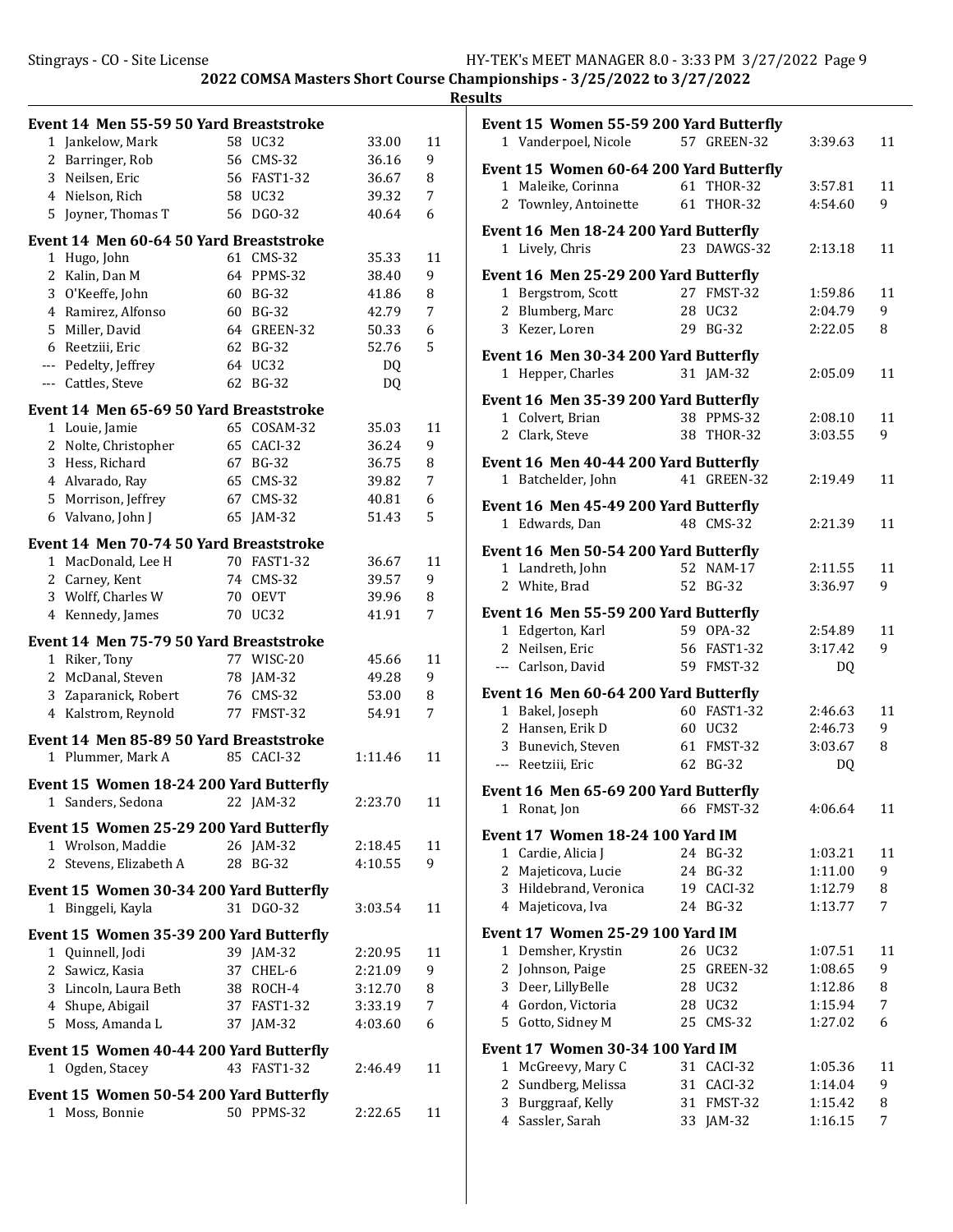## 2022 COMSA Masters Short Course Championships - 3/25/2022 to 3/27/2022

### Results

**Event 14 Men 55-59 50 Yard Breaststroke**

| Place | Name | Age | Team | Time | Points |
|---|---|---|---|---|---|
| 1 | Jankelow, Mark | 58 | UC32 | 33.00 | 11 |
| 2 | Barringer, Rob | 56 | CMS-32 | 36.16 | 9 |
| 3 | Neilsen, Eric | 56 | FAST1-32 | 36.67 | 8 |
| 4 | Nielson, Rich | 58 | UC32 | 39.32 | 7 |
| 5 | Joyner, Thomas T | 56 | DGO-32 | 40.64 | 6 |

**Event 14 Men 60-64 50 Yard Breaststroke**

| Place | Name | Age | Team | Time | Points |
|---|---|---|---|---|---|
| 1 | Hugo, John | 61 | CMS-32 | 35.33 | 11 |
| 2 | Kalin, Dan M | 64 | PPMS-32 | 38.40 | 9 |
| 3 | O'Keeffe, John | 60 | BG-32 | 41.86 | 8 |
| 4 | Ramirez, Alfonso | 60 | BG-32 | 42.79 | 7 |
| 5 | Miller, David | 64 | GREEN-32 | 50.33 | 6 |
| 6 | Reetziii, Eric | 62 | BG-32 | 52.76 | 5 |
| --- | Pedelty, Jeffrey | 64 | UC32 | DQ | |
| --- | Cattles, Steve | 62 | BG-32 | DQ | |

**Event 14 Men 65-69 50 Yard Breaststroke**

| Place | Name | Age | Team | Time | Points |
|---|---|---|---|---|---|
| 1 | Louie, Jamie | 65 | COSAM-32 | 35.03 | 11 |
| 2 | Nolte, Christopher | 65 | CACI-32 | 36.24 | 9 |
| 3 | Hess, Richard | 67 | BG-32 | 36.75 | 8 |
| 4 | Alvarado, Ray | 65 | CMS-32 | 39.82 | 7 |
| 5 | Morrison, Jeffrey | 67 | CMS-32 | 40.81 | 6 |
| 6 | Valvano, John J | 65 | JAM-32 | 51.43 | 5 |

**Event 14 Men 70-74 50 Yard Breaststroke**

| Place | Name | Age | Team | Time | Points |
|---|---|---|---|---|---|
| 1 | MacDonald, Lee H | 70 | FAST1-32 | 36.67 | 11 |
| 2 | Carney, Kent | 74 | CMS-32 | 39.57 | 9 |
| 3 | Wolff, Charles W | 70 | OEVT | 39.96 | 8 |
| 4 | Kennedy, James | 70 | UC32 | 41.91 | 7 |

**Event 14 Men 75-79 50 Yard Breaststroke**

| Place | Name | Age | Team | Time | Points |
|---|---|---|---|---|---|
| 1 | Riker, Tony | 77 | WISC-20 | 45.66 | 11 |
| 2 | McDanal, Steven | 78 | JAM-32 | 49.28 | 9 |
| 3 | Zaparanick, Robert | 76 | CMS-32 | 53.00 | 8 |
| 4 | Kalstrom, Reynold | 77 | FMST-32 | 54.91 | 7 |

**Event 14 Men 85-89 50 Yard Breaststroke**

| Place | Name | Age | Team | Time | Points |
|---|---|---|---|---|---|
| 1 | Plummer, Mark A | 85 | CACI-32 | 1:11.46 | 11 |

**Event 15 Women 18-24 200 Yard Butterfly**

| Place | Name | Age | Team | Time | Points |
|---|---|---|---|---|---|
| 1 | Sanders, Sedona | 22 | JAM-32 | 2:23.70 | 11 |

**Event 15 Women 25-29 200 Yard Butterfly**

| Place | Name | Age | Team | Time | Points |
|---|---|---|---|---|---|
| 1 | Wrolson, Maddie | 26 | JAM-32 | 2:18.45 | 11 |
| 2 | Stevens, Elizabeth A | 28 | BG-32 | 4:10.55 | 9 |

**Event 15 Women 30-34 200 Yard Butterfly**

| Place | Name | Age | Team | Time | Points |
|---|---|---|---|---|---|
| 1 | Binggeli, Kayla | 31 | DGO-32 | 3:03.54 | 11 |

**Event 15 Women 35-39 200 Yard Butterfly**

| Place | Name | Age | Team | Time | Points |
|---|---|---|---|---|---|
| 1 | Quinnell, Jodi | 39 | JAM-32 | 2:20.95 | 11 |
| 2 | Sawicz, Kasia | 37 | CHEL-6 | 2:21.09 | 9 |
| 3 | Lincoln, Laura Beth | 38 | ROCH-4 | 3:12.70 | 8 |
| 4 | Shupe, Abigail | 37 | FAST1-32 | 3:33.19 | 7 |
| 5 | Moss, Amanda L | 37 | JAM-32 | 4:03.60 | 6 |

**Event 15 Women 40-44 200 Yard Butterfly**

| Place | Name | Age | Team | Time | Points |
|---|---|---|---|---|---|
| 1 | Ogden, Stacey | 43 | FAST1-32 | 2:46.49 | 11 |

**Event 15 Women 50-54 200 Yard Butterfly**

| Place | Name | Age | Team | Time | Points |
|---|---|---|---|---|---|
| 1 | Moss, Bonnie | 50 | PPMS-32 | 2:22.65 | 11 |

**Event 15 Women 55-59 200 Yard Butterfly**

| Place | Name | Age | Team | Time | Points |
|---|---|---|---|---|---|
| 1 | Vanderpoel, Nicole | 57 | GREEN-32 | 3:39.63 | 11 |

**Event 15 Women 60-64 200 Yard Butterfly**

| Place | Name | Age | Team | Time | Points |
|---|---|---|---|---|---|
| 1 | Maleike, Corinna | 61 | THOR-32 | 3:57.81 | 11 |
| 2 | Townley, Antoinette | 61 | THOR-32 | 4:54.60 | 9 |

**Event 16 Men 18-24 200 Yard Butterfly**

| Place | Name | Age | Team | Time | Points |
|---|---|---|---|---|---|
| 1 | Lively, Chris | 23 | DAWGS-32 | 2:13.18 | 11 |

**Event 16 Men 25-29 200 Yard Butterfly**

| Place | Name | Age | Team | Time | Points |
|---|---|---|---|---|---|
| 1 | Bergstrom, Scott | 27 | FMST-32 | 1:59.86 | 11 |
| 2 | Blumberg, Marc | 28 | UC32 | 2:04.79 | 9 |
| 3 | Kezer, Loren | 29 | BG-32 | 2:22.05 | 8 |

**Event 16 Men 30-34 200 Yard Butterfly**

| Place | Name | Age | Team | Time | Points |
|---|---|---|---|---|---|
| 1 | Hepper, Charles | 31 | JAM-32 | 2:05.09 | 11 |

**Event 16 Men 35-39 200 Yard Butterfly**

| Place | Name | Age | Team | Time | Points |
|---|---|---|---|---|---|
| 1 | Colvert, Brian | 38 | PPMS-32 | 2:08.10 | 11 |
| 2 | Clark, Steve | 38 | THOR-32 | 3:03.55 | 9 |

**Event 16 Men 40-44 200 Yard Butterfly**

| Place | Name | Age | Team | Time | Points |
|---|---|---|---|---|---|
| 1 | Batchelder, John | 41 | GREEN-32 | 2:19.49 | 11 |

**Event 16 Men 45-49 200 Yard Butterfly**

| Place | Name | Age | Team | Time | Points |
|---|---|---|---|---|---|
| 1 | Edwards, Dan | 48 | CMS-32 | 2:21.39 | 11 |

**Event 16 Men 50-54 200 Yard Butterfly**

| Place | Name | Age | Team | Time | Points |
|---|---|---|---|---|---|
| 1 | Landreth, John | 52 | NAM-17 | 2:11.55 | 11 |
| 2 | White, Brad | 52 | BG-32 | 3:36.97 | 9 |

**Event 16 Men 55-59 200 Yard Butterfly**

| Place | Name | Age | Team | Time | Points |
|---|---|---|---|---|---|
| 1 | Edgerton, Karl | 59 | OPA-32 | 2:54.89 | 11 |
| 2 | Neilsen, Eric | 56 | FAST1-32 | 3:17.42 | 9 |
| --- | Carlson, David | 59 | FMST-32 | DQ | |

**Event 16 Men 60-64 200 Yard Butterfly**

| Place | Name | Age | Team | Time | Points |
|---|---|---|---|---|---|
| 1 | Bakel, Joseph | 60 | FAST1-32 | 2:46.63 | 11 |
| 2 | Hansen, Erik D | 60 | UC32 | 2:46.73 | 9 |
| 3 | Bunevich, Steven | 61 | FMST-32 | 3:03.67 | 8 |
| --- | Reetziii, Eric | 62 | BG-32 | DQ | |

**Event 16 Men 65-69 200 Yard Butterfly**

| Place | Name | Age | Team | Time | Points |
|---|---|---|---|---|---|
| 1 | Ronat, Jon | 66 | FMST-32 | 4:06.64 | 11 |

**Event 17 Women 18-24 100 Yard IM**

| Place | Name | Age | Team | Time | Points |
|---|---|---|---|---|---|
| 1 | Cardie, Alicia J | 24 | BG-32 | 1:03.21 | 11 |
| 2 | Majeticova, Lucie | 24 | BG-32 | 1:11.00 | 9 |
| 3 | Hildebrand, Veronica | 19 | CACI-32 | 1:12.79 | 8 |
| 4 | Majeticova, Iva | 24 | BG-32 | 1:13.77 | 7 |

**Event 17 Women 25-29 100 Yard IM**

| Place | Name | Age | Team | Time | Points |
|---|---|---|---|---|---|
| 1 | Demsher, Krystin | 26 | UC32 | 1:07.51 | 11 |
| 2 | Johnson, Paige | 25 | GREEN-32 | 1:08.65 | 9 |
| 3 | Deer, LillyBelle | 28 | UC32 | 1:12.86 | 8 |
| 4 | Gordon, Victoria | 28 | UC32 | 1:15.94 | 7 |
| 5 | Gotto, Sidney M | 25 | CMS-32 | 1:27.02 | 6 |

**Event 17 Women 30-34 100 Yard IM**

| Place | Name | Age | Team | Time | Points |
|---|---|---|---|---|---|
| 1 | McGreevy, Mary C | 31 | CACI-32 | 1:05.36 | 11 |
| 2 | Sundberg, Melissa | 31 | CACI-32 | 1:14.04 | 9 |
| 3 | Burggraaf, Kelly | 31 | FMST-32 | 1:15.42 | 8 |
| 4 | Sassler, Sarah | 33 | JAM-32 | 1:16.15 | 7 |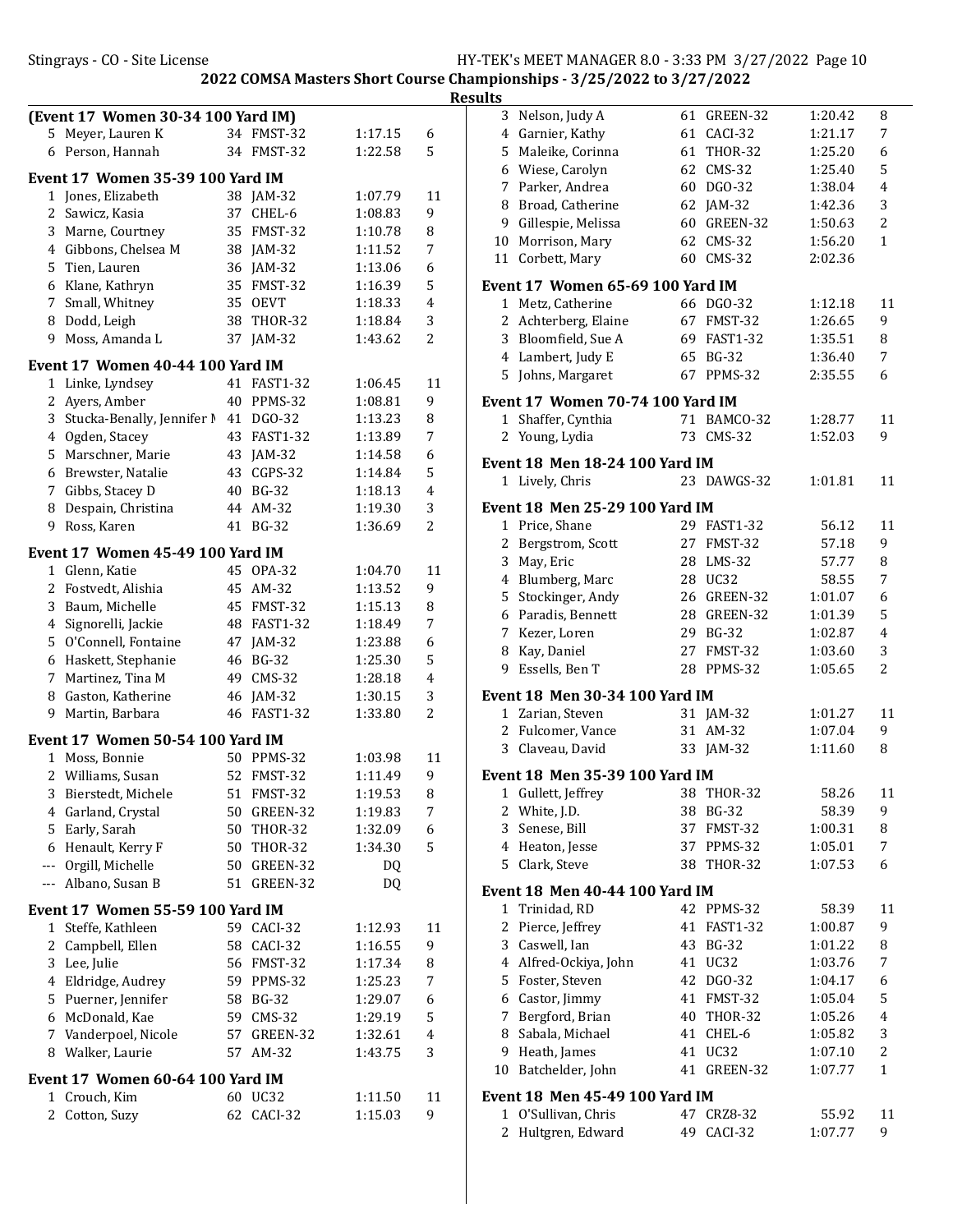## 2022 COMSA Masters Short Course Championships - 3/25/2022 to 3/27/2022

### Results

**(Event 17 Women 30-34 100 Yard IM)**

| | Name | Age | Team | Time | Points |
|---|---|---|---|---|---|
| 5 | Meyer, Lauren K | 34 | FMST-32 | 1:17.15 | 6 |
| 6 | Person, Hannah | 34 | FMST-32 | 1:22.58 | 5 |

**Event 17 Women 35-39 100 Yard IM**

| | Name | Age | Team | Time | Points |
|---|---|---|---|---|---|
| 1 | Jones, Elizabeth | 38 | JAM-32 | 1:07.79 | 11 |
| 2 | Sawicz, Kasia | 37 | CHEL-6 | 1:08.83 | 9 |
| 3 | Marne, Courtney | 35 | FMST-32 | 1:10.78 | 8 |
| 4 | Gibbons, Chelsea M | 38 | JAM-32 | 1:11.52 | 7 |
| 5 | Tien, Lauren | 36 | JAM-32 | 1:13.06 | 6 |
| 6 | Klane, Kathryn | 35 | FMST-32 | 1:16.39 | 5 |
| 7 | Small, Whitney | 35 | OEVT | 1:18.33 | 4 |
| 8 | Dodd, Leigh | 38 | THOR-32 | 1:18.84 | 3 |
| 9 | Moss, Amanda L | 37 | JAM-32 | 1:43.62 | 2 |

**Event 17 Women 40-44 100 Yard IM**

| | Name | Age | Team | Time | Points |
|---|---|---|---|---|---|
| 1 | Linke, Lyndsey | 41 | FAST1-32 | 1:06.45 | 11 |
| 2 | Ayers, Amber | 40 | PPMS-32 | 1:08.81 | 9 |
| 3 | Stucka-Benally, Jennifer M | 41 | DGO-32 | 1:13.23 | 8 |
| 4 | Ogden, Stacey | 43 | FAST1-32 | 1:13.89 | 7 |
| 5 | Marschner, Marie | 43 | JAM-32 | 1:14.58 | 6 |
| 6 | Brewster, Natalie | 43 | CGPS-32 | 1:14.84 | 5 |
| 7 | Gibbs, Stacey D | 40 | BG-32 | 1:18.13 | 4 |
| 8 | Despain, Christina | 44 | AM-32 | 1:19.30 | 3 |
| 9 | Ross, Karen | 41 | BG-32 | 1:36.69 | 2 |

**Event 17 Women 45-49 100 Yard IM**

| | Name | Age | Team | Time | Points |
|---|---|---|---|---|---|
| 1 | Glenn, Katie | 45 | OPA-32 | 1:04.70 | 11 |
| 2 | Fostvedt, Alishia | 45 | AM-32 | 1:13.52 | 9 |
| 3 | Baum, Michelle | 45 | FMST-32 | 1:15.13 | 8 |
| 4 | Signorelli, Jackie | 48 | FAST1-32 | 1:18.49 | 7 |
| 5 | O'Connell, Fontaine | 47 | JAM-32 | 1:23.88 | 6 |
| 6 | Haskett, Stephanie | 46 | BG-32 | 1:25.30 | 5 |
| 7 | Martinez, Tina M | 49 | CMS-32 | 1:28.18 | 4 |
| 8 | Gaston, Katherine | 46 | JAM-32 | 1:30.15 | 3 |
| 9 | Martin, Barbara | 46 | FAST1-32 | 1:33.80 | 2 |

**Event 17 Women 50-54 100 Yard IM**

| | Name | Age | Team | Time | Points |
|---|---|---|---|---|---|
| 1 | Moss, Bonnie | 50 | PPMS-32 | 1:03.98 | 11 |
| 2 | Williams, Susan | 52 | FMST-32 | 1:11.49 | 9 |
| 3 | Bierstedt, Michele | 51 | FMST-32 | 1:19.53 | 8 |
| 4 | Garland, Crystal | 50 | GREEN-32 | 1:19.83 | 7 |
| 5 | Early, Sarah | 50 | THOR-32 | 1:32.09 | 6 |
| 6 | Henault, Kerry F | 50 | THOR-32 | 1:34.30 | 5 |
| --- | Orgill, Michelle | 50 | GREEN-32 | DQ | |
| --- | Albano, Susan B | 51 | GREEN-32 | DQ | |

**Event 17 Women 55-59 100 Yard IM**

| | Name | Age | Team | Time | Points |
|---|---|---|---|---|---|
| 1 | Steffe, Kathleen | 59 | CACI-32 | 1:12.93 | 11 |
| 2 | Campbell, Ellen | 58 | CACI-32 | 1:16.55 | 9 |
| 3 | Lee, Julie | 56 | FMST-32 | 1:17.34 | 8 |
| 4 | Eldridge, Audrey | 59 | PPMS-32 | 1:25.23 | 7 |
| 5 | Puerner, Jennifer | 58 | BG-32 | 1:29.07 | 6 |
| 6 | McDonald, Kae | 59 | CMS-32 | 1:29.19 | 5 |
| 7 | Vanderpoel, Nicole | 57 | GREEN-32 | 1:32.61 | 4 |
| 8 | Walker, Laurie | 57 | AM-32 | 1:43.75 | 3 |

**Event 17 Women 60-64 100 Yard IM**

| | Name | Age | Team | Time | Points |
|---|---|---|---|---|---|
| 1 | Crouch, Kim | 60 | UC32 | 1:11.50 | 11 |
| 2 | Cotton, Suzy | 62 | CACI-32 | 1:15.03 | 9 |
| 3 | Nelson, Judy A | 61 | GREEN-32 | 1:20.42 | 8 |
| 4 | Garnier, Kathy | 61 | CACI-32 | 1:21.17 | 7 |
| 5 | Maleike, Corinna | 61 | THOR-32 | 1:25.20 | 6 |
| 6 | Wiese, Carolyn | 62 | CMS-32 | 1:25.40 | 5 |
| 7 | Parker, Andrea | 60 | DGO-32 | 1:38.04 | 4 |
| 8 | Broad, Catherine | 62 | JAM-32 | 1:42.36 | 3 |
| 9 | Gillespie, Melissa | 60 | GREEN-32 | 1:50.63 | 2 |
| 10 | Morrison, Mary | 62 | CMS-32 | 1:56.20 | 1 |
| 11 | Corbett, Mary | 60 | CMS-32 | 2:02.36 | |

**Event 17 Women 65-69 100 Yard IM**

| | Name | Age | Team | Time | Points |
|---|---|---|---|---|---|
| 1 | Metz, Catherine | 66 | DGO-32 | 1:12.18 | 11 |
| 2 | Achterberg, Elaine | 67 | FMST-32 | 1:26.65 | 9 |
| 3 | Bloomfield, Sue A | 69 | FAST1-32 | 1:35.51 | 8 |
| 4 | Lambert, Judy E | 65 | BG-32 | 1:36.40 | 7 |
| 5 | Johns, Margaret | 67 | PPMS-32 | 2:35.55 | 6 |

**Event 17 Women 70-74 100 Yard IM**

| | Name | Age | Team | Time | Points |
|---|---|---|---|---|---|
| 1 | Shaffer, Cynthia | 71 | BAMCO-32 | 1:28.77 | 11 |
| 2 | Young, Lydia | 73 | CMS-32 | 1:52.03 | 9 |

**Event 18 Men 18-24 100 Yard IM**

| | Name | Age | Team | Time | Points |
|---|---|---|---|---|---|
| 1 | Lively, Chris | 23 | DAWGS-32 | 1:01.81 | 11 |

**Event 18 Men 25-29 100 Yard IM**

| | Name | Age | Team | Time | Points |
|---|---|---|---|---|---|
| 1 | Price, Shane | 29 | FAST1-32 | 56.12 | 11 |
| 2 | Bergstrom, Scott | 27 | FMST-32 | 57.18 | 9 |
| 3 | May, Eric | 28 | LMS-32 | 57.77 | 8 |
| 4 | Blumberg, Marc | 28 | UC32 | 58.55 | 7 |
| 5 | Stockinger, Andy | 26 | GREEN-32 | 1:01.07 | 6 |
| 6 | Paradis, Bennett | 28 | GREEN-32 | 1:01.39 | 5 |
| 7 | Kezer, Loren | 29 | BG-32 | 1:02.87 | 4 |
| 8 | Kay, Daniel | 27 | FMST-32 | 1:03.60 | 3 |
| 9 | Essells, Ben T | 28 | PPMS-32 | 1:05.65 | 2 |

**Event 18 Men 30-34 100 Yard IM**

| | Name | Age | Team | Time | Points |
|---|---|---|---|---|---|
| 1 | Zarian, Steven | 31 | JAM-32 | 1:01.27 | 11 |
| 2 | Fulcomer, Vance | 31 | AM-32 | 1:07.04 | 9 |
| 3 | Claveau, David | 33 | JAM-32 | 1:11.60 | 8 |

**Event 18 Men 35-39 100 Yard IM**

| | Name | Age | Team | Time | Points |
|---|---|---|---|---|---|
| 1 | Gullett, Jeffrey | 38 | THOR-32 | 58.26 | 11 |
| 2 | White, J.D. | 38 | BG-32 | 58.39 | 9 |
| 3 | Senese, Bill | 37 | FMST-32 | 1:00.31 | 8 |
| 4 | Heaton, Jesse | 37 | PPMS-32 | 1:05.01 | 7 |
| 5 | Clark, Steve | 38 | THOR-32 | 1:07.53 | 6 |

**Event 18 Men 40-44 100 Yard IM**

| | Name | Age | Team | Time | Points |
|---|---|---|---|---|---|
| 1 | Trinidad, RD | 42 | PPMS-32 | 58.39 | 11 |
| 2 | Pierce, Jeffrey | 41 | FAST1-32 | 1:00.87 | 9 |
| 3 | Caswell, Ian | 43 | BG-32 | 1:01.22 | 8 |
| 4 | Alfred-Ockiya, John | 41 | UC32 | 1:03.76 | 7 |
| 5 | Foster, Steven | 42 | DGO-32 | 1:04.17 | 6 |
| 6 | Castor, Jimmy | 41 | FMST-32 | 1:05.04 | 5 |
| 7 | Bergford, Brian | 40 | THOR-32 | 1:05.26 | 4 |
| 8 | Sabala, Michael | 41 | CHEL-6 | 1:05.82 | 3 |
| 9 | Heath, James | 41 | UC32 | 1:07.10 | 2 |
| 10 | Batchelder, John | 41 | GREEN-32 | 1:07.77 | 1 |

**Event 18 Men 45-49 100 Yard IM**

| | Name | Age | Team | Time | Points |
|---|---|---|---|---|---|
| 1 | O'Sullivan, Chris | 47 | CRZ8-32 | 55.92 | 11 |
| 2 | Hultgren, Edward | 49 | CACI-32 | 1:07.77 | 9 |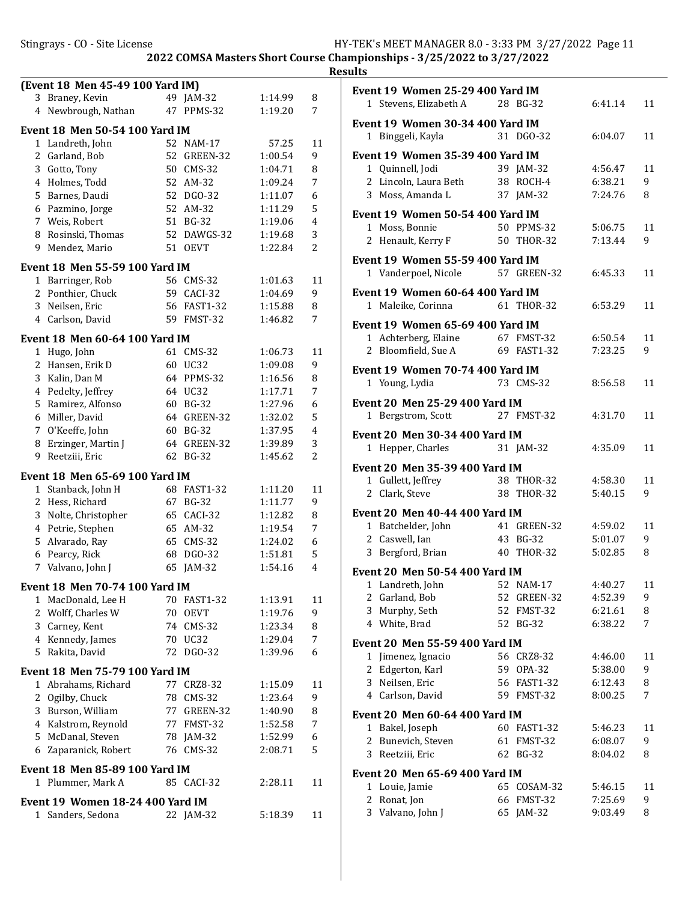## 2022 COMSA Masters Short Course Championships - 3/25/2022 to 3/27/2022

### Results

**(Event 18 Men 45-49 100 Yard IM)**

| | Name | Age | Team | Time | Points |
|---|---|---|---|---|---|
| 3 | Braney, Kevin | 49 | JAM-32 | 1:14.99 | 8 |
| 4 | Newbrough, Nathan | 47 | PPMS-32 | 1:19.20 | 7 |

**Event 18 Men 50-54 100 Yard IM**

| | Name | Age | Team | Time | Points |
|---|---|---|---|---|---|
| 1 | Landreth, John | 52 | NAM-17 | 57.25 | 11 |
| 2 | Garland, Bob | 52 | GREEN-32 | 1:00.54 | 9 |
| 3 | Gotto, Tony | 50 | CMS-32 | 1:04.71 | 8 |
| 4 | Holmes, Todd | 52 | AM-32 | 1:09.24 | 7 |
| 5 | Barnes, Daudi | 52 | DGO-32 | 1:11.07 | 6 |
| 6 | Pazmino, Jorge | 52 | AM-32 | 1:11.29 | 5 |
| 7 | Weis, Robert | 51 | BG-32 | 1:19.06 | 4 |
| 8 | Rosinski, Thomas | 52 | DAWGS-32 | 1:19.68 | 3 |
| 9 | Mendez, Mario | 51 | OEVT | 1:22.84 | 2 |

**Event 18 Men 55-59 100 Yard IM**

| | Name | Age | Team | Time | Points |
|---|---|---|---|---|---|
| 1 | Barringer, Rob | 56 | CMS-32 | 1:01.63 | 11 |
| 2 | Ponthier, Chuck | 59 | CACI-32 | 1:04.69 | 9 |
| 3 | Neilsen, Eric | 56 | FAST1-32 | 1:15.88 | 8 |
| 4 | Carlson, David | 59 | FMST-32 | 1:46.82 | 7 |

**Event 18 Men 60-64 100 Yard IM**

| | Name | Age | Team | Time | Points |
|---|---|---|---|---|---|
| 1 | Hugo, John | 61 | CMS-32 | 1:06.73 | 11 |
| 2 | Hansen, Erik D | 60 | UC32 | 1:09.08 | 9 |
| 3 | Kalin, Dan M | 64 | PPMS-32 | 1:16.56 | 8 |
| 4 | Pedelty, Jeffrey | 64 | UC32 | 1:17.71 | 7 |
| 5 | Ramirez, Alfonso | 60 | BG-32 | 1:27.96 | 6 |
| 6 | Miller, David | 64 | GREEN-32 | 1:32.02 | 5 |
| 7 | O'Keeffe, John | 60 | BG-32 | 1:37.95 | 4 |
| 8 | Erzinger, Martin J | 64 | GREEN-32 | 1:39.89 | 3 |
| 9 | Reetziii, Eric | 62 | BG-32 | 1:45.62 | 2 |

**Event 18 Men 65-69 100 Yard IM**

| | Name | Age | Team | Time | Points |
|---|---|---|---|---|---|
| 1 | Stanback, John H | 68 | FAST1-32 | 1:11.20 | 11 |
| 2 | Hess, Richard | 67 | BG-32 | 1:11.77 | 9 |
| 3 | Nolte, Christopher | 65 | CACI-32 | 1:12.82 | 8 |
| 4 | Petrie, Stephen | 65 | AM-32 | 1:19.54 | 7 |
| 5 | Alvarado, Ray | 65 | CMS-32 | 1:24.02 | 6 |
| 6 | Pearcy, Rick | 68 | DGO-32 | 1:51.81 | 5 |
| 7 | Valvano, John J | 65 | JAM-32 | 1:54.16 | 4 |

**Event 18 Men 70-74 100 Yard IM**

| | Name | Age | Team | Time | Points |
|---|---|---|---|---|---|
| 1 | MacDonald, Lee H | 70 | FAST1-32 | 1:13.91 | 11 |
| 2 | Wolff, Charles W | 70 | OEVT | 1:19.76 | 9 |
| 3 | Carney, Kent | 74 | CMS-32 | 1:23.34 | 8 |
| 4 | Kennedy, James | 70 | UC32 | 1:29.04 | 7 |
| 5 | Rakita, David | 72 | DGO-32 | 1:39.96 | 6 |

**Event 18 Men 75-79 100 Yard IM**

| | Name | Age | Team | Time | Points |
|---|---|---|---|---|---|
| 1 | Abrahams, Richard | 77 | CRZ8-32 | 1:15.09 | 11 |
| 2 | Ogilby, Chuck | 78 | CMS-32 | 1:23.64 | 9 |
| 3 | Burson, William | 77 | GREEN-32 | 1:40.90 | 8 |
| 4 | Kalstrom, Reynold | 77 | FMST-32 | 1:52.58 | 7 |
| 5 | McDanal, Steven | 78 | JAM-32 | 1:52.99 | 6 |
| 6 | Zaparanick, Robert | 76 | CMS-32 | 2:08.71 | 5 |

**Event 18 Men 85-89 100 Yard IM**

| | Name | Age | Team | Time | Points |
|---|---|---|---|---|---|
| 1 | Plummer, Mark A | 85 | CACI-32 | 2:28.11 | 11 |

**Event 19 Women 18-24 400 Yard IM**

| | Name | Age | Team | Time | Points |
|---|---|---|---|---|---|
| 1 | Sanders, Sedona | 22 | JAM-32 | 5:18.39 | 11 |

**Event 19 Women 25-29 400 Yard IM**

| | Name | Age | Team | Time | Points |
|---|---|---|---|---|---|
| 1 | Stevens, Elizabeth A | 28 | BG-32 | 6:41.14 | 11 |

**Event 19 Women 30-34 400 Yard IM**

| | Name | Age | Team | Time | Points |
|---|---|---|---|---|---|
| 1 | Binggeli, Kayla | 31 | DGO-32 | 6:04.07 | 11 |

**Event 19 Women 35-39 400 Yard IM**

| | Name | Age | Team | Time | Points |
|---|---|---|---|---|---|
| 1 | Quinnell, Jodi | 39 | JAM-32 | 4:56.47 | 11 |
| 2 | Lincoln, Laura Beth | 38 | ROCH-4 | 6:38.21 | 9 |
| 3 | Moss, Amanda L | 37 | JAM-32 | 7:24.76 | 8 |

**Event 19 Women 50-54 400 Yard IM**

| | Name | Age | Team | Time | Points |
|---|---|---|---|---|---|
| 1 | Moss, Bonnie | 50 | PPMS-32 | 5:06.75 | 11 |
| 2 | Henault, Kerry F | 50 | THOR-32 | 7:13.44 | 9 |

**Event 19 Women 55-59 400 Yard IM**

| | Name | Age | Team | Time | Points |
|---|---|---|---|---|---|
| 1 | Vanderpoel, Nicole | 57 | GREEN-32 | 6:45.33 | 11 |

**Event 19 Women 60-64 400 Yard IM**

| | Name | Age | Team | Time | Points |
|---|---|---|---|---|---|
| 1 | Maleike, Corinna | 61 | THOR-32 | 6:53.29 | 11 |

**Event 19 Women 65-69 400 Yard IM**

| | Name | Age | Team | Time | Points |
|---|---|---|---|---|---|
| 1 | Achterberg, Elaine | 67 | FMST-32 | 6:50.54 | 11 |
| 2 | Bloomfield, Sue A | 69 | FAST1-32 | 7:23.25 | 9 |

**Event 19 Women 70-74 400 Yard IM**

| | Name | Age | Team | Time | Points |
|---|---|---|---|---|---|
| 1 | Young, Lydia | 73 | CMS-32 | 8:56.58 | 11 |

**Event 20 Men 25-29 400 Yard IM**

| | Name | Age | Team | Time | Points |
|---|---|---|---|---|---|
| 1 | Bergstrom, Scott | 27 | FMST-32 | 4:31.70 | 11 |

**Event 20 Men 30-34 400 Yard IM**

| | Name | Age | Team | Time | Points |
|---|---|---|---|---|---|
| 1 | Hepper, Charles | 31 | JAM-32 | 4:35.09 | 11 |

**Event 20 Men 35-39 400 Yard IM**

| | Name | Age | Team | Time | Points |
|---|---|---|---|---|---|
| 1 | Gullett, Jeffrey | 38 | THOR-32 | 4:58.30 | 11 |
| 2 | Clark, Steve | 38 | THOR-32 | 5:40.15 | 9 |

**Event 20 Men 40-44 400 Yard IM**

| | Name | Age | Team | Time | Points |
|---|---|---|---|---|---|
| 1 | Batchelder, John | 41 | GREEN-32 | 4:59.02 | 11 |
| 2 | Caswell, Ian | 43 | BG-32 | 5:01.07 | 9 |
| 3 | Bergford, Brian | 40 | THOR-32 | 5:02.85 | 8 |

**Event 20 Men 50-54 400 Yard IM**

| | Name | Age | Team | Time | Points |
|---|---|---|---|---|---|
| 1 | Landreth, John | 52 | NAM-17 | 4:40.27 | 11 |
| 2 | Garland, Bob | 52 | GREEN-32 | 4:52.39 | 9 |
| 3 | Murphy, Seth | 52 | FMST-32 | 6:21.61 | 8 |
| 4 | White, Brad | 52 | BG-32 | 6:38.22 | 7 |

**Event 20 Men 55-59 400 Yard IM**

| | Name | Age | Team | Time | Points |
|---|---|---|---|---|---|
| 1 | Jimenez, Ignacio | 56 | CRZ8-32 | 4:46.00 | 11 |
| 2 | Edgerton, Karl | 59 | OPA-32 | 5:38.00 | 9 |
| 3 | Neilsen, Eric | 56 | FAST1-32 | 6:12.43 | 8 |
| 4 | Carlson, David | 59 | FMST-32 | 8:00.25 | 7 |

**Event 20 Men 60-64 400 Yard IM**

| | Name | Age | Team | Time | Points |
|---|---|---|---|---|---|
| 1 | Bakel, Joseph | 60 | FAST1-32 | 5:46.23 | 11 |
| 2 | Bunevich, Steven | 61 | FMST-32 | 6:08.07 | 9 |
| 3 | Reetziii, Eric | 62 | BG-32 | 8:04.02 | 8 |

**Event 20 Men 65-69 400 Yard IM**

| | Name | Age | Team | Time | Points |
|---|---|---|---|---|---|
| 1 | Louie, Jamie | 65 | COSAM-32 | 5:46.15 | 11 |
| 2 | Ronat, Jon | 66 | FMST-32 | 7:25.69 | 9 |
| 3 | Valvano, John J | 65 | JAM-32 | 9:03.49 | 8 |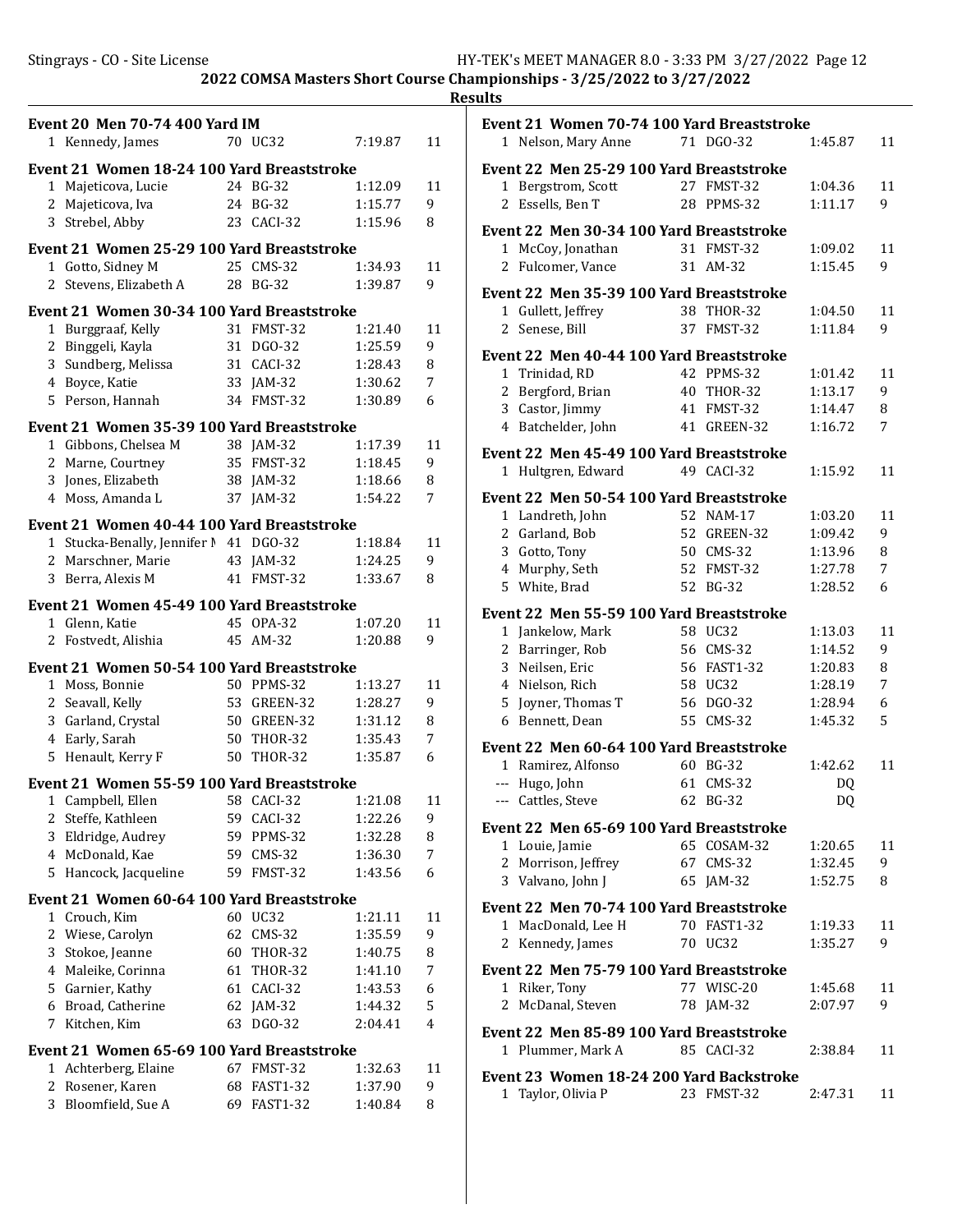**2022 COMSA Masters Short Course Championships - 3/25/2022 to 3/27/2022**

**Results**

### Event 20 Men 70-74 400 Yard IM

| | Name | Age | Team | Time | Points |
|---|---|---|---|---|---|
| 1 | Kennedy, James | 70 | UC32 | 7:19.87 | 11 |

### Event 21 Women 18-24 100 Yard Breaststroke

| | Name | Age | Team | Time | Points |
|---|---|---|---|---|---|
| 1 | Majeticova, Lucie | 24 | BG-32 | 1:12.09 | 11 |
| 2 | Majeticova, Iva | 24 | BG-32 | 1:15.77 | 9 |
| 3 | Strebel, Abby | 23 | CACI-32 | 1:15.96 | 8 |

### Event 21 Women 25-29 100 Yard Breaststroke

| | Name | Age | Team | Time | Points |
|---|---|---|---|---|---|
| 1 | Gotto, Sidney M | 25 | CMS-32 | 1:34.93 | 11 |
| 2 | Stevens, Elizabeth A | 28 | BG-32 | 1:39.87 | 9 |

### Event 21 Women 30-34 100 Yard Breaststroke

| | Name | Age | Team | Time | Points |
|---|---|---|---|---|---|
| 1 | Burggraaf, Kelly | 31 | FMST-32 | 1:21.40 | 11 |
| 2 | Binggeli, Kayla | 31 | DGO-32 | 1:25.59 | 9 |
| 3 | Sundberg, Melissa | 31 | CACI-32 | 1:28.43 | 8 |
| 4 | Boyce, Katie | 33 | JAM-32 | 1:30.62 | 7 |
| 5 | Person, Hannah | 34 | FMST-32 | 1:30.89 | 6 |

### Event 21 Women 35-39 100 Yard Breaststroke

| | Name | Age | Team | Time | Points |
|---|---|---|---|---|---|
| 1 | Gibbons, Chelsea M | 38 | JAM-32 | 1:17.39 | 11 |
| 2 | Marne, Courtney | 35 | FMST-32 | 1:18.45 | 9 |
| 3 | Jones, Elizabeth | 38 | JAM-32 | 1:18.66 | 8 |
| 4 | Moss, Amanda L | 37 | JAM-32 | 1:54.22 | 7 |

### Event 21 Women 40-44 100 Yard Breaststroke

| | Name | Age | Team | Time | Points |
|---|---|---|---|---|---|
| 1 | Stucka-Benally, Jennifer M | 41 | DGO-32 | 1:18.84 | 11 |
| 2 | Marschner, Marie | 43 | JAM-32 | 1:24.25 | 9 |
| 3 | Berra, Alexis M | 41 | FMST-32 | 1:33.67 | 8 |

### Event 21 Women 45-49 100 Yard Breaststroke

| | Name | Age | Team | Time | Points |
|---|---|---|---|---|---|
| 1 | Glenn, Katie | 45 | OPA-32 | 1:07.20 | 11 |
| 2 | Fostvedt, Alishia | 45 | AM-32 | 1:20.88 | 9 |

### Event 21 Women 50-54 100 Yard Breaststroke

| | Name | Age | Team | Time | Points |
|---|---|---|---|---|---|
| 1 | Moss, Bonnie | 50 | PPMS-32 | 1:13.27 | 11 |
| 2 | Seavall, Kelly | 53 | GREEN-32 | 1:28.27 | 9 |
| 3 | Garland, Crystal | 50 | GREEN-32 | 1:31.12 | 8 |
| 4 | Early, Sarah | 50 | THOR-32 | 1:35.43 | 7 |
| 5 | Henault, Kerry F | 50 | THOR-32 | 1:35.87 | 6 |

### Event 21 Women 55-59 100 Yard Breaststroke

| | Name | Age | Team | Time | Points |
|---|---|---|---|---|---|
| 1 | Campbell, Ellen | 58 | CACI-32 | 1:21.08 | 11 |
| 2 | Steffe, Kathleen | 59 | CACI-32 | 1:22.26 | 9 |
| 3 | Eldridge, Audrey | 59 | PPMS-32 | 1:32.28 | 8 |
| 4 | McDonald, Kae | 59 | CMS-32 | 1:36.30 | 7 |
| 5 | Hancock, Jacqueline | 59 | FMST-32 | 1:43.56 | 6 |

### Event 21 Women 60-64 100 Yard Breaststroke

| | Name | Age | Team | Time | Points |
|---|---|---|---|---|---|
| 1 | Crouch, Kim | 60 | UC32 | 1:21.11 | 11 |
| 2 | Wiese, Carolyn | 62 | CMS-32 | 1:35.59 | 9 |
| 3 | Stokoe, Jeanne | 60 | THOR-32 | 1:40.75 | 8 |
| 4 | Maleike, Corinna | 61 | THOR-32 | 1:41.10 | 7 |
| 5 | Garnier, Kathy | 61 | CACI-32 | 1:43.53 | 6 |
| 6 | Broad, Catherine | 62 | JAM-32 | 1:44.32 | 5 |
| 7 | Kitchen, Kim | 63 | DGO-32 | 2:04.41 | 4 |

### Event 21 Women 65-69 100 Yard Breaststroke

| | Name | Age | Team | Time | Points |
|---|---|---|---|---|---|
| 1 | Achterberg, Elaine | 67 | FMST-32 | 1:32.63 | 11 |
| 2 | Rosener, Karen | 68 | FAST1-32 | 1:37.90 | 9 |
| 3 | Bloomfield, Sue A | 69 | FAST1-32 | 1:40.84 | 8 |

### Event 21 Women 70-74 100 Yard Breaststroke

| | Name | Age | Team | Time | Points |
|---|---|---|---|---|---|
| 1 | Nelson, Mary Anne | 71 | DGO-32 | 1:45.87 | 11 |

### Event 22 Men 25-29 100 Yard Breaststroke

| | Name | Age | Team | Time | Points |
|---|---|---|---|---|---|
| 1 | Bergstrom, Scott | 27 | FMST-32 | 1:04.36 | 11 |
| 2 | Essells, Ben T | 28 | PPMS-32 | 1:11.17 | 9 |

### Event 22 Men 30-34 100 Yard Breaststroke

| | Name | Age | Team | Time | Points |
|---|---|---|---|---|---|
| 1 | McCoy, Jonathan | 31 | FMST-32 | 1:09.02 | 11 |
| 2 | Fulcomer, Vance | 31 | AM-32 | 1:15.45 | 9 |

### Event 22 Men 35-39 100 Yard Breaststroke

| | Name | Age | Team | Time | Points |
|---|---|---|---|---|---|
| 1 | Gullett, Jeffrey | 38 | THOR-32 | 1:04.50 | 11 |
| 2 | Senese, Bill | 37 | FMST-32 | 1:11.84 | 9 |

### Event 22 Men 40-44 100 Yard Breaststroke

| | Name | Age | Team | Time | Points |
|---|---|---|---|---|---|
| 1 | Trinidad, RD | 42 | PPMS-32 | 1:01.42 | 11 |
| 2 | Bergford, Brian | 40 | THOR-32 | 1:13.17 | 9 |
| 3 | Castor, Jimmy | 41 | FMST-32 | 1:14.47 | 8 |
| 4 | Batchelder, John | 41 | GREEN-32 | 1:16.72 | 7 |

### Event 22 Men 45-49 100 Yard Breaststroke

| | Name | Age | Team | Time | Points |
|---|---|---|---|---|---|
| 1 | Hultgren, Edward | 49 | CACI-32 | 1:15.92 | 11 |

### Event 22 Men 50-54 100 Yard Breaststroke

| | Name | Age | Team | Time | Points |
|---|---|---|---|---|---|
| 1 | Landreth, John | 52 | NAM-17 | 1:03.20 | 11 |
| 2 | Garland, Bob | 52 | GREEN-32 | 1:09.42 | 9 |
| 3 | Gotto, Tony | 50 | CMS-32 | 1:13.96 | 8 |
| 4 | Murphy, Seth | 52 | FMST-32 | 1:27.78 | 7 |
| 5 | White, Brad | 52 | BG-32 | 1:28.52 | 6 |

### Event 22 Men 55-59 100 Yard Breaststroke

| | Name | Age | Team | Time | Points |
|---|---|---|---|---|---|
| 1 | Jankelow, Mark | 58 | UC32 | 1:13.03 | 11 |
| 2 | Barringer, Rob | 56 | CMS-32 | 1:14.52 | 9 |
| 3 | Neilsen, Eric | 56 | FAST1-32 | 1:20.83 | 8 |
| 4 | Nielson, Rich | 58 | UC32 | 1:28.19 | 7 |
| 5 | Joyner, Thomas T | 56 | DGO-32 | 1:28.94 | 6 |
| 6 | Bennett, Dean | 55 | CMS-32 | 1:45.32 | 5 |

### Event 22 Men 60-64 100 Yard Breaststroke

| | Name | Age | Team | Time | Points |
|---|---|---|---|---|---|
| 1 | Ramirez, Alfonso | 60 | BG-32 | 1:42.62 | 11 |
| --- | Hugo, John | 61 | CMS-32 | DQ | |
| --- | Cattles, Steve | 62 | BG-32 | DQ | |

### Event 22 Men 65-69 100 Yard Breaststroke

| | Name | Age | Team | Time | Points |
|---|---|---|---|---|---|
| 1 | Louie, Jamie | 65 | COSAM-32 | 1:20.65 | 11 |
| 2 | Morrison, Jeffrey | 67 | CMS-32 | 1:32.45 | 9 |
| 3 | Valvano, John J | 65 | JAM-32 | 1:52.75 | 8 |

### Event 22 Men 70-74 100 Yard Breaststroke

| | Name | Age | Team | Time | Points |
|---|---|---|---|---|---|
| 1 | MacDonald, Lee H | 70 | FAST1-32 | 1:19.33 | 11 |
| 2 | Kennedy, James | 70 | UC32 | 1:35.27 | 9 |

### Event 22 Men 75-79 100 Yard Breaststroke

| | Name | Age | Team | Time | Points |
|---|---|---|---|---|---|
| 1 | Riker, Tony | 77 | WISC-20 | 1:45.68 | 11 |
| 2 | McDanal, Steven | 78 | JAM-32 | 2:07.97 | 9 |

### Event 22 Men 85-89 100 Yard Breaststroke

| | Name | Age | Team | Time | Points |
|---|---|---|---|---|---|
| 1 | Plummer, Mark A | 85 | CACI-32 | 2:38.84 | 11 |

### Event 23 Women 18-24 200 Yard Backstroke

| | Name | Age | Team | Time | Points |
|---|---|---|---|---|---|
| 1 | Taylor, Olivia P | 23 | FMST-32 | 2:47.31 | 11 |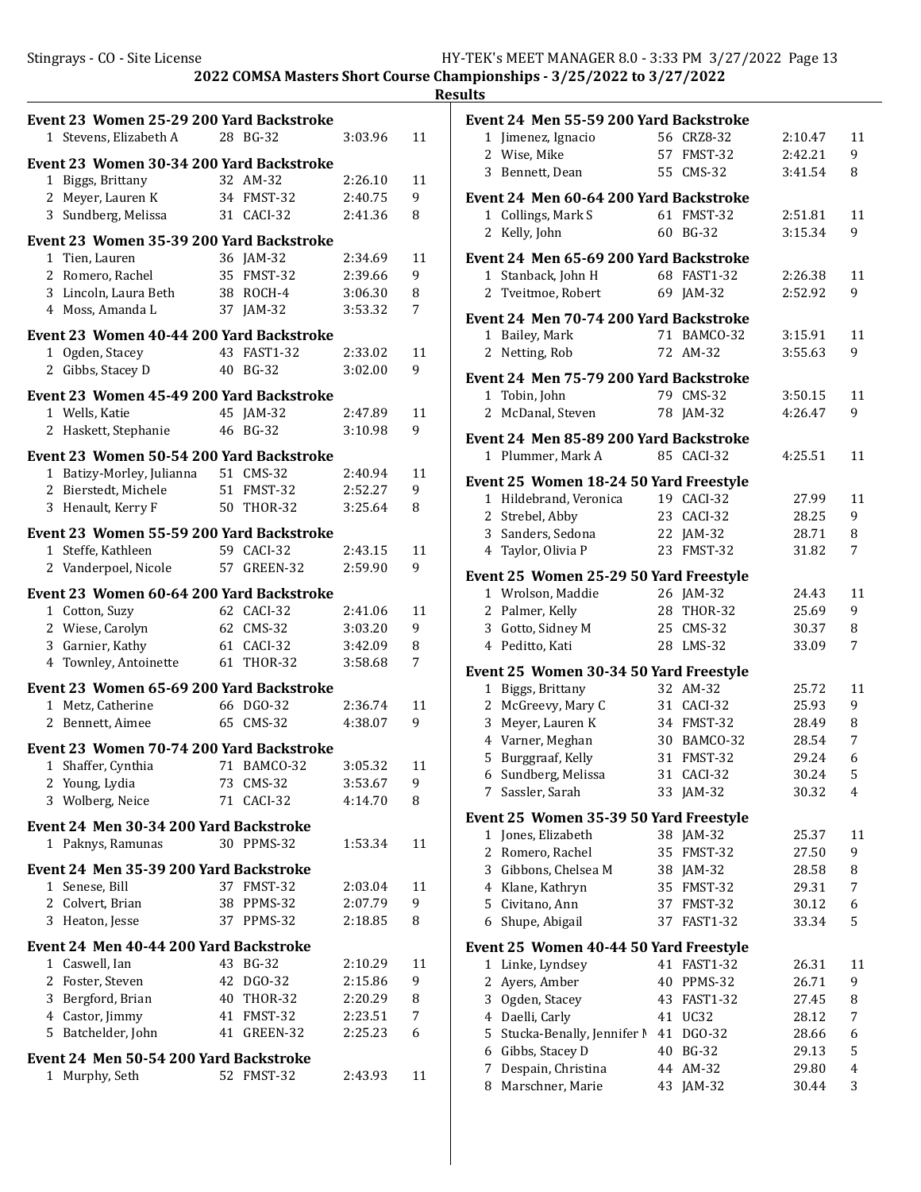## 2022 COMSA Masters Short Course Championships - 3/25/2022 to 3/27/2022

### Results

**Event 23 Women 25-29 200 Yard Backstroke**

| Place | Name | Age | Team | Time | Points |
|---|---|---|---|---|---|
| 1 | Stevens, Elizabeth A | 28 | BG-32 | 3:03.96 | 11 |

**Event 23 Women 30-34 200 Yard Backstroke**

| Place | Name | Age | Team | Time | Points |
|---|---|---|---|---|---|
| 1 | Biggs, Brittany | 32 | AM-32 | 2:26.10 | 11 |
| 2 | Meyer, Lauren K | 34 | FMST-32 | 2:40.75 | 9 |
| 3 | Sundberg, Melissa | 31 | CACI-32 | 2:41.36 | 8 |

**Event 23 Women 35-39 200 Yard Backstroke**

| Place | Name | Age | Team | Time | Points |
|---|---|---|---|---|---|
| 1 | Tien, Lauren | 36 | JAM-32 | 2:34.69 | 11 |
| 2 | Romero, Rachel | 35 | FMST-32 | 2:39.66 | 9 |
| 3 | Lincoln, Laura Beth | 38 | ROCH-4 | 3:06.30 | 8 |
| 4 | Moss, Amanda L | 37 | JAM-32 | 3:53.32 | 7 |

**Event 23 Women 40-44 200 Yard Backstroke**

| Place | Name | Age | Team | Time | Points |
|---|---|---|---|---|---|
| 1 | Ogden, Stacey | 43 | FAST1-32 | 2:33.02 | 11 |
| 2 | Gibbs, Stacey D | 40 | BG-32 | 3:02.00 | 9 |

**Event 23 Women 45-49 200 Yard Backstroke**

| Place | Name | Age | Team | Time | Points |
|---|---|---|---|---|---|
| 1 | Wells, Katie | 45 | JAM-32 | 2:47.89 | 11 |
| 2 | Haskett, Stephanie | 46 | BG-32 | 3:10.98 | 9 |

**Event 23 Women 50-54 200 Yard Backstroke**

| Place | Name | Age | Team | Time | Points |
|---|---|---|---|---|---|
| 1 | Batizy-Morley, Julianna | 51 | CMS-32 | 2:40.94 | 11 |
| 2 | Bierstedt, Michele | 51 | FMST-32 | 2:52.27 | 9 |
| 3 | Henault, Kerry F | 50 | THOR-32 | 3:25.64 | 8 |

**Event 23 Women 55-59 200 Yard Backstroke**

| Place | Name | Age | Team | Time | Points |
|---|---|---|---|---|---|
| 1 | Steffe, Kathleen | 59 | CACI-32 | 2:43.15 | 11 |
| 2 | Vanderpoel, Nicole | 57 | GREEN-32 | 2:59.90 | 9 |

**Event 23 Women 60-64 200 Yard Backstroke**

| Place | Name | Age | Team | Time | Points |
|---|---|---|---|---|---|
| 1 | Cotton, Suzy | 62 | CACI-32 | 2:41.06 | 11 |
| 2 | Wiese, Carolyn | 62 | CMS-32 | 3:03.20 | 9 |
| 3 | Garnier, Kathy | 61 | CACI-32 | 3:42.09 | 8 |
| 4 | Townley, Antoinette | 61 | THOR-32 | 3:58.68 | 7 |

**Event 23 Women 65-69 200 Yard Backstroke**

| Place | Name | Age | Team | Time | Points |
|---|---|---|---|---|---|
| 1 | Metz, Catherine | 66 | DGO-32 | 2:36.74 | 11 |
| 2 | Bennett, Aimee | 65 | CMS-32 | 4:38.07 | 9 |

**Event 23 Women 70-74 200 Yard Backstroke**

| Place | Name | Age | Team | Time | Points |
|---|---|---|---|---|---|
| 1 | Shaffer, Cynthia | 71 | BAMCO-32 | 3:05.32 | 11 |
| 2 | Young, Lydia | 73 | CMS-32 | 3:53.67 | 9 |
| 3 | Wolberg, Neice | 71 | CACI-32 | 4:14.70 | 8 |

**Event 24 Men 30-34 200 Yard Backstroke**

| Place | Name | Age | Team | Time | Points |
|---|---|---|---|---|---|
| 1 | Paknys, Ramunas | 30 | PPMS-32 | 1:53.34 | 11 |

**Event 24 Men 35-39 200 Yard Backstroke**

| Place | Name | Age | Team | Time | Points |
|---|---|---|---|---|---|
| 1 | Senese, Bill | 37 | FMST-32 | 2:03.04 | 11 |
| 2 | Colvert, Brian | 38 | PPMS-32 | 2:07.79 | 9 |
| 3 | Heaton, Jesse | 37 | PPMS-32 | 2:18.85 | 8 |

**Event 24 Men 40-44 200 Yard Backstroke**

| Place | Name | Age | Team | Time | Points |
|---|---|---|---|---|---|
| 1 | Caswell, Ian | 43 | BG-32 | 2:10.29 | 11 |
| 2 | Foster, Steven | 42 | DGO-32 | 2:15.86 | 9 |
| 3 | Bergford, Brian | 40 | THOR-32 | 2:20.29 | 8 |
| 4 | Castor, Jimmy | 41 | FMST-32 | 2:23.51 | 7 |
| 5 | Batchelder, John | 41 | GREEN-32 | 2:25.23 | 6 |

**Event 24 Men 50-54 200 Yard Backstroke**

| Place | Name | Age | Team | Time | Points |
|---|---|---|---|---|---|
| 1 | Murphy, Seth | 52 | FMST-32 | 2:43.93 | 11 |

**Event 24 Men 55-59 200 Yard Backstroke**

| Place | Name | Age | Team | Time | Points |
|---|---|---|---|---|---|
| 1 | Jimenez, Ignacio | 56 | CRZ8-32 | 2:10.47 | 11 |
| 2 | Wise, Mike | 57 | FMST-32 | 2:42.21 | 9 |
| 3 | Bennett, Dean | 55 | CMS-32 | 3:41.54 | 8 |

**Event 24 Men 60-64 200 Yard Backstroke**

| Place | Name | Age | Team | Time | Points |
|---|---|---|---|---|---|
| 1 | Collings, Mark S | 61 | FMST-32 | 2:51.81 | 11 |
| 2 | Kelly, John | 60 | BG-32 | 3:15.34 | 9 |

**Event 24 Men 65-69 200 Yard Backstroke**

| Place | Name | Age | Team | Time | Points |
|---|---|---|---|---|---|
| 1 | Stanback, John H | 68 | FAST1-32 | 2:26.38 | 11 |
| 2 | Tveitmoe, Robert | 69 | JAM-32 | 2:52.92 | 9 |

**Event 24 Men 70-74 200 Yard Backstroke**

| Place | Name | Age | Team | Time | Points |
|---|---|---|---|---|---|
| 1 | Bailey, Mark | 71 | BAMCO-32 | 3:15.91 | 11 |
| 2 | Netting, Rob | 72 | AM-32 | 3:55.63 | 9 |

**Event 24 Men 75-79 200 Yard Backstroke**

| Place | Name | Age | Team | Time | Points |
|---|---|---|---|---|---|
| 1 | Tobin, John | 79 | CMS-32 | 3:50.15 | 11 |
| 2 | McDanal, Steven | 78 | JAM-32 | 4:26.47 | 9 |

**Event 24 Men 85-89 200 Yard Backstroke**

| Place | Name | Age | Team | Time | Points |
|---|---|---|---|---|---|
| 1 | Plummer, Mark A | 85 | CACI-32 | 4:25.51 | 11 |

**Event 25 Women 18-24 50 Yard Freestyle**

| Place | Name | Age | Team | Time | Points |
|---|---|---|---|---|---|
| 1 | Hildebrand, Veronica | 19 | CACI-32 | 27.99 | 11 |
| 2 | Strebel, Abby | 23 | CACI-32 | 28.25 | 9 |
| 3 | Sanders, Sedona | 22 | JAM-32 | 28.71 | 8 |
| 4 | Taylor, Olivia P | 23 | FMST-32 | 31.82 | 7 |

**Event 25 Women 25-29 50 Yard Freestyle**

| Place | Name | Age | Team | Time | Points |
|---|---|---|---|---|---|
| 1 | Wrolson, Maddie | 26 | JAM-32 | 24.43 | 11 |
| 2 | Palmer, Kelly | 28 | THOR-32 | 25.69 | 9 |
| 3 | Gotto, Sidney M | 25 | CMS-32 | 30.37 | 8 |
| 4 | Peditto, Kati | 28 | LMS-32 | 33.09 | 7 |

**Event 25 Women 30-34 50 Yard Freestyle**

| Place | Name | Age | Team | Time | Points |
|---|---|---|---|---|---|
| 1 | Biggs, Brittany | 32 | AM-32 | 25.72 | 11 |
| 2 | McGreevy, Mary C | 31 | CACI-32 | 25.93 | 9 |
| 3 | Meyer, Lauren K | 34 | FMST-32 | 28.49 | 8 |
| 4 | Varner, Meghan | 30 | BAMCO-32 | 28.54 | 7 |
| 5 | Burggraaf, Kelly | 31 | FMST-32 | 29.24 | 6 |
| 6 | Sundberg, Melissa | 31 | CACI-32 | 30.24 | 5 |
| 7 | Sassler, Sarah | 33 | JAM-32 | 30.32 | 4 |

**Event 25 Women 35-39 50 Yard Freestyle**

| Place | Name | Age | Team | Time | Points |
|---|---|---|---|---|---|
| 1 | Jones, Elizabeth | 38 | JAM-32 | 25.37 | 11 |
| 2 | Romero, Rachel | 35 | FMST-32 | 27.50 | 9 |
| 3 | Gibbons, Chelsea M | 38 | JAM-32 | 28.58 | 8 |
| 4 | Klane, Kathryn | 35 | FMST-32 | 29.31 | 7 |
| 5 | Civitano, Ann | 37 | FMST-32 | 30.12 | 6 |
| 6 | Shupe, Abigail | 37 | FAST1-32 | 33.34 | 5 |

**Event 25 Women 40-44 50 Yard Freestyle**

| Place | Name | Age | Team | Time | Points |
|---|---|---|---|---|---|
| 1 | Linke, Lyndsey | 41 | FAST1-32 | 26.31 | 11 |
| 2 | Ayers, Amber | 40 | PPMS-32 | 26.71 | 9 |
| 3 | Ogden, Stacey | 43 | FAST1-32 | 27.45 | 8 |
| 4 | Daelli, Carly | 41 | UC32 | 28.12 | 7 |
| 5 | Stucka-Benally, Jennifer M | 41 | DGO-32 | 28.66 | 6 |
| 6 | Gibbs, Stacey D | 40 | BG-32 | 29.13 | 5 |
| 7 | Despain, Christina | 44 | AM-32 | 29.80 | 4 |
| 8 | Marschner, Marie | 43 | JAM-32 | 30.44 | 3 |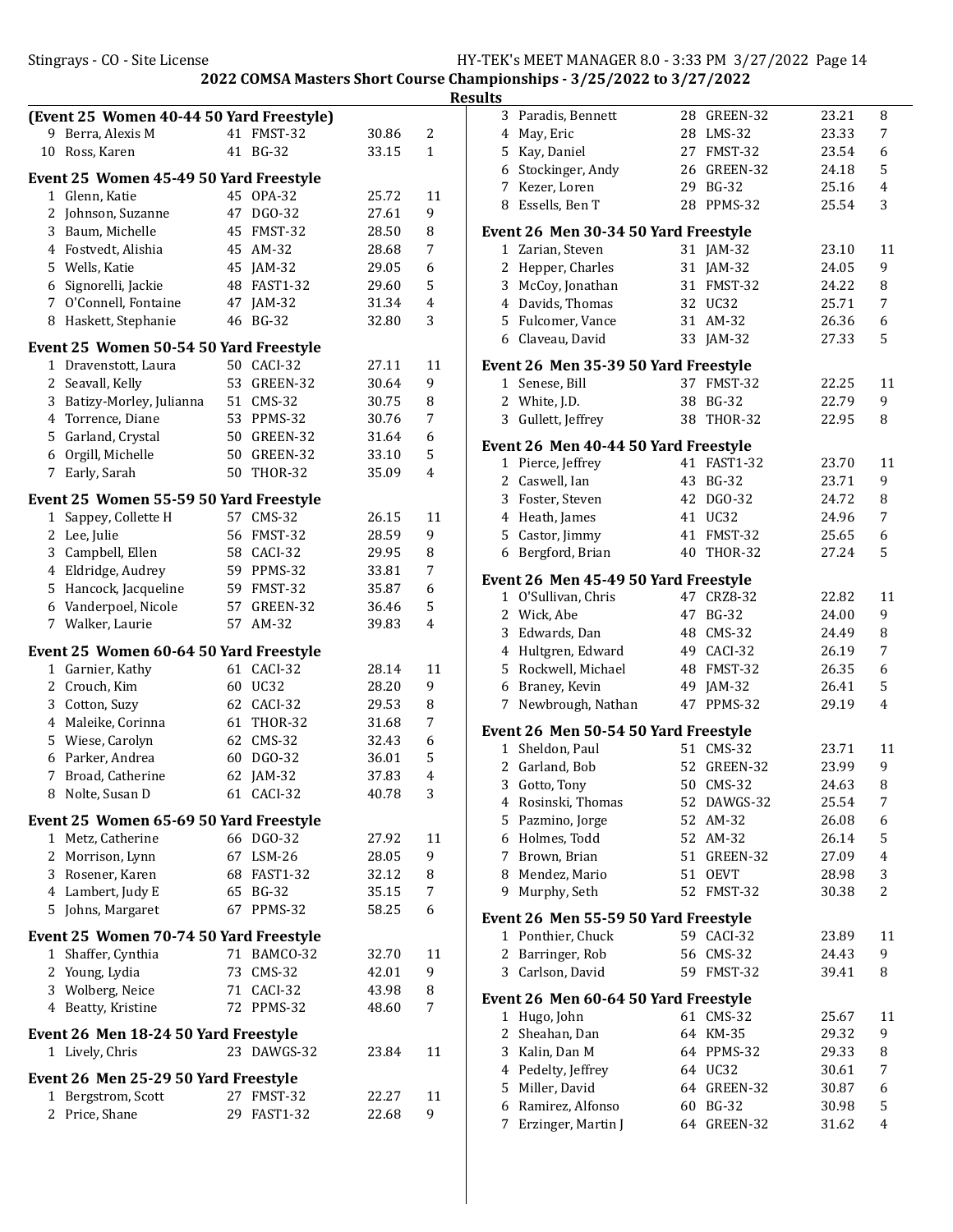# 2022 COMSA Masters Short Course Championships - 3/25/2022 to 3/27/2022

## Results

### (Event 25 Women 40-44 50 Yard Freestyle)

| | Name | Age | Team | Time | Points |
|---|---|---|---|---|---|
| 9 | Berra, Alexis M | 41 | FMST-32 | 30.86 | 2 |
| 10 | Ross, Karen | 41 | BG-32 | 33.15 | 1 |

### Event 25 Women 45-49 50 Yard Freestyle

| | Name | Age | Team | Time | Points |
|---|---|---|---|---|---|
| 1 | Glenn, Katie | 45 | OPA-32 | 25.72 | 11 |
| 2 | Johnson, Suzanne | 47 | DGO-32 | 27.61 | 9 |
| 3 | Baum, Michelle | 45 | FMST-32 | 28.50 | 8 |
| 4 | Fostvedt, Alishia | 45 | AM-32 | 28.68 | 7 |
| 5 | Wells, Katie | 45 | JAM-32 | 29.05 | 6 |
| 6 | Signorelli, Jackie | 48 | FAST1-32 | 29.60 | 5 |
| 7 | O'Connell, Fontaine | 47 | JAM-32 | 31.34 | 4 |
| 8 | Haskett, Stephanie | 46 | BG-32 | 32.80 | 3 |

### Event 25 Women 50-54 50 Yard Freestyle

| | Name | Age | Team | Time | Points |
|---|---|---|---|---|---|
| 1 | Dravenstott, Laura | 50 | CACI-32 | 27.11 | 11 |
| 2 | Seavall, Kelly | 53 | GREEN-32 | 30.64 | 9 |
| 3 | Batizy-Morley, Julianna | 51 | CMS-32 | 30.75 | 8 |
| 4 | Torrence, Diane | 53 | PPMS-32 | 30.76 | 7 |
| 5 | Garland, Crystal | 50 | GREEN-32 | 31.64 | 6 |
| 6 | Orgill, Michelle | 50 | GREEN-32 | 33.10 | 5 |
| 7 | Early, Sarah | 50 | THOR-32 | 35.09 | 4 |

### Event 25 Women 55-59 50 Yard Freestyle

| | Name | Age | Team | Time | Points |
|---|---|---|---|---|---|
| 1 | Sappey, Collette H | 57 | CMS-32 | 26.15 | 11 |
| 2 | Lee, Julie | 56 | FMST-32 | 28.59 | 9 |
| 3 | Campbell, Ellen | 58 | CACI-32 | 29.95 | 8 |
| 4 | Eldridge, Audrey | 59 | PPMS-32 | 33.81 | 7 |
| 5 | Hancock, Jacqueline | 59 | FMST-32 | 35.87 | 6 |
| 6 | Vanderpoel, Nicole | 57 | GREEN-32 | 36.46 | 5 |
| 7 | Walker, Laurie | 57 | AM-32 | 39.83 | 4 |

### Event 25 Women 60-64 50 Yard Freestyle

| | Name | Age | Team | Time | Points |
|---|---|---|---|---|---|
| 1 | Garnier, Kathy | 61 | CACI-32 | 28.14 | 11 |
| 2 | Crouch, Kim | 60 | UC32 | 28.20 | 9 |
| 3 | Cotton, Suzy | 62 | CACI-32 | 29.53 | 8 |
| 4 | Maleike, Corinna | 61 | THOR-32 | 31.68 | 7 |
| 5 | Wiese, Carolyn | 62 | CMS-32 | 32.43 | 6 |
| 6 | Parker, Andrea | 60 | DGO-32 | 36.01 | 5 |
| 7 | Broad, Catherine | 62 | JAM-32 | 37.83 | 4 |
| 8 | Nolte, Susan D | 61 | CACI-32 | 40.78 | 3 |

### Event 25 Women 65-69 50 Yard Freestyle

| | Name | Age | Team | Time | Points |
|---|---|---|---|---|---|
| 1 | Metz, Catherine | 66 | DGO-32 | 27.92 | 11 |
| 2 | Morrison, Lynn | 67 | LSM-26 | 28.05 | 9 |
| 3 | Rosener, Karen | 68 | FAST1-32 | 32.12 | 8 |
| 4 | Lambert, Judy E | 65 | BG-32 | 35.15 | 7 |
| 5 | Johns, Margaret | 67 | PPMS-32 | 58.25 | 6 |

### Event 25 Women 70-74 50 Yard Freestyle

| | Name | Age | Team | Time | Points |
|---|---|---|---|---|---|
| 1 | Shaffer, Cynthia | 71 | BAMCO-32 | 32.70 | 11 |
| 2 | Young, Lydia | 73 | CMS-32 | 42.01 | 9 |
| 3 | Wolberg, Neice | 71 | CACI-32 | 43.98 | 8 |
| 4 | Beatty, Kristine | 72 | PPMS-32 | 48.60 | 7 |

### Event 26 Men 18-24 50 Yard Freestyle

| | Name | Age | Team | Time | Points |
|---|---|---|---|---|---|
| 1 | Lively, Chris | 23 | DAWGS-32 | 23.84 | 11 |

### Event 26 Men 25-29 50 Yard Freestyle

| | Name | Age | Team | Time | Points |
|---|---|---|---|---|---|
| 1 | Bergstrom, Scott | 27 | FMST-32 | 22.27 | 11 |
| 2 | Price, Shane | 29 | FAST1-32 | 22.68 | 9 |
| 3 | Paradis, Bennett | 28 | GREEN-32 | 23.21 | 8 |
| 4 | May, Eric | 28 | LMS-32 | 23.33 | 7 |
| 5 | Kay, Daniel | 27 | FMST-32 | 23.54 | 6 |
| 6 | Stockinger, Andy | 26 | GREEN-32 | 24.18 | 5 |
| 7 | Kezer, Loren | 29 | BG-32 | 25.16 | 4 |
| 8 | Essells, Ben T | 28 | PPMS-32 | 25.54 | 3 |

### Event 26 Men 30-34 50 Yard Freestyle

| | Name | Age | Team | Time | Points |
|---|---|---|---|---|---|
| 1 | Zarian, Steven | 31 | JAM-32 | 23.10 | 11 |
| 2 | Hepper, Charles | 31 | JAM-32 | 24.05 | 9 |
| 3 | McCoy, Jonathan | 31 | FMST-32 | 24.22 | 8 |
| 4 | Davids, Thomas | 32 | UC32 | 25.71 | 7 |
| 5 | Fulcomer, Vance | 31 | AM-32 | 26.36 | 6 |
| 6 | Claveau, David | 33 | JAM-32 | 27.33 | 5 |

### Event 26 Men 35-39 50 Yard Freestyle

| | Name | Age | Team | Time | Points |
|---|---|---|---|---|---|
| 1 | Senese, Bill | 37 | FMST-32 | 22.25 | 11 |
| 2 | White, J.D. | 38 | BG-32 | 22.79 | 9 |
| 3 | Gullett, Jeffrey | 38 | THOR-32 | 22.95 | 8 |

### Event 26 Men 40-44 50 Yard Freestyle

| | Name | Age | Team | Time | Points |
|---|---|---|---|---|---|
| 1 | Pierce, Jeffrey | 41 | FAST1-32 | 23.70 | 11 |
| 2 | Caswell, Ian | 43 | BG-32 | 23.71 | 9 |
| 3 | Foster, Steven | 42 | DGO-32 | 24.72 | 8 |
| 4 | Heath, James | 41 | UC32 | 24.96 | 7 |
| 5 | Castor, Jimmy | 41 | FMST-32 | 25.65 | 6 |
| 6 | Bergford, Brian | 40 | THOR-32 | 27.24 | 5 |

### Event 26 Men 45-49 50 Yard Freestyle

| | Name | Age | Team | Time | Points |
|---|---|---|---|---|---|
| 1 | O'Sullivan, Chris | 47 | CRZ8-32 | 22.82 | 11 |
| 2 | Wick, Abe | 47 | BG-32 | 24.00 | 9 |
| 3 | Edwards, Dan | 48 | CMS-32 | 24.49 | 8 |
| 4 | Hultgren, Edward | 49 | CACI-32 | 26.19 | 7 |
| 5 | Rockwell, Michael | 48 | FMST-32 | 26.35 | 6 |
| 6 | Braney, Kevin | 49 | JAM-32 | 26.41 | 5 |
| 7 | Newbrough, Nathan | 47 | PPMS-32 | 29.19 | 4 |

### Event 26 Men 50-54 50 Yard Freestyle

| | Name | Age | Team | Time | Points |
|---|---|---|---|---|---|
| 1 | Sheldon, Paul | 51 | CMS-32 | 23.71 | 11 |
| 2 | Garland, Bob | 52 | GREEN-32 | 23.99 | 9 |
| 3 | Gotto, Tony | 50 | CMS-32 | 24.63 | 8 |
| 4 | Rosinski, Thomas | 52 | DAWGS-32 | 25.54 | 7 |
| 5 | Pazmino, Jorge | 52 | AM-32 | 26.08 | 6 |
| 6 | Holmes, Todd | 52 | AM-32 | 26.14 | 5 |
| 7 | Brown, Brian | 51 | GREEN-32 | 27.09 | 4 |
| 8 | Mendez, Mario | 51 | OEVT | 28.98 | 3 |
| 9 | Murphy, Seth | 52 | FMST-32 | 30.38 | 2 |

### Event 26 Men 55-59 50 Yard Freestyle

| | Name | Age | Team | Time | Points |
|---|---|---|---|---|---|
| 1 | Ponthier, Chuck | 59 | CACI-32 | 23.89 | 11 |
| 2 | Barringer, Rob | 56 | CMS-32 | 24.43 | 9 |
| 3 | Carlson, David | 59 | FMST-32 | 39.41 | 8 |

### Event 26 Men 60-64 50 Yard Freestyle

| | Name | Age | Team | Time | Points |
|---|---|---|---|---|---|
| 1 | Hugo, John | 61 | CMS-32 | 25.67 | 11 |
| 2 | Sheahan, Dan | 64 | KM-35 | 29.32 | 9 |
| 3 | Kalin, Dan M | 64 | PPMS-32 | 29.33 | 8 |
| 4 | Pedelty, Jeffrey | 64 | UC32 | 30.61 | 7 |
| 5 | Miller, David | 64 | GREEN-32 | 30.87 | 6 |
| 6 | Ramirez, Alfonso | 60 | BG-32 | 30.98 | 5 |
| 7 | Erzinger, Martin J | 64 | GREEN-32 | 31.62 | 4 |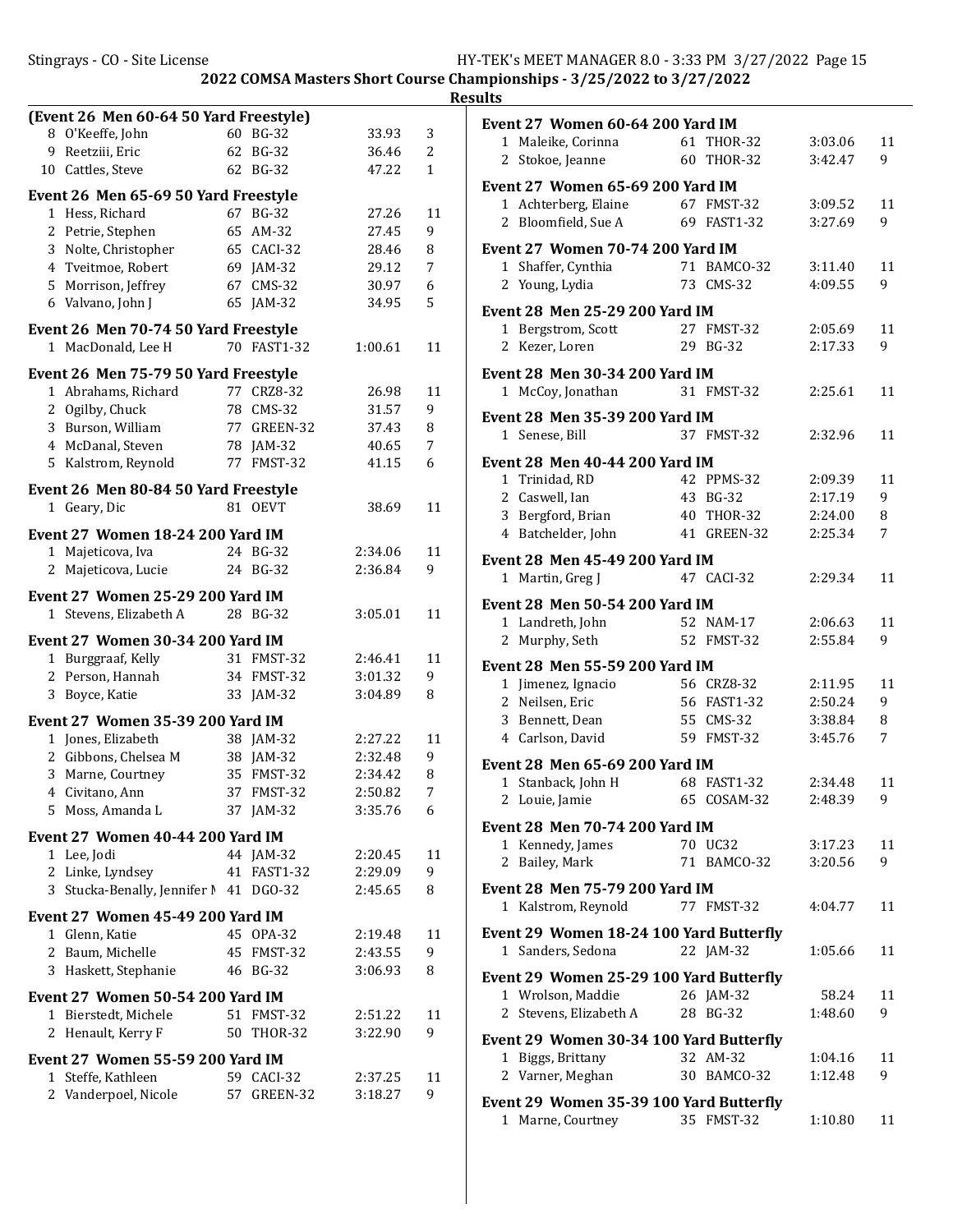## 2022 COMSA Masters Short Course Championships - 3/25/2022 to 3/27/2022

### Results

**(Event 26 Men 60-64 50 Yard Freestyle)**

| | Name | Age | Team | Time | Points |
|---|---|---|---|---|---|
| 8 | O'Keeffe, John | 60 | BG-32 | 33.93 | 3 |
| 9 | Reetziii, Eric | 62 | BG-32 | 36.46 | 2 |
| 10 | Cattles, Steve | 62 | BG-32 | 47.22 | 1 |

**Event 26 Men 65-69 50 Yard Freestyle**

| | Name | Age | Team | Time | Points |
|---|---|---|---|---|---|
| 1 | Hess, Richard | 67 | BG-32 | 27.26 | 11 |
| 2 | Petrie, Stephen | 65 | AM-32 | 27.45 | 9 |
| 3 | Nolte, Christopher | 65 | CACI-32 | 28.46 | 8 |
| 4 | Tveitmoe, Robert | 69 | JAM-32 | 29.12 | 7 |
| 5 | Morrison, Jeffrey | 67 | CMS-32 | 30.97 | 6 |
| 6 | Valvano, John J | 65 | JAM-32 | 34.95 | 5 |

**Event 26 Men 70-74 50 Yard Freestyle**

| | Name | Age | Team | Time | Points |
|---|---|---|---|---|---|
| 1 | MacDonald, Lee H | 70 | FAST1-32 | 1:00.61 | 11 |

**Event 26 Men 75-79 50 Yard Freestyle**

| | Name | Age | Team | Time | Points |
|---|---|---|---|---|---|
| 1 | Abrahams, Richard | 77 | CRZ8-32 | 26.98 | 11 |
| 2 | Ogilby, Chuck | 78 | CMS-32 | 31.57 | 9 |
| 3 | Burson, William | 77 | GREEN-32 | 37.43 | 8 |
| 4 | McDanal, Steven | 78 | JAM-32 | 40.65 | 7 |
| 5 | Kalstrom, Reynold | 77 | FMST-32 | 41.15 | 6 |

**Event 26 Men 80-84 50 Yard Freestyle**

| | Name | Age | Team | Time | Points |
|---|---|---|---|---|---|
| 1 | Geary, Dic | 81 | OEVT | 38.69 | 11 |

**Event 27 Women 18-24 200 Yard IM**

| | Name | Age | Team | Time | Points |
|---|---|---|---|---|---|
| 1 | Majeticova, Iva | 24 | BG-32 | 2:34.06 | 11 |
| 2 | Majeticova, Lucie | 24 | BG-32 | 2:36.84 | 9 |

**Event 27 Women 25-29 200 Yard IM**

| | Name | Age | Team | Time | Points |
|---|---|---|---|---|---|
| 1 | Stevens, Elizabeth A | 28 | BG-32 | 3:05.01 | 11 |

**Event 27 Women 30-34 200 Yard IM**

| | Name | Age | Team | Time | Points |
|---|---|---|---|---|---|
| 1 | Burggraaf, Kelly | 31 | FMST-32 | 2:46.41 | 11 |
| 2 | Person, Hannah | 34 | FMST-32 | 3:01.32 | 9 |
| 3 | Boyce, Katie | 33 | JAM-32 | 3:04.89 | 8 |

**Event 27 Women 35-39 200 Yard IM**

| | Name | Age | Team | Time | Points |
|---|---|---|---|---|---|
| 1 | Jones, Elizabeth | 38 | JAM-32 | 2:27.22 | 11 |
| 2 | Gibbons, Chelsea M | 38 | JAM-32 | 2:32.48 | 9 |
| 3 | Marne, Courtney | 35 | FMST-32 | 2:34.42 | 8 |
| 4 | Civitano, Ann | 37 | FMST-32 | 2:50.82 | 7 |
| 5 | Moss, Amanda L | 37 | JAM-32 | 3:35.76 | 6 |

**Event 27 Women 40-44 200 Yard IM**

| | Name | Age | Team | Time | Points |
|---|---|---|---|---|---|
| 1 | Lee, Jodi | 44 | JAM-32 | 2:20.45 | 11 |
| 2 | Linke, Lyndsey | 41 | FAST1-32 | 2:29.09 | 9 |
| 3 | Stucka-Benally, Jennifer M | 41 | DGO-32 | 2:45.65 | 8 |

**Event 27 Women 45-49 200 Yard IM**

| | Name | Age | Team | Time | Points |
|---|---|---|---|---|---|
| 1 | Glenn, Katie | 45 | OPA-32 | 2:19.48 | 11 |
| 2 | Baum, Michelle | 45 | FMST-32 | 2:43.55 | 9 |
| 3 | Haskett, Stephanie | 46 | BG-32 | 3:06.93 | 8 |

**Event 27 Women 50-54 200 Yard IM**

| | Name | Age | Team | Time | Points |
|---|---|---|---|---|---|
| 1 | Bierstedt, Michele | 51 | FMST-32 | 2:51.22 | 11 |
| 2 | Henault, Kerry F | 50 | THOR-32 | 3:22.90 | 9 |

**Event 27 Women 55-59 200 Yard IM**

| | Name | Age | Team | Time | Points |
|---|---|---|---|---|---|
| 1 | Steffe, Kathleen | 59 | CACI-32 | 2:37.25 | 11 |
| 2 | Vanderpoel, Nicole | 57 | GREEN-32 | 3:18.27 | 9 |

**Event 27 Women 60-64 200 Yard IM**

| | Name | Age | Team | Time | Points |
|---|---|---|---|---|---|
| 1 | Maleike, Corinna | 61 | THOR-32 | 3:03.06 | 11 |
| 2 | Stokoe, Jeanne | 60 | THOR-32 | 3:42.47 | 9 |

**Event 27 Women 65-69 200 Yard IM**

| | Name | Age | Team | Time | Points |
|---|---|---|---|---|---|
| 1 | Achterberg, Elaine | 67 | FMST-32 | 3:09.52 | 11 |
| 2 | Bloomfield, Sue A | 69 | FAST1-32 | 3:27.69 | 9 |

**Event 27 Women 70-74 200 Yard IM**

| | Name | Age | Team | Time | Points |
|---|---|---|---|---|---|
| 1 | Shaffer, Cynthia | 71 | BAMCO-32 | 3:11.40 | 11 |
| 2 | Young, Lydia | 73 | CMS-32 | 4:09.55 | 9 |

**Event 28 Men 25-29 200 Yard IM**

| | Name | Age | Team | Time | Points |
|---|---|---|---|---|---|
| 1 | Bergstrom, Scott | 27 | FMST-32 | 2:05.69 | 11 |
| 2 | Kezer, Loren | 29 | BG-32 | 2:17.33 | 9 |

**Event 28 Men 30-34 200 Yard IM**

| | Name | Age | Team | Time | Points |
|---|---|---|---|---|---|
| 1 | McCoy, Jonathan | 31 | FMST-32 | 2:25.61 | 11 |

**Event 28 Men 35-39 200 Yard IM**

| | Name | Age | Team | Time | Points |
|---|---|---|---|---|---|
| 1 | Senese, Bill | 37 | FMST-32 | 2:32.96 | 11 |

**Event 28 Men 40-44 200 Yard IM**

| | Name | Age | Team | Time | Points |
|---|---|---|---|---|---|
| 1 | Trinidad, RD | 42 | PPMS-32 | 2:09.39 | 11 |
| 2 | Caswell, Ian | 43 | BG-32 | 2:17.19 | 9 |
| 3 | Bergford, Brian | 40 | THOR-32 | 2:24.00 | 8 |
| 4 | Batchelder, John | 41 | GREEN-32 | 2:25.34 | 7 |

**Event 28 Men 45-49 200 Yard IM**

| | Name | Age | Team | Time | Points |
|---|---|---|---|---|---|
| 1 | Martin, Greg J | 47 | CACI-32 | 2:29.34 | 11 |

**Event 28 Men 50-54 200 Yard IM**

| | Name | Age | Team | Time | Points |
|---|---|---|---|---|---|
| 1 | Landreth, John | 52 | NAM-17 | 2:06.63 | 11 |
| 2 | Murphy, Seth | 52 | FMST-32 | 2:55.84 | 9 |

**Event 28 Men 55-59 200 Yard IM**

| | Name | Age | Team | Time | Points |
|---|---|---|---|---|---|
| 1 | Jimenez, Ignacio | 56 | CRZ8-32 | 2:11.95 | 11 |
| 2 | Neilsen, Eric | 56 | FAST1-32 | 2:50.24 | 9 |
| 3 | Bennett, Dean | 55 | CMS-32 | 3:38.84 | 8 |
| 4 | Carlson, David | 59 | FMST-32 | 3:45.76 | 7 |

**Event 28 Men 65-69 200 Yard IM**

| | Name | Age | Team | Time | Points |
|---|---|---|---|---|---|
| 1 | Stanback, John H | 68 | FAST1-32 | 2:34.48 | 11 |
| 2 | Louie, Jamie | 65 | COSAM-32 | 2:48.39 | 9 |

**Event 28 Men 70-74 200 Yard IM**

| | Name | Age | Team | Time | Points |
|---|---|---|---|---|---|
| 1 | Kennedy, James | 70 | UC32 | 3:17.23 | 11 |
| 2 | Bailey, Mark | 71 | BAMCO-32 | 3:20.56 | 9 |

**Event 28 Men 75-79 200 Yard IM**

| | Name | Age | Team | Time | Points |
|---|---|---|---|---|---|
| 1 | Kalstrom, Reynold | 77 | FMST-32 | 4:04.77 | 11 |

**Event 29 Women 18-24 100 Yard Butterfly**

| | Name | Age | Team | Time | Points |
|---|---|---|---|---|---|
| 1 | Sanders, Sedona | 22 | JAM-32 | 1:05.66 | 11 |

**Event 29 Women 25-29 100 Yard Butterfly**

| | Name | Age | Team | Time | Points |
|---|---|---|---|---|---|
| 1 | Wrolson, Maddie | 26 | JAM-32 | 58.24 | 11 |
| 2 | Stevens, Elizabeth A | 28 | BG-32 | 1:48.60 | 9 |

**Event 29 Women 30-34 100 Yard Butterfly**

| | Name | Age | Team | Time | Points |
|---|---|---|---|---|---|
| 1 | Biggs, Brittany | 32 | AM-32 | 1:04.16 | 11 |
| 2 | Varner, Meghan | 30 | BAMCO-32 | 1:12.48 | 9 |

**Event 29 Women 35-39 100 Yard Butterfly**

| | Name | Age | Team | Time | Points |
|---|---|---|---|---|---|
| 1 | Marne, Courtney | 35 | FMST-32 | 1:10.80 | 11 |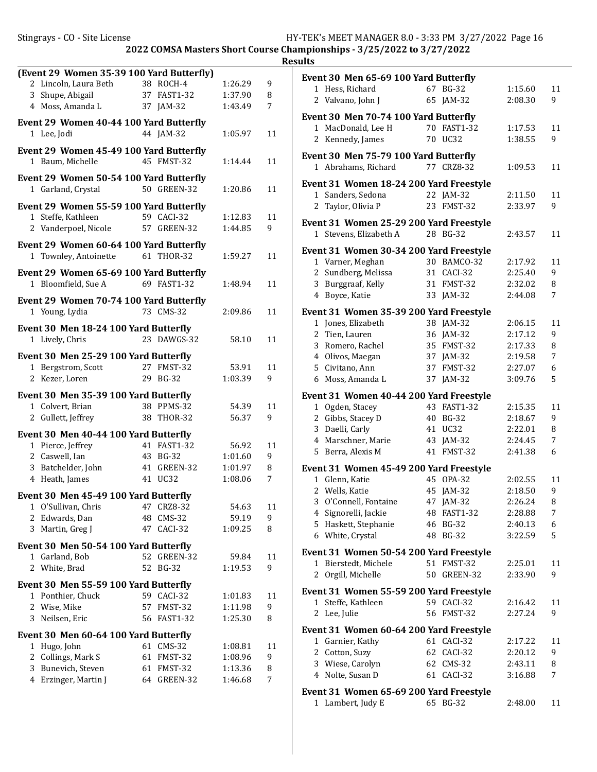## 2022 COMSA Masters Short Course Championships - 3/25/2022 to 3/27/2022

### Results

**(Event 29 Women 35-39 100 Yard Butterfly)**

| Place | Name | Age | Team | Time | Points |
|---|---|---|---|---|---|
| 2 | Lincoln, Laura Beth | 38 | ROCH-4 | 1:26.29 | 9 |
| 3 | Shupe, Abigail | 37 | FAST1-32 | 1:37.90 | 8 |
| 4 | Moss, Amanda L | 37 | JAM-32 | 1:43.49 | 7 |

**Event 29 Women 40-44 100 Yard Butterfly**

| Place | Name | Age | Team | Time | Points |
|---|---|---|---|---|---|
| 1 | Lee, Jodi | 44 | JAM-32 | 1:05.97 | 11 |

**Event 29 Women 45-49 100 Yard Butterfly**

| Place | Name | Age | Team | Time | Points |
|---|---|---|---|---|---|
| 1 | Baum, Michelle | 45 | FMST-32 | 1:14.44 | 11 |

**Event 29 Women 50-54 100 Yard Butterfly**

| Place | Name | Age | Team | Time | Points |
|---|---|---|---|---|---|
| 1 | Garland, Crystal | 50 | GREEN-32 | 1:20.86 | 11 |

**Event 29 Women 55-59 100 Yard Butterfly**

| Place | Name | Age | Team | Time | Points |
|---|---|---|---|---|---|
| 1 | Steffe, Kathleen | 59 | CACI-32 | 1:12.83 | 11 |
| 2 | Vanderpoel, Nicole | 57 | GREEN-32 | 1:44.85 | 9 |

**Event 29 Women 60-64 100 Yard Butterfly**

| Place | Name | Age | Team | Time | Points |
|---|---|---|---|---|---|
| 1 | Townley, Antoinette | 61 | THOR-32 | 1:59.27 | 11 |

**Event 29 Women 65-69 100 Yard Butterfly**

| Place | Name | Age | Team | Time | Points |
|---|---|---|---|---|---|
| 1 | Bloomfield, Sue A | 69 | FAST1-32 | 1:48.94 | 11 |

**Event 29 Women 70-74 100 Yard Butterfly**

| Place | Name | Age | Team | Time | Points |
|---|---|---|---|---|---|
| 1 | Young, Lydia | 73 | CMS-32 | 2:09.86 | 11 |

**Event 30 Men 18-24 100 Yard Butterfly**

| Place | Name | Age | Team | Time | Points |
|---|---|---|---|---|---|
| 1 | Lively, Chris | 23 | DAWGS-32 | 58.10 | 11 |

**Event 30 Men 25-29 100 Yard Butterfly**

| Place | Name | Age | Team | Time | Points |
|---|---|---|---|---|---|
| 1 | Bergstrom, Scott | 27 | FMST-32 | 53.91 | 11 |
| 2 | Kezer, Loren | 29 | BG-32 | 1:03.39 | 9 |

**Event 30 Men 35-39 100 Yard Butterfly**

| Place | Name | Age | Team | Time | Points |
|---|---|---|---|---|---|
| 1 | Colvert, Brian | 38 | PPMS-32 | 54.39 | 11 |
| 2 | Gullett, Jeffrey | 38 | THOR-32 | 56.37 | 9 |

**Event 30 Men 40-44 100 Yard Butterfly**

| Place | Name | Age | Team | Time | Points |
|---|---|---|---|---|---|
| 1 | Pierce, Jeffrey | 41 | FAST1-32 | 56.92 | 11 |
| 2 | Caswell, Ian | 43 | BG-32 | 1:01.60 | 9 |
| 3 | Batchelder, John | 41 | GREEN-32 | 1:01.97 | 8 |
| 4 | Heath, James | 41 | UC32 | 1:08.06 | 7 |

**Event 30 Men 45-49 100 Yard Butterfly**

| Place | Name | Age | Team | Time | Points |
|---|---|---|---|---|---|
| 1 | O'Sullivan, Chris | 47 | CRZ8-32 | 54.63 | 11 |
| 2 | Edwards, Dan | 48 | CMS-32 | 59.19 | 9 |
| 3 | Martin, Greg J | 47 | CACI-32 | 1:09.25 | 8 |

**Event 30 Men 50-54 100 Yard Butterfly**

| Place | Name | Age | Team | Time | Points |
|---|---|---|---|---|---|
| 1 | Garland, Bob | 52 | GREEN-32 | 59.84 | 11 |
| 2 | White, Brad | 52 | BG-32 | 1:19.53 | 9 |

**Event 30 Men 55-59 100 Yard Butterfly**

| Place | Name | Age | Team | Time | Points |
|---|---|---|---|---|---|
| 1 | Ponthier, Chuck | 59 | CACI-32 | 1:01.83 | 11 |
| 2 | Wise, Mike | 57 | FMST-32 | 1:11.98 | 9 |
| 3 | Neilsen, Eric | 56 | FAST1-32 | 1:25.30 | 8 |

**Event 30 Men 60-64 100 Yard Butterfly**

| Place | Name | Age | Team | Time | Points |
|---|---|---|---|---|---|
| 1 | Hugo, John | 61 | CMS-32 | 1:08.81 | 11 |
| 2 | Collings, Mark S | 61 | FMST-32 | 1:08.96 | 9 |
| 3 | Bunevich, Steven | 61 | FMST-32 | 1:13.36 | 8 |
| 4 | Erzinger, Martin J | 64 | GREEN-32 | 1:46.68 | 7 |

**Event 30 Men 65-69 100 Yard Butterfly**

| Place | Name | Age | Team | Time | Points |
|---|---|---|---|---|---|
| 1 | Hess, Richard | 67 | BG-32 | 1:15.60 | 11 |
| 2 | Valvano, John J | 65 | JAM-32 | 2:08.30 | 9 |

**Event 30 Men 70-74 100 Yard Butterfly**

| Place | Name | Age | Team | Time | Points |
|---|---|---|---|---|---|
| 1 | MacDonald, Lee H | 70 | FAST1-32 | 1:17.53 | 11 |
| 2 | Kennedy, James | 70 | UC32 | 1:38.55 | 9 |

**Event 30 Men 75-79 100 Yard Butterfly**

| Place | Name | Age | Team | Time | Points |
|---|---|---|---|---|---|
| 1 | Abrahams, Richard | 77 | CRZ8-32 | 1:09.53 | 11 |

**Event 31 Women 18-24 200 Yard Freestyle**

| Place | Name | Age | Team | Time | Points |
|---|---|---|---|---|---|
| 1 | Sanders, Sedona | 22 | JAM-32 | 2:11.50 | 11 |
| 2 | Taylor, Olivia P | 23 | FMST-32 | 2:33.97 | 9 |

**Event 31 Women 25-29 200 Yard Freestyle**

| Place | Name | Age | Team | Time | Points |
|---|---|---|---|---|---|
| 1 | Stevens, Elizabeth A | 28 | BG-32 | 2:43.57 | 11 |

**Event 31 Women 30-34 200 Yard Freestyle**

| Place | Name | Age | Team | Time | Points |
|---|---|---|---|---|---|
| 1 | Varner, Meghan | 30 | BAMCO-32 | 2:17.92 | 11 |
| 2 | Sundberg, Melissa | 31 | CACI-32 | 2:25.40 | 9 |
| 3 | Burggraaf, Kelly | 31 | FMST-32 | 2:32.02 | 8 |
| 4 | Boyce, Katie | 33 | JAM-32 | 2:44.08 | 7 |

**Event 31 Women 35-39 200 Yard Freestyle**

| Place | Name | Age | Team | Time | Points |
|---|---|---|---|---|---|
| 1 | Jones, Elizabeth | 38 | JAM-32 | 2:06.15 | 11 |
| 2 | Tien, Lauren | 36 | JAM-32 | 2:17.12 | 9 |
| 3 | Romero, Rachel | 35 | FMST-32 | 2:17.33 | 8 |
| 4 | Olivos, Maegan | 37 | JAM-32 | 2:19.58 | 7 |
| 5 | Civitano, Ann | 37 | FMST-32 | 2:27.07 | 6 |
| 6 | Moss, Amanda L | 37 | JAM-32 | 3:09.76 | 5 |

**Event 31 Women 40-44 200 Yard Freestyle**

| Place | Name | Age | Team | Time | Points |
|---|---|---|---|---|---|
| 1 | Ogden, Stacey | 43 | FAST1-32 | 2:15.35 | 11 |
| 2 | Gibbs, Stacey D | 40 | BG-32 | 2:18.67 | 9 |
| 3 | Daelli, Carly | 41 | UC32 | 2:22.01 | 8 |
| 4 | Marschner, Marie | 43 | JAM-32 | 2:24.45 | 7 |
| 5 | Berra, Alexis M | 41 | FMST-32 | 2:41.38 | 6 |

**Event 31 Women 45-49 200 Yard Freestyle**

| Place | Name | Age | Team | Time | Points |
|---|---|---|---|---|---|
| 1 | Glenn, Katie | 45 | OPA-32 | 2:02.55 | 11 |
| 2 | Wells, Katie | 45 | JAM-32 | 2:18.50 | 9 |
| 3 | O'Connell, Fontaine | 47 | JAM-32 | 2:26.24 | 8 |
| 4 | Signorelli, Jackie | 48 | FAST1-32 | 2:28.88 | 7 |
| 5 | Haskett, Stephanie | 46 | BG-32 | 2:40.13 | 6 |
| 6 | White, Crystal | 48 | BG-32 | 3:22.59 | 5 |

**Event 31 Women 50-54 200 Yard Freestyle**

| Place | Name | Age | Team | Time | Points |
|---|---|---|---|---|---|
| 1 | Bierstedt, Michele | 51 | FMST-32 | 2:25.01 | 11 |
| 2 | Orgill, Michelle | 50 | GREEN-32 | 2:33.90 | 9 |

**Event 31 Women 55-59 200 Yard Freestyle**

| Place | Name | Age | Team | Time | Points |
|---|---|---|---|---|---|
| 1 | Steffe, Kathleen | 59 | CACI-32 | 2:16.42 | 11 |
| 2 | Lee, Julie | 56 | FMST-32 | 2:27.24 | 9 |

**Event 31 Women 60-64 200 Yard Freestyle**

| Place | Name | Age | Team | Time | Points |
|---|---|---|---|---|---|
| 1 | Garnier, Kathy | 61 | CACI-32 | 2:17.22 | 11 |
| 2 | Cotton, Suzy | 62 | CACI-32 | 2:20.12 | 9 |
| 3 | Wiese, Carolyn | 62 | CMS-32 | 2:43.11 | 8 |
| 4 | Nolte, Susan D | 61 | CACI-32 | 3:16.88 | 7 |

**Event 31 Women 65-69 200 Yard Freestyle**

| Place | Name | Age | Team | Time | Points |
|---|---|---|---|---|---|
| 1 | Lambert, Judy E | 65 | BG-32 | 2:48.00 | 11 |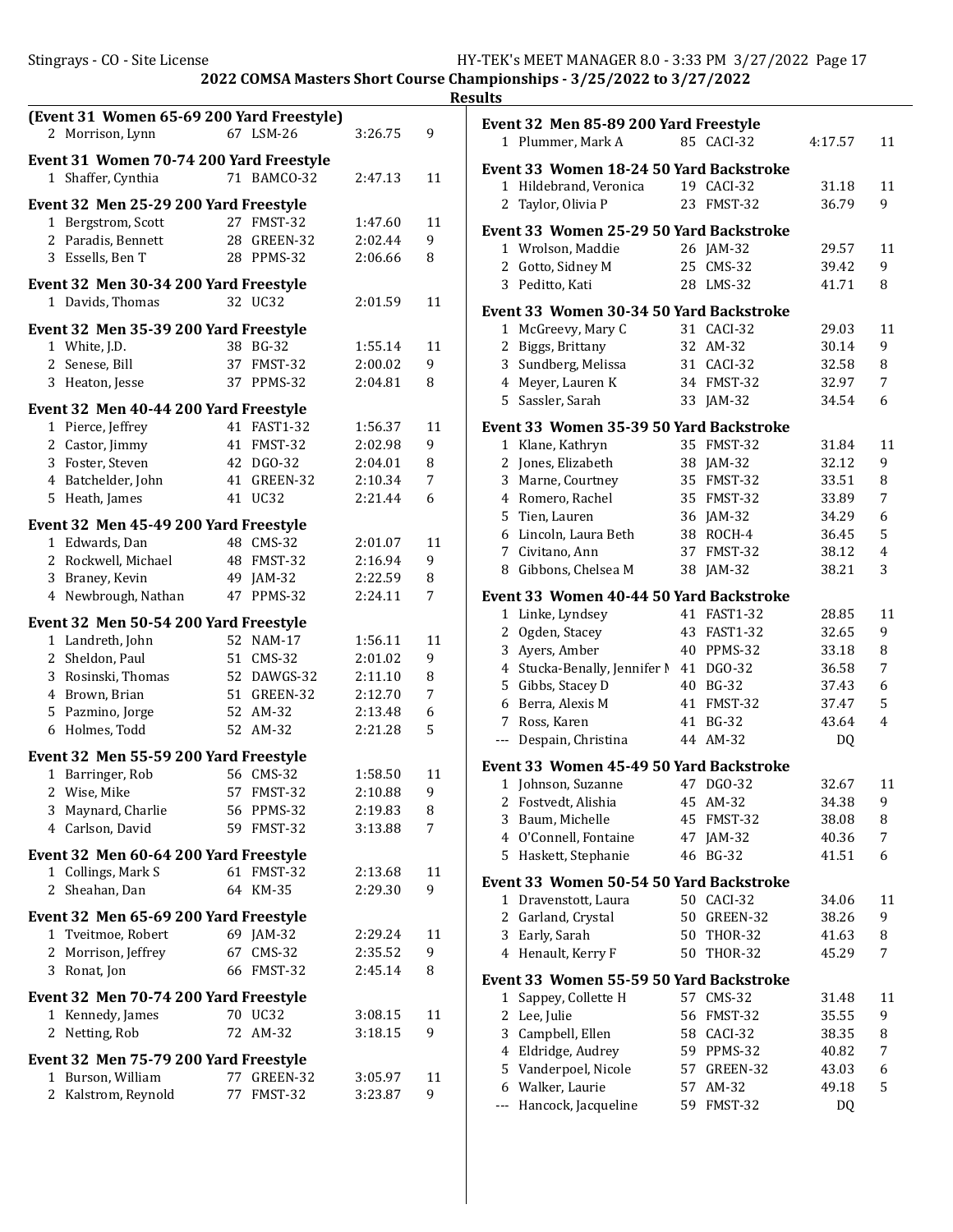2022 COMSA Masters Short Course Championships - 3/25/2022 to 3/27/2022

Results

**(Event 31 Women 65-69 200 Yard Freestyle)**

| | Name | Age | Team | Time | Points |
|---|---|---|---|---|---|
| 2 | Morrison, Lynn | 67 | LSM-26 | 3:26.75 | 9 |

**Event 31 Women 70-74 200 Yard Freestyle**

| | Name | Age | Team | Time | Points |
|---|---|---|---|---|---|
| 1 | Shaffer, Cynthia | 71 | BAMCO-32 | 2:47.13 | 11 |

**Event 32 Men 25-29 200 Yard Freestyle**

| | Name | Age | Team | Time | Points |
|---|---|---|---|---|---|
| 1 | Bergstrom, Scott | 27 | FMST-32 | 1:47.60 | 11 |
| 2 | Paradis, Bennett | 28 | GREEN-32 | 2:02.44 | 9 |
| 3 | Essells, Ben T | 28 | PPMS-32 | 2:06.66 | 8 |

**Event 32 Men 30-34 200 Yard Freestyle**

| | Name | Age | Team | Time | Points |
|---|---|---|---|---|---|
| 1 | Davids, Thomas | 32 | UC32 | 2:01.59 | 11 |

**Event 32 Men 35-39 200 Yard Freestyle**

| | Name | Age | Team | Time | Points |
|---|---|---|---|---|---|
| 1 | White, J.D. | 38 | BG-32 | 1:55.14 | 11 |
| 2 | Senese, Bill | 37 | FMST-32 | 2:00.02 | 9 |
| 3 | Heaton, Jesse | 37 | PPMS-32 | 2:04.81 | 8 |

**Event 32 Men 40-44 200 Yard Freestyle**

| | Name | Age | Team | Time | Points |
|---|---|---|---|---|---|
| 1 | Pierce, Jeffrey | 41 | FAST1-32 | 1:56.37 | 11 |
| 2 | Castor, Jimmy | 41 | FMST-32 | 2:02.98 | 9 |
| 3 | Foster, Steven | 42 | DGO-32 | 2:04.01 | 8 |
| 4 | Batchelder, John | 41 | GREEN-32 | 2:10.34 | 7 |
| 5 | Heath, James | 41 | UC32 | 2:21.44 | 6 |

**Event 32 Men 45-49 200 Yard Freestyle**

| | Name | Age | Team | Time | Points |
|---|---|---|---|---|---|
| 1 | Edwards, Dan | 48 | CMS-32 | 2:01.07 | 11 |
| 2 | Rockwell, Michael | 48 | FMST-32 | 2:16.94 | 9 |
| 3 | Braney, Kevin | 49 | JAM-32 | 2:22.59 | 8 |
| 4 | Newbrough, Nathan | 47 | PPMS-32 | 2:24.11 | 7 |

**Event 32 Men 50-54 200 Yard Freestyle**

| | Name | Age | Team | Time | Points |
|---|---|---|---|---|---|
| 1 | Landreth, John | 52 | NAM-17 | 1:56.11 | 11 |
| 2 | Sheldon, Paul | 51 | CMS-32 | 2:01.02 | 9 |
| 3 | Rosinski, Thomas | 52 | DAWGS-32 | 2:11.10 | 8 |
| 4 | Brown, Brian | 51 | GREEN-32 | 2:12.70 | 7 |
| 5 | Pazmino, Jorge | 52 | AM-32 | 2:13.48 | 6 |
| 6 | Holmes, Todd | 52 | AM-32 | 2:21.28 | 5 |

**Event 32 Men 55-59 200 Yard Freestyle**

| | Name | Age | Team | Time | Points |
|---|---|---|---|---|---|
| 1 | Barringer, Rob | 56 | CMS-32 | 1:58.50 | 11 |
| 2 | Wise, Mike | 57 | FMST-32 | 2:10.88 | 9 |
| 3 | Maynard, Charlie | 56 | PPMS-32 | 2:19.83 | 8 |
| 4 | Carlson, David | 59 | FMST-32 | 3:13.88 | 7 |

**Event 32 Men 60-64 200 Yard Freestyle**

| | Name | Age | Team | Time | Points |
|---|---|---|---|---|---|
| 1 | Collings, Mark S | 61 | FMST-32 | 2:13.68 | 11 |
| 2 | Sheahan, Dan | 64 | KM-35 | 2:29.30 | 9 |

**Event 32 Men 65-69 200 Yard Freestyle**

| | Name | Age | Team | Time | Points |
|---|---|---|---|---|---|
| 1 | Tveitmoe, Robert | 69 | JAM-32 | 2:29.24 | 11 |
| 2 | Morrison, Jeffrey | 67 | CMS-32 | 2:35.52 | 9 |
| 3 | Ronat, Jon | 66 | FMST-32 | 2:45.14 | 8 |

**Event 32 Men 70-74 200 Yard Freestyle**

| | Name | Age | Team | Time | Points |
|---|---|---|---|---|---|
| 1 | Kennedy, James | 70 | UC32 | 3:08.15 | 11 |
| 2 | Netting, Rob | 72 | AM-32 | 3:18.15 | 9 |

**Event 32 Men 75-79 200 Yard Freestyle**

| | Name | Age | Team | Time | Points |
|---|---|---|---|---|---|
| 1 | Burson, William | 77 | GREEN-32 | 3:05.97 | 11 |
| 2 | Kalstrom, Reynold | 77 | FMST-32 | 3:23.87 | 9 |

**Event 32 Men 85-89 200 Yard Freestyle**

| | Name | Age | Team | Time | Points |
|---|---|---|---|---|---|
| 1 | Plummer, Mark A | 85 | CACI-32 | 4:17.57 | 11 |

**Event 33 Women 18-24 50 Yard Backstroke**

| | Name | Age | Team | Time | Points |
|---|---|---|---|---|---|
| 1 | Hildebrand, Veronica | 19 | CACI-32 | 31.18 | 11 |
| 2 | Taylor, Olivia P | 23 | FMST-32 | 36.79 | 9 |

**Event 33 Women 25-29 50 Yard Backstroke**

| | Name | Age | Team | Time | Points |
|---|---|---|---|---|---|
| 1 | Wrolson, Maddie | 26 | JAM-32 | 29.57 | 11 |
| 2 | Gotto, Sidney M | 25 | CMS-32 | 39.42 | 9 |
| 3 | Peditto, Kati | 28 | LMS-32 | 41.71 | 8 |

**Event 33 Women 30-34 50 Yard Backstroke**

| | Name | Age | Team | Time | Points |
|---|---|---|---|---|---|
| 1 | McGreevy, Mary C | 31 | CACI-32 | 29.03 | 11 |
| 2 | Biggs, Brittany | 32 | AM-32 | 30.14 | 9 |
| 3 | Sundberg, Melissa | 31 | CACI-32 | 32.58 | 8 |
| 4 | Meyer, Lauren K | 34 | FMST-32 | 32.97 | 7 |
| 5 | Sassler, Sarah | 33 | JAM-32 | 34.54 | 6 |

**Event 33 Women 35-39 50 Yard Backstroke**

| | Name | Age | Team | Time | Points |
|---|---|---|---|---|---|
| 1 | Klane, Kathryn | 35 | FMST-32 | 31.84 | 11 |
| 2 | Jones, Elizabeth | 38 | JAM-32 | 32.12 | 9 |
| 3 | Marne, Courtney | 35 | FMST-32 | 33.51 | 8 |
| 4 | Romero, Rachel | 35 | FMST-32 | 33.89 | 7 |
| 5 | Tien, Lauren | 36 | JAM-32 | 34.29 | 6 |
| 6 | Lincoln, Laura Beth | 38 | ROCH-4 | 36.45 | 5 |
| 7 | Civitano, Ann | 37 | FMST-32 | 38.12 | 4 |
| 8 | Gibbons, Chelsea M | 38 | JAM-32 | 38.21 | 3 |

**Event 33 Women 40-44 50 Yard Backstroke**

| | Name | Age | Team | Time | Points |
|---|---|---|---|---|---|
| 1 | Linke, Lyndsey | 41 | FAST1-32 | 28.85 | 11 |
| 2 | Ogden, Stacey | 43 | FAST1-32 | 32.65 | 9 |
| 3 | Ayers, Amber | 40 | PPMS-32 | 33.18 | 8 |
| 4 | Stucka-Benally, Jennifer M | 41 | DGO-32 | 36.58 | 7 |
| 5 | Gibbs, Stacey D | 40 | BG-32 | 37.43 | 6 |
| 6 | Berra, Alexis M | 41 | FMST-32 | 37.47 | 5 |
| 7 | Ross, Karen | 41 | BG-32 | 43.64 | 4 |
| --- | Despain, Christina | 44 | AM-32 | DQ | |

**Event 33 Women 45-49 50 Yard Backstroke**

| | Name | Age | Team | Time | Points |
|---|---|---|---|---|---|
| 1 | Johnson, Suzanne | 47 | DGO-32 | 32.67 | 11 |
| 2 | Fostvedt, Alishia | 45 | AM-32 | 34.38 | 9 |
| 3 | Baum, Michelle | 45 | FMST-32 | 38.08 | 8 |
| 4 | O'Connell, Fontaine | 47 | JAM-32 | 40.36 | 7 |
| 5 | Haskett, Stephanie | 46 | BG-32 | 41.51 | 6 |

**Event 33 Women 50-54 50 Yard Backstroke**

| | Name | Age | Team | Time | Points |
|---|---|---|---|---|---|
| 1 | Dravenstott, Laura | 50 | CACI-32 | 34.06 | 11 |
| 2 | Garland, Crystal | 50 | GREEN-32 | 38.26 | 9 |
| 3 | Early, Sarah | 50 | THOR-32 | 41.63 | 8 |
| 4 | Henault, Kerry F | 50 | THOR-32 | 45.29 | 7 |

**Event 33 Women 55-59 50 Yard Backstroke**

| | Name | Age | Team | Time | Points |
|---|---|---|---|---|---|
| 1 | Sappey, Collette H | 57 | CMS-32 | 31.48 | 11 |
| 2 | Lee, Julie | 56 | FMST-32 | 35.55 | 9 |
| 3 | Campbell, Ellen | 58 | CACI-32 | 38.35 | 8 |
| 4 | Eldridge, Audrey | 59 | PPMS-32 | 40.82 | 7 |
| 5 | Vanderpoel, Nicole | 57 | GREEN-32 | 43.03 | 6 |
| 6 | Walker, Laurie | 57 | AM-32 | 49.18 | 5 |
| --- | Hancock, Jacqueline | 59 | FMST-32 | DQ | |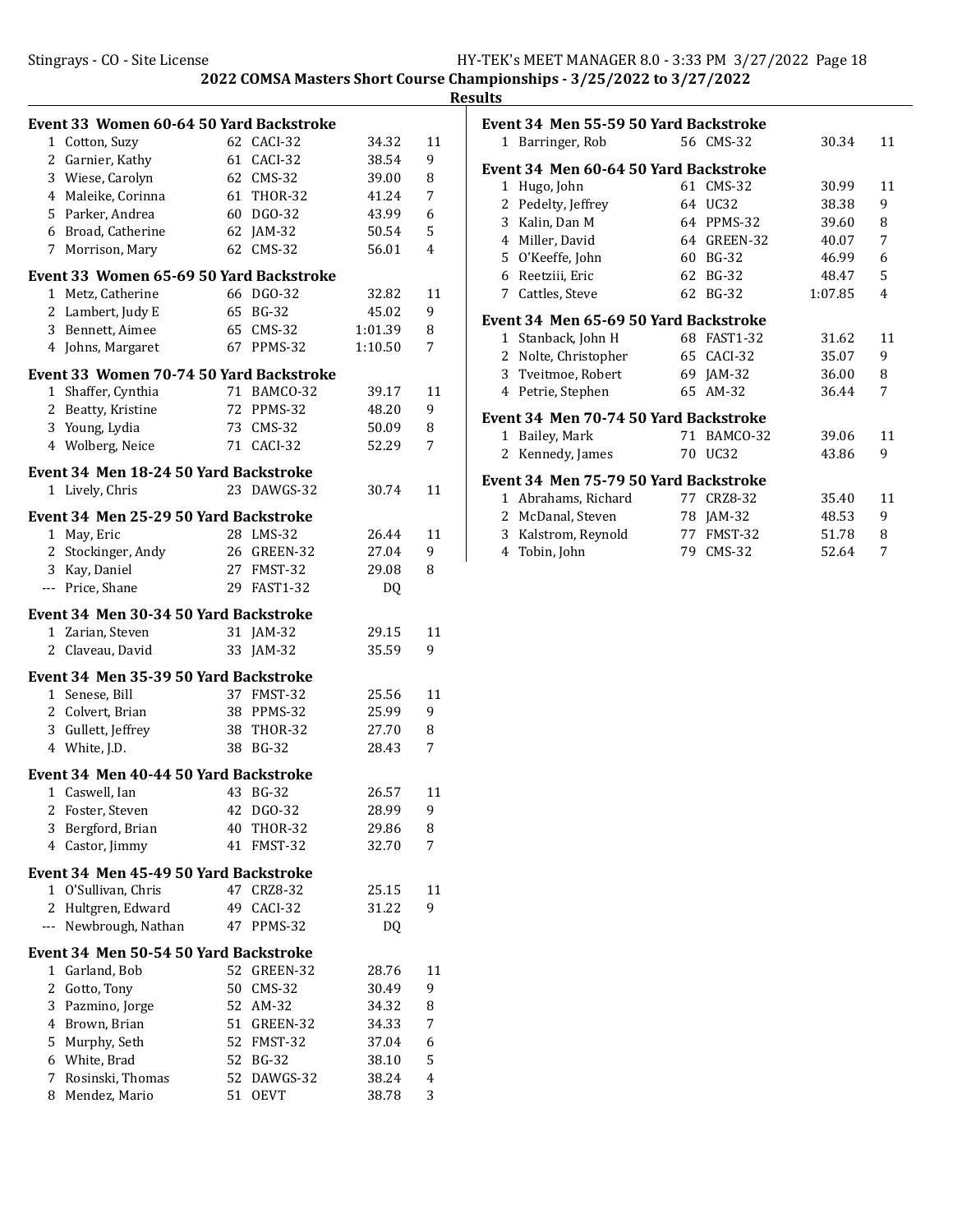2022 COMSA Masters Short Course Championships - 3/25/2022 to 3/27/2022

**Results**

### Event 33 Women 60-64 50 Yard Backstroke

| | | | | | |
|---|---|---|---|---|---|
| 1 | Cotton, Suzy | 62 | CACI-32 | 34.32 | 11 |
| 2 | Garnier, Kathy | 61 | CACI-32 | 38.54 | 9 |
| 3 | Wiese, Carolyn | 62 | CMS-32 | 39.00 | 8 |
| 4 | Maleike, Corinna | 61 | THOR-32 | 41.24 | 7 |
| 5 | Parker, Andrea | 60 | DGO-32 | 43.99 | 6 |
| 6 | Broad, Catherine | 62 | JAM-32 | 50.54 | 5 |
| 7 | Morrison, Mary | 62 | CMS-32 | 56.01 | 4 |

### Event 33 Women 65-69 50 Yard Backstroke

| | | | | | |
|---|---|---|---|---|---|
| 1 | Metz, Catherine | 66 | DGO-32 | 32.82 | 11 |
| 2 | Lambert, Judy E | 65 | BG-32 | 45.02 | 9 |
| 3 | Bennett, Aimee | 65 | CMS-32 | 1:01.39 | 8 |
| 4 | Johns, Margaret | 67 | PPMS-32 | 1:10.50 | 7 |

### Event 33 Women 70-74 50 Yard Backstroke

| | | | | | |
|---|---|---|---|---|---|
| 1 | Shaffer, Cynthia | 71 | BAMCO-32 | 39.17 | 11 |
| 2 | Beatty, Kristine | 72 | PPMS-32 | 48.20 | 9 |
| 3 | Young, Lydia | 73 | CMS-32 | 50.09 | 8 |
| 4 | Wolberg, Neice | 71 | CACI-32 | 52.29 | 7 |

### Event 34 Men 18-24 50 Yard Backstroke

| | | | | | |
|---|---|---|---|---|---|
| 1 | Lively, Chris | 23 | DAWGS-32 | 30.74 | 11 |

### Event 34 Men 25-29 50 Yard Backstroke

| | | | | | |
|---|---|---|---|---|---|
| 1 | May, Eric | 28 | LMS-32 | 26.44 | 11 |
| 2 | Stockinger, Andy | 26 | GREEN-32 | 27.04 | 9 |
| 3 | Kay, Daniel | 27 | FMST-32 | 29.08 | 8 |
| --- | Price, Shane | 29 | FAST1-32 | DQ | |

### Event 34 Men 30-34 50 Yard Backstroke

| | | | | | |
|---|---|---|---|---|---|
| 1 | Zarian, Steven | 31 | JAM-32 | 29.15 | 11 |
| 2 | Claveau, David | 33 | JAM-32 | 35.59 | 9 |

### Event 34 Men 35-39 50 Yard Backstroke

| | | | | | |
|---|---|---|---|---|---|
| 1 | Senese, Bill | 37 | FMST-32 | 25.56 | 11 |
| 2 | Colvert, Brian | 38 | PPMS-32 | 25.99 | 9 |
| 3 | Gullett, Jeffrey | 38 | THOR-32 | 27.70 | 8 |
| 4 | White, J.D. | 38 | BG-32 | 28.43 | 7 |

### Event 34 Men 40-44 50 Yard Backstroke

| | | | | | |
|---|---|---|---|---|---|
| 1 | Caswell, Ian | 43 | BG-32 | 26.57 | 11 |
| 2 | Foster, Steven | 42 | DGO-32 | 28.99 | 9 |
| 3 | Bergford, Brian | 40 | THOR-32 | 29.86 | 8 |
| 4 | Castor, Jimmy | 41 | FMST-32 | 32.70 | 7 |

### Event 34 Men 45-49 50 Yard Backstroke

| | | | | | |
|---|---|---|---|---|---|
| 1 | O'Sullivan, Chris | 47 | CRZ8-32 | 25.15 | 11 |
| 2 | Hultgren, Edward | 49 | CACI-32 | 31.22 | 9 |
| --- | Newbrough, Nathan | 47 | PPMS-32 | DQ | |

### Event 34 Men 50-54 50 Yard Backstroke

| | | | | | |
|---|---|---|---|---|---|
| 1 | Garland, Bob | 52 | GREEN-32 | 28.76 | 11 |
| 2 | Gotto, Tony | 50 | CMS-32 | 30.49 | 9 |
| 3 | Pazmino, Jorge | 52 | AM-32 | 34.32 | 8 |
| 4 | Brown, Brian | 51 | GREEN-32 | 34.33 | 7 |
| 5 | Murphy, Seth | 52 | FMST-32 | 37.04 | 6 |
| 6 | White, Brad | 52 | BG-32 | 38.10 | 5 |
| 7 | Rosinski, Thomas | 52 | DAWGS-32 | 38.24 | 4 |
| 8 | Mendez, Mario | 51 | OEVT | 38.78 | 3 |

### Event 34 Men 55-59 50 Yard Backstroke

| | | | | | |
|---|---|---|---|---|---|
| 1 | Barringer, Rob | 56 | CMS-32 | 30.34 | 11 |

### Event 34 Men 60-64 50 Yard Backstroke

| | | | | | |
|---|---|---|---|---|---|
| 1 | Hugo, John | 61 | CMS-32 | 30.99 | 11 |
| 2 | Pedelty, Jeffrey | 64 | UC32 | 38.38 | 9 |
| 3 | Kalin, Dan M | 64 | PPMS-32 | 39.60 | 8 |
| 4 | Miller, David | 64 | GREEN-32 | 40.07 | 7 |
| 5 | O'Keeffe, John | 60 | BG-32 | 46.99 | 6 |
| 6 | Reetziii, Eric | 62 | BG-32 | 48.47 | 5 |
| 7 | Cattles, Steve | 62 | BG-32 | 1:07.85 | 4 |

### Event 34 Men 65-69 50 Yard Backstroke

| | | | | | |
|---|---|---|---|---|---|
| 1 | Stanback, John H | 68 | FAST1-32 | 31.62 | 11 |
| 2 | Nolte, Christopher | 65 | CACI-32 | 35.07 | 9 |
| 3 | Tveitmoe, Robert | 69 | JAM-32 | 36.00 | 8 |
| 4 | Petrie, Stephen | 65 | AM-32 | 36.44 | 7 |

### Event 34 Men 70-74 50 Yard Backstroke

| | | | | | |
|---|---|---|---|---|---|
| 1 | Bailey, Mark | 71 | BAMCO-32 | 39.06 | 11 |
| 2 | Kennedy, James | 70 | UC32 | 43.86 | 9 |

### Event 34 Men 75-79 50 Yard Backstroke

| | | | | | |
|---|---|---|---|---|---|
| 1 | Abrahams, Richard | 77 | CRZ8-32 | 35.40 | 11 |
| 2 | McDanal, Steven | 78 | JAM-32 | 48.53 | 9 |
| 3 | Kalstrom, Reynold | 77 | FMST-32 | 51.78 | 8 |
| 4 | Tobin, John | 79 | CMS-32 | 52.64 | 7 |